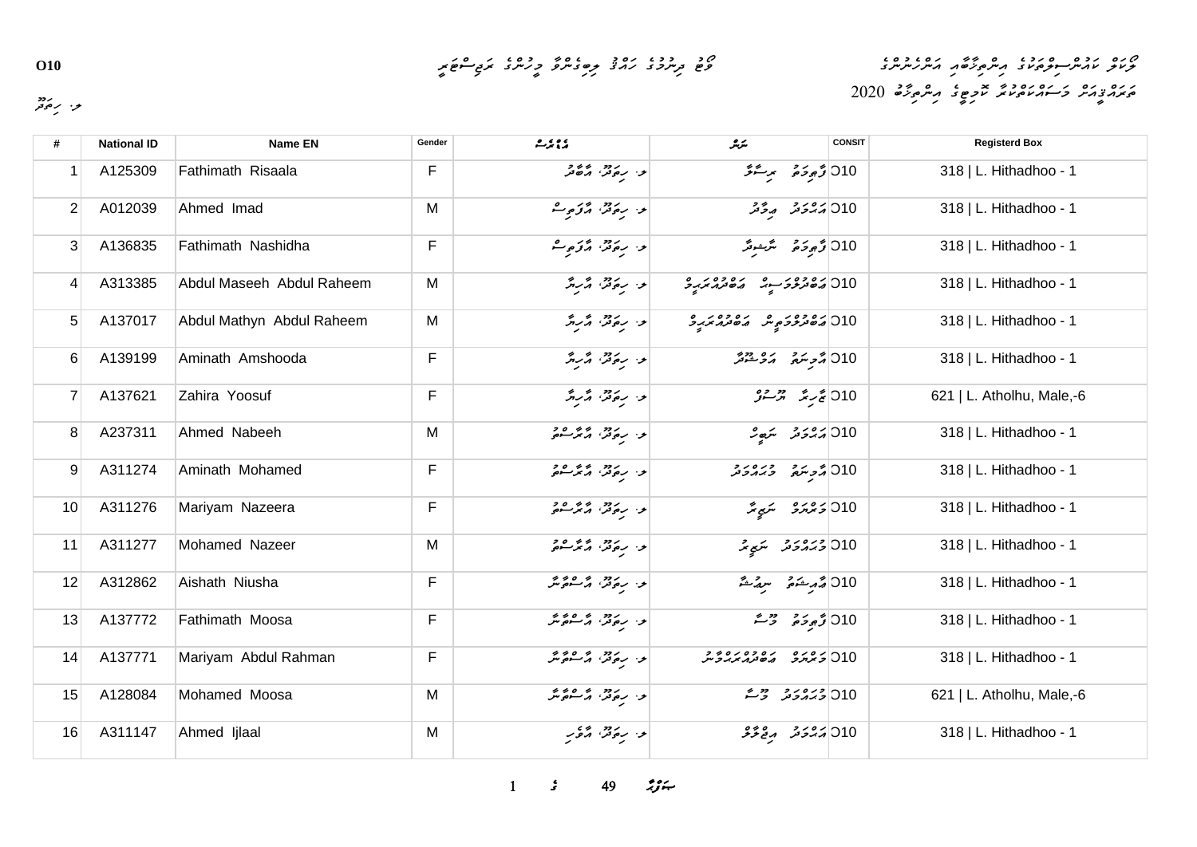ޕާކިސްތާނުގެ ސަފާރަތް ހިޔާވައްދާ އިންތިޚާބުގެ ސިޔާސީ މަރުކަޒުގެ އަމިއްލަ 2020 O10

ޤައުމީ އިންތިޚާބުގައި ވޯޓްލާ ބައިވެރިވާ ފަރާތްތަކުގެ ލިސްޓް

ލ. ހިތަދޫ

| # | National ID | Name EN | Gender | ގެއްގެ ނަން | ނަން | CONSIT | Registerd Box |
|---|---|---|---|---|---|---|---|
| 1 | A125309 | Fathimath Risaala | F | ލ. ހިތަދޫ، އަޑިއަރު | ފާތިމަތު ރިސާލާ | O10 | 318 \| L. Hithadhoo - 1 |
| 2 | A012039 | Ahmed Imad | M | ލ. ހިތަދޫ، އާފިޔާގެ | އަހުމަދު އިމާދު | O10 | 318 \| L. Hithadhoo - 1 |
| 3 | A136835 | Fathimath Nashidha | F | ލ. ހިތަދޫ، އާފިޔާގެ | ފާތިމަތު ނާޝިދާ | O10 | 318 \| L. Hithadhoo - 1 |
| 4 | A313385 | Abdul Maseeh Abdul Raheem | M | ލ. ހިތަދޫ، އާރިޔާ | އަބްދުލްމަސީހު އަބްދުއްރަހީމް | O10 | 318 \| L. Hithadhoo - 1 |
| 5 | A137017 | Abdul Mathyn Abdul Raheem | M | ލ. ހިތަދޫ، އާރިޔާ | އަބްދުލްމަތީން އަބްދުއްރަހީމް | O10 | 318 \| L. Hithadhoo - 1 |
| 6 | A139199 | Aminath Amshooda | F | ލ. ހިތަދޫ، އާރިޔާ | އާމިނަތު އަމްޝޫދާ | O10 | 318 \| L. Hithadhoo - 1 |
| 7 | A137621 | Zahira Yoosuf | F | ލ. ހިތަދޫ، އާރިޔާ | ޒާހިރާ ޔޫސުފް | O10 | 621 \| L. Atholhu, Male,-6 |
| 8 | A237311 | Ahmed Nabeeh | M | ލ. ހިތަދޫ، އާޒާދުގެ | އަހުމަދު ނަބީހު | O10 | 318 \| L. Hithadhoo - 1 |
| 9 | A311274 | Aminath Mohamed | F | ލ. ހިތަދޫ، އާޒާދުގެ | އާމިނަތު މުޙައްމަދު | O10 | 318 \| L. Hithadhoo - 1 |
| 10 | A311276 | Mariyam Nazeera | F | ލ. ހިތަދޫ، އާޒާދުގެ | މަރިޔަމް ނަޒީރާ | O10 | 318 \| L. Hithadhoo - 1 |
| 11 | A311277 | Mohamed Nazeer | M | ލ. ހިތަދޫ، އާޒާދުގެ | މުޙައްމަދު ނަޒީރު | O10 | 318 \| L. Hithadhoo - 1 |
| 12 | A312862 | Aishath Niusha | F | ލ. ހިތަދޫ، އާސްމާނަ | އާއިޝަތު ނިއުޝާ | O10 | 318 \| L. Hithadhoo - 1 |
| 13 | A137772 | Fathimath Moosa | F | ލ. ހިތަދޫ، އާސްމާނަ | ފާތިމަތު މޫސާ | O10 | 318 \| L. Hithadhoo - 1 |
| 14 | A137771 | Mariyam Abdul Rahman | F | ލ. ހިތަދޫ، އާސްމާނަ | މަރިޔަމް އަބްދުއްރަޙްމާން | O10 | 318 \| L. Hithadhoo - 1 |
| 15 | A128084 | Mohamed Moosa | M | ލ. ހިތަދޫ، އާސްމާނަ | މުޙައްމަދު މޫސާ | O10 | 621 \| L. Atholhu, Male,-6 |
| 16 | A311147 | Ahmed Ijlaal | M | ލ. ހިތަދޫ، އާވާރު | އަހުމަދު އިޖްލާލް | O10 | 318 \| L. Hithadhoo - 1 |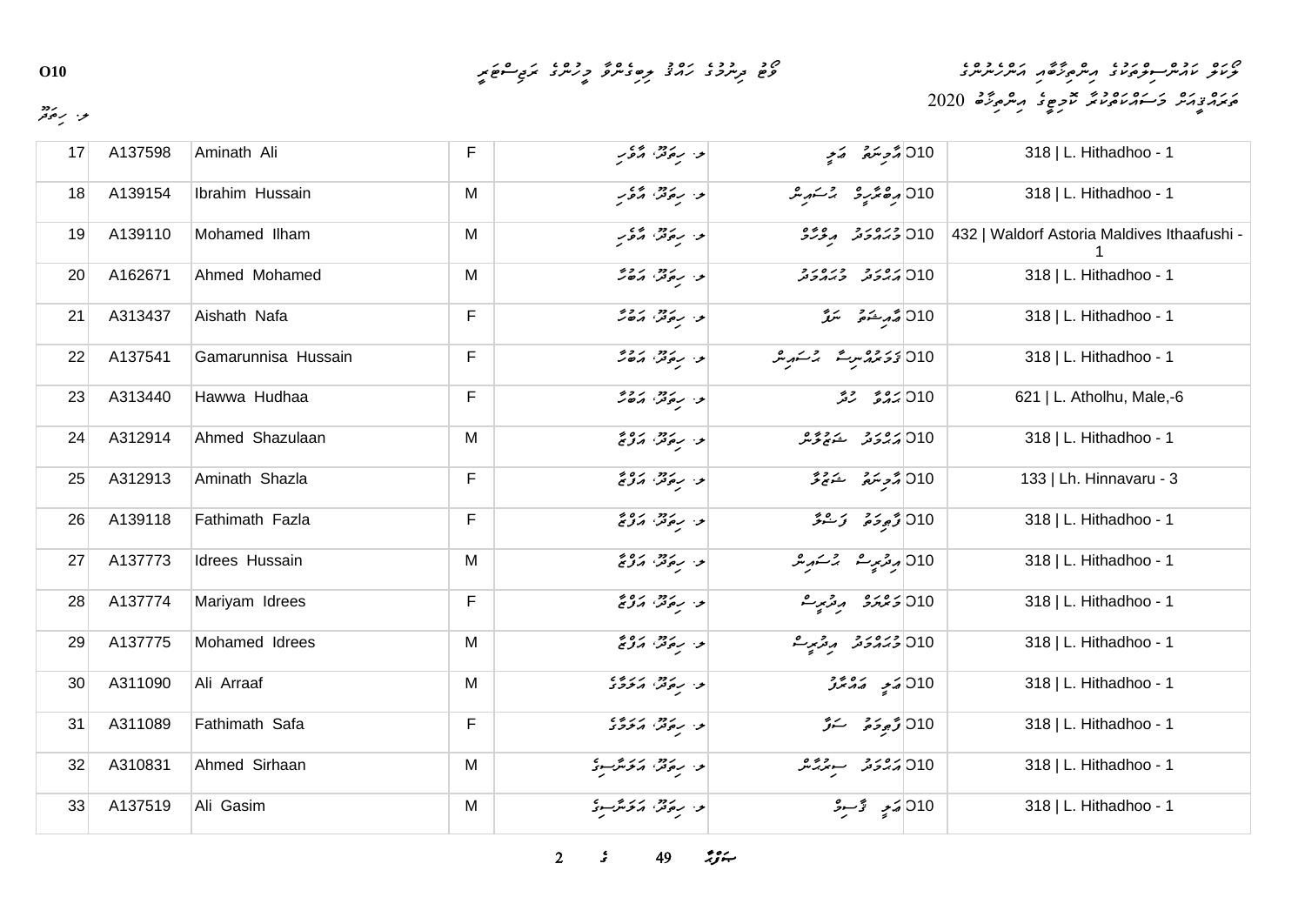| 17 | A137598 | Aminath Ali | F | ލ. ހިތަދޫ، އާގޮނި | O10 އާމިނަތު ޢަލީ | 318 \| L. Hithadhoo - 1 |
|---|---|---|---|---|---|---|
| 18 | A139154 | Ibrahim Hussain | M | ލ. ހިތަދޫ، އާގޮނި | O10 އިބްރާހީމް ހުސައިން | 318 \| L. Hithadhoo - 1 |
| 19 | A139110 | Mohamed Ilham | M | ލ. ހިތަދޫ، އާގޮނި | O10 މުޙައްމަދު އިލްހާމް | 432 \| Waldorf Astoria Maldives Ithaafushi - 1 |
| 20 | A162671 | Ahmed Mohamed | M | ލ. ހިތަދޫ، އަބަސް | O10 އަޙްމަދު މުޙައްމަދު | 318 \| L. Hithadhoo - 1 |
| 21 | A313437 | Aishath Nafa | F | ލ. ހިތަދޫ، އަބަސް | O10 ޢާއިޝަތު ނަފާ | 318 \| L. Hithadhoo - 1 |
| 22 | A137541 | Gamarunnisa Hussain | F | ލ. ހިތަދޫ، އަބަސް | O10 ޤަމަރުންނިސާ ހުސައިން | 318 \| L. Hithadhoo - 1 |
| 23 | A313440 | Hawwa Hudhaa | F | ލ. ހިތަދޫ، އަބަސް | O10 ޙައްވާ ހުދާ | 621 \| L. Atholhu, Male,-6 |
| 24 | A312914 | Ahmed Shazulaan | M | ލ. ހިތަދޫ، އަލްޖު | O10 އަޙްމަދު ޝަޒުލާން | 318 \| L. Hithadhoo - 1 |
| 25 | A312913 | Aminath Shazla | F | ލ. ހިތަދޫ، އަލްޖު | O10 އާމިނަތު ޝަޒްލާ | 133 \| Lh. Hinnavaru - 3 |
| 26 | A139118 | Fathimath Fazla | F | ލ. ހިތަދޫ، އަލްޖު | O10 ފާތިމަތު ފަޟްލާ | 318 \| L. Hithadhoo - 1 |
| 27 | A137773 | Idrees Hussain | M | ލ. ހިތަދޫ، އަލްޖު | O10 އިދްރީސް ހުސައިން | 318 \| L. Hithadhoo - 1 |
| 28 | A137774 | Mariyam Idrees | F | ލ. ހިތަދޫ، އަލްޖު | O10 މަރިޔަމް އިދްރީސް | 318 \| L. Hithadhoo - 1 |
| 29 | A137775 | Mohamed Idrees | M | ލ. ހިތަދޫ، އަލްޖު | O10 މުޙައްމަދު އިދްރީސް | 318 \| L. Hithadhoo - 1 |
| 30 | A311090 | Ali Arraaf | M | ލ. ހިތަދޫ، އަވަމާގެ | O10 ޢަލީ އައްރާފު | 318 \| L. Hithadhoo - 1 |
| 31 | A311089 | Fathimath Safa | F | ލ. ހިތަދޫ، އަވަމާގެ | O10 ފާތިމަތު ސަފާ | 318 \| L. Hithadhoo - 1 |
| 32 | A310831 | Ahmed Sirhaan | M | ލ. ހިތަދޫ، އަވަންސްގެ | O10 އަޙްމަދު ސިރުހާން | 318 \| L. Hithadhoo - 1 |
| 33 | A137519 | Ali Gasim | M | ލ. ހިތަދޫ، އަވަންސްގެ | O10 ޢަލީ ޤާސިމް | 318 \| L. Hithadhoo - 1 |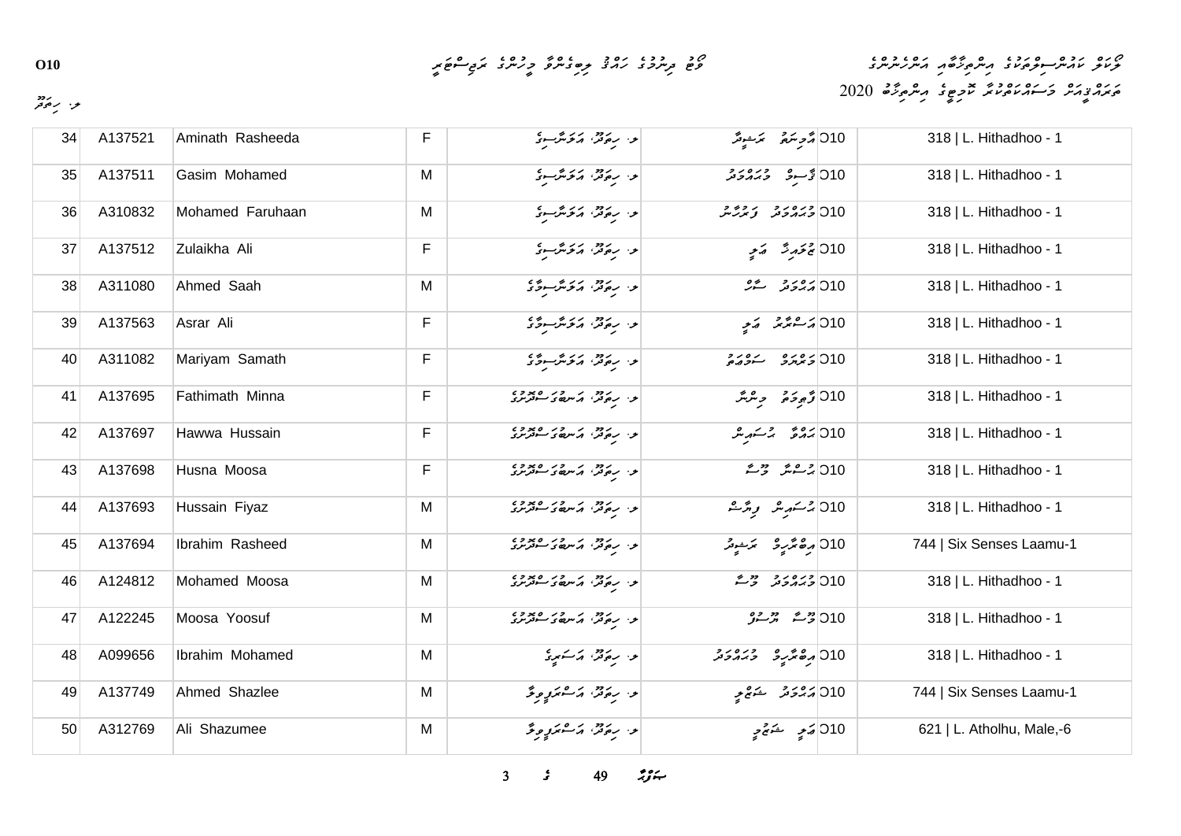| 34 | A137521 | Aminath Rasheeda | F | ށ. ހިތަދޫ، އަވަށްސިވޭ | 010 އާމިނަތު ރަޝީދާ | 318 \| L. Hithadhoo - 1 |
|---|---|---|---|---|---|---|
| 35 | A137511 | Gasim Mohamed | M | ށ. ހިތަދޫ، އަވަށްސިވޭ | 010 ގާސިމް މުހައްމަދު | 318 \| L. Hithadhoo - 1 |
| 36 | A310832 | Mohamed Faruhaan | M | ށ. ހިތަދޫ، އަވަށްސިވޭ | 010 މުހައްމަދު ފަރުހާން | 318 \| L. Hithadhoo - 1 |
| 37 | A137512 | Zulaikha Ali | F | ށ. ހިތަދޫ، އަވަށްސިވޭ | 010 ޒުލައިޚާ އަލީ | 318 \| L. Hithadhoo - 1 |
| 38 | A311080 | Ahmed Saah | M | ށ. ހިތަދޫ، އަވަށްސިވާގޭ | 010 އަހުމަދު ސާހު | 318 \| L. Hithadhoo - 1 |
| 39 | A137563 | Asrar Ali | F | ށ. ހިތަދޫ، އަވަށްސިވާގޭ | 010 އަސްރާރު އަލީ | 318 \| L. Hithadhoo - 1 |
| 40 | A311082 | Mariyam Samath | F | ށ. ހިތަދޫ، އަވަށްސިވާގޭ | 010 މަރިޔަމް ސަމާތު | 318 \| L. Hithadhoo - 1 |
| 41 | A137695 | Fathimath Minna | F | ށ. ހިތަދޫ، އަސުރުމަސްތޫރާ | 010 ފާތިމަތު މިންނާ | 318 \| L. Hithadhoo - 1 |
| 42 | A137697 | Hawwa Hussain | F | ށ. ހިތަދޫ، އަސުރުމަސްތޫރާ | 010 ހައްވާ ހުސައިން | 318 \| L. Hithadhoo - 1 |
| 43 | A137698 | Husna Moosa | F | ށ. ހިތަދޫ، އަސުރުމަސްތޫރާ | 010 ހުސްނާ މޫސާ | 318 \| L. Hithadhoo - 1 |
| 44 | A137693 | Hussain Fiyaz | M | ށ. ހިތަދޫ، އަސުރުމަސްތޫރާ | 010 ހުސައިން ފިޔާޒް | 318 \| L. Hithadhoo - 1 |
| 45 | A137694 | Ibrahim Rasheed | M | ށ. ހިތަދޫ، އަސުރުމަސްތޫރާ | 010 އިބްރާހީމް ރަޝީދު | 744 \| Six Senses Laamu-1 |
| 46 | A124812 | Mohamed Moosa | M | ށ. ހިތަދޫ، އަސުރުމަސްތޫރާ | 010 މުހައްމަދު މޫސާ | 318 \| L. Hithadhoo - 1 |
| 47 | A122245 | Moosa Yoosuf | M | ށ. ހިތަދޫ، އަސުރުމަސްތޫރާ | 010 މޫސާ ޔޫސުފު | 318 \| L. Hithadhoo - 1 |
| 48 | A099656 | Ibrahim Mohamed | M | ށ. ހިތަދޫ، އަސަރީގެ | 010 އިބްރާހީމް މުހައްމަދު | 318 \| L. Hithadhoo - 1 |
| 49 | A137749 | Ahmed Shazlee | M | ށ. ހިތަދޫ، އަސްތަރުވިލާ | 010 އަހުމަދު ޝަޒްލީ | 744 \| Six Senses Laamu-1 |
| 50 | A312769 | Ali Shazumee | M | ށ. ހިތަދޫ، އަސްތަރުވިލާ | 010 އަލީ ޝަޒުމީ | 621 \| L. Atholhu, Male,-6 |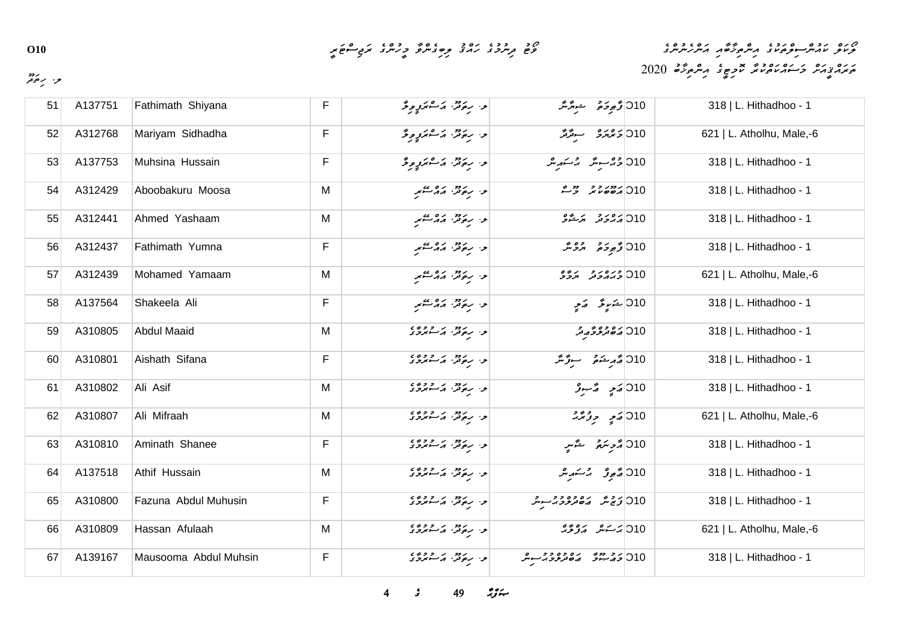ލ. ހިތަދޫ

| 51 | A137751 | Fathimath Shiyana | F | ލ. ހިތަދޫ، އަސްތަރިވިލާ | ފާތިމަތު ޝިޔާނާ O10 | 318 \| L. Hithadhoo - 1 |
|---|---|---|---|---|---|---|
| 52 | A312768 | Mariyam Sidhadha | F | ލ. ހިތަދޫ، އަސްތަރިވިލާ | މަރިޔަމް ސިދަދާ O10 | 621 \| L. Atholhu, Male,-6 |
| 53 | A137753 | Muhsina Hussain | F | ލ. ހިތަދޫ، އަސްތަރިވިލާ | މުހްސިނާ ހުސައިން O10 | 318 \| L. Hithadhoo - 1 |
| 54 | A312429 | Aboobakuru Moosa | M | ލ. ހިތަދޫ، އައްސޭރި | އަބޫބަކުރު މޫސާ O10 | 318 \| L. Hithadhoo - 1 |
| 55 | A312441 | Ahmed Yashaam | M | ލ. ހިތަދޫ، އައްސޭރި | އަހްމަދު ޔަޝާމް O10 | 318 \| L. Hithadhoo - 1 |
| 56 | A312437 | Fathimath Yumna | F | ލ. ހިތަދޫ، އައްސޭރި | ފާތިމަތު ޔުމްނާ O10 | 318 \| L. Hithadhoo - 1 |
| 57 | A312439 | Mohamed Yamaam | M | ލ. ހިތަދޫ، އައްސޭރި | މުހައްމަދު ޔަމާމް O10 | 621 \| L. Atholhu, Male,-6 |
| 58 | A137564 | Shakeela Ali | F | ލ. ހިތަދޫ، އައްސޭރި | ޝަކީލާ އަލި O10 | 318 \| L. Hithadhoo - 1 |
| 59 | A310805 | Abdul Maaid | M | ލ. ހިތަދޫ، އަސުރުމާގެ | އަބްދުލްމާއިދު O10 | 318 \| L. Hithadhoo - 1 |
| 60 | A310801 | Aishath Sifana | F | ލ. ހިތަދޫ، އަސުރުމާގެ | އާއިޝަތު ސިފާނާ O10 | 318 \| L. Hithadhoo - 1 |
| 61 | A310802 | Ali Asif | M | ލ. ހިތަދޫ، އަސުރުމާގެ | އަލި އާސިފު O10 | 318 \| L. Hithadhoo - 1 |
| 62 | A310807 | Ali Mifraah | M | ލ. ހިތަދޫ، އަސުރުމާގެ | އަލި މިފްރާހް O10 | 621 \| L. Atholhu, Male,-6 |
| 63 | A310810 | Aminath Shanee | F | ލ. ހިތަދޫ، އަސުރުމާގެ | އާމިނަތު ޝާނީ O10 | 318 \| L. Hithadhoo - 1 |
| 64 | A137518 | Athif Hussain | M | ލ. ހިތަދޫ، އަސުރުމާގެ | އާތިފު ހުސައިން O10 | 318 \| L. Hithadhoo - 1 |
| 65 | A310800 | Fazuna Abdul Muhusin | F | ލ. ހިތަދޫ، އަސުރުމާގެ | ފަޒުނާ އަބްދުލްމުހުސިން O10 | 318 \| L. Hithadhoo - 1 |
| 66 | A310809 | Hassan Afulaah | M | ލ. ހިތަދޫ، އަސުރުމާގެ | ހަސަން އަފުލާހް O10 | 621 \| L. Atholhu, Male,-6 |
| 67 | A139167 | Mausooma Abdul Muhsin | F | ލ. ހިތަދޫ، އަސުރުމާގެ | މައުސޫމާ އަބްދުލްމުހުސިން O10 | 318 \| L. Hithadhoo - 1 |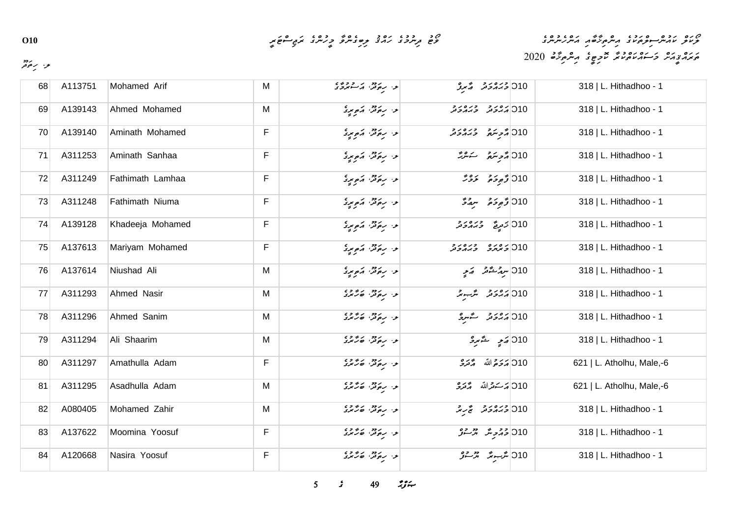ލ. ހިތަދޫ

| 68 | A113751 | Mohamed Arif | M | ލ. ހިތަދޫ، އަސްތުރުވާގެ | O10 މުހައްމަދު އާރިފު | 318 \| L. Hithadhoo - 1 |
|---|---|---|---|---|---|---|
| 69 | A139143 | Ahmed Mohamed | M | ލ. ހިތަދޫ، އަލިވިލާ | O10 އަހުމަދު މުހައްމަދު | 318 \| L. Hithadhoo - 1 |
| 70 | A139140 | Aminath Mohamed | F | ލ. ހިތަދޫ، އަލިވިލާ | O10 އާމިނަތު މުހައްމަދު | 318 \| L. Hithadhoo - 1 |
| 71 | A311253 | Aminath Sanhaa | F | ލ. ހިތަދޫ، އަލިވިލާ | O10 އާމިނަތު ސަންހާ | 318 \| L. Hithadhoo - 1 |
| 72 | A311249 | Fathimath Lamhaa | F | ލ. ހިތަދޫ، އަލިވިލާ | O10 ފާތިމަތު ލަމްހާ | 318 \| L. Hithadhoo - 1 |
| 73 | A311248 | Fathimath Niuma | F | ލ. ހިތަދޫ، އަލިވިލާ | O10 ފާތިމަތު ނިޢުމާ | 318 \| L. Hithadhoo - 1 |
| 74 | A139128 | Khadeeja Mohamed | F | ލ. ހިތަދޫ، އަލިވިލާ | O10 ޚަދީޖާ މުހައްމަދު | 318 \| L. Hithadhoo - 1 |
| 75 | A137613 | Mariyam Mohamed | F | ލ. ހިތަދޫ، އަލިވިލާ | O10 މަރިޔަމް މުހައްމަދު | 318 \| L. Hithadhoo - 1 |
| 76 | A137614 | Niushad Ali | M | ލ. ހިތަދޫ، އަލިވިލާ | O10 ނިއުޝާދު އަލި | 318 \| L. Hithadhoo - 1 |
| 77 | A311293 | Ahmed Nasir | M | ލ. ހިތަދޫ، ބަހާރުގެ | O10 އަހުމަދު ނާސިރު | 318 \| L. Hithadhoo - 1 |
| 78 | A311296 | Ahmed Sanim | M | ލ. ހިތަދޫ، ބަހާރުގެ | O10 އަހުމަދު ސާނިމް | 318 \| L. Hithadhoo - 1 |
| 79 | A311294 | Ali Shaarim | M | ލ. ހިތަދޫ، ބަހާރުގެ | O10 އަލި ޝާރިމް | 318 \| L. Hithadhoo - 1 |
| 80 | A311297 | Amathulla Adam | F | ލ. ހިތަދޫ، ބަހާރުގެ | O10 އަމަތުﷲ އާދަމް | 621 \| L. Atholhu, Male,-6 |
| 81 | A311295 | Asadhulla Adam | M | ލ. ހިތަދޫ، ބަހާރުގެ | O10 އަސަދުﷲ އާދަމް | 621 \| L. Atholhu, Male,-6 |
| 82 | A080405 | Mohamed Zahir | M | ލ. ހިތަދޫ، ބަހާރުގެ | O10 މުހައްމަދު ޒާހިރު | 318 \| L. Hithadhoo - 1 |
| 83 | A137622 | Moomina Yoosuf | F | ލ. ހިތަދޫ، ބަހާރުގެ | O10 މޫމިނާ ޔޫސުފު | 318 \| L. Hithadhoo - 1 |
| 84 | A120668 | Nasira Yoosuf | F | ލ. ހިތަދޫ، ބަހާރުގެ | O10 ނާސިރާ ޔޫސުފު | 318 \| L. Hithadhoo - 1 |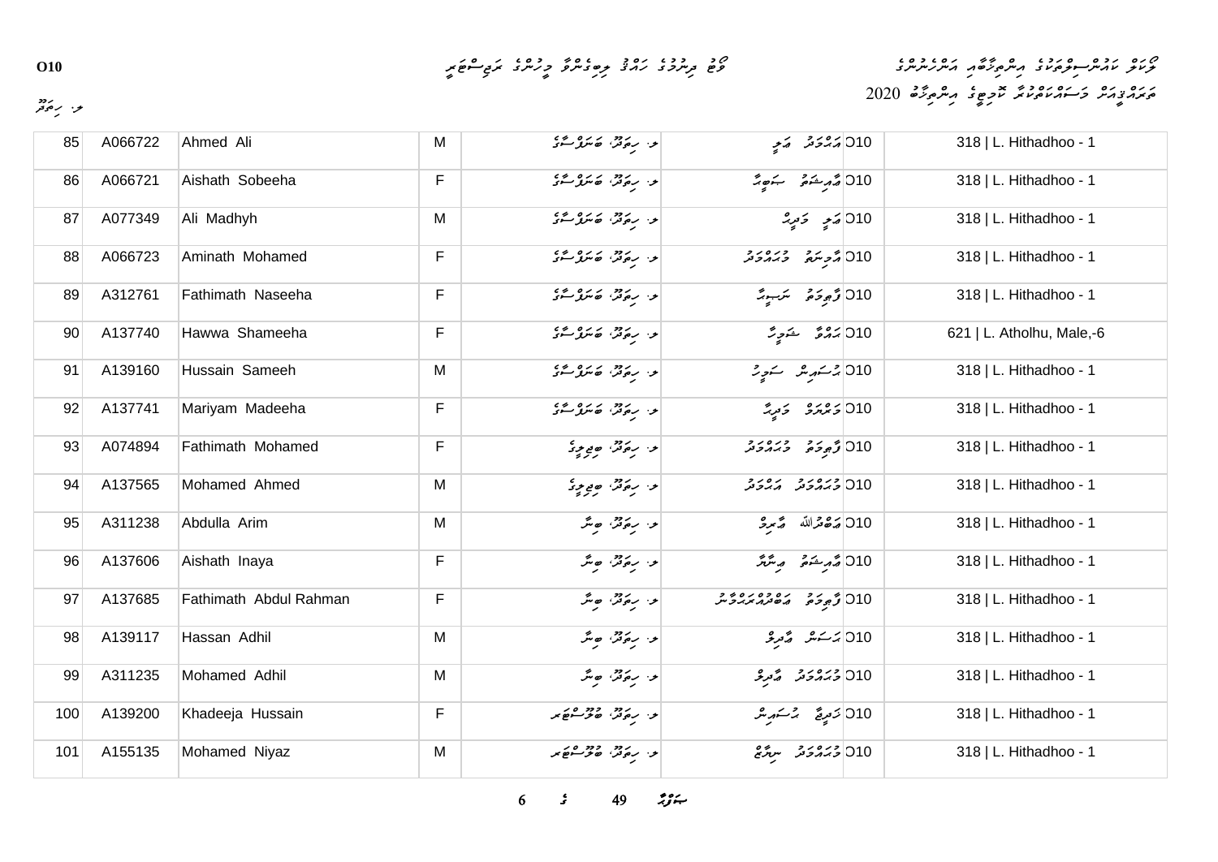| 85 | A066722 | Ahmed Ali | M | ل. ހިތަދޫ، ބަނަފްސާގެ | O10 އަޙްމަދު އަލީ | 318 \| L. Hithadhoo - 1 |
|---|---|---|---|---|---|---|
| 86 | A066721 | Aishath Sobeeha | F | ލ. ހިތަދޫ، ބަނަފްސާގެ | O10 އާއިޝަތު ސަބީހާ | 318 \| L. Hithadhoo - 1 |
| 87 | A077349 | Ali Madhyh | M | ލ. ހިތަދޫ، ބަނަފްސާގެ | O10 އަލީ މަދީހް | 318 \| L. Hithadhoo - 1 |
| 88 | A066723 | Aminath Mohamed | F | ލ. ހިތަދޫ، ބަނަފްސާގެ | O10 އާމިނަތު މުޙައްމަދު | 318 \| L. Hithadhoo - 1 |
| 89 | A312761 | Fathimath Naseeha | F | ލ. ހިތަދޫ، ބަނަފްސާގެ | O10 ފާތިމަތު ނަސީހާ | 318 \| L. Hithadhoo - 1 |
| 90 | A137740 | Hawwa Shameeha | F | ލ. ހިތަދޫ، ބަނަފްސާގެ | O10 ހައްވާ ޝަމީހާ | 621 \| L. Atholhu, Male,-6 |
| 91 | A139160 | Hussain Sameeh | M | ލ. ހިތަދޫ، ބަނަފްސާގެ | O10 ހުސައިން ސަމީހު | 318 \| L. Hithadhoo - 1 |
| 92 | A137741 | Mariyam Madeeha | F | ލ. ހިތަދޫ، ބަނަފްސާގެ | O10 މަރިޔަމް މަދީހާ | 318 \| L. Hithadhoo - 1 |
| 93 | A074894 | Fathimath Mohamed | F | ލ. ހިތަދޫ، ބޮޑުވިލާ | O10 ފާތިމަތު މުޙައްމަދު | 318 \| L. Hithadhoo - 1 |
| 94 | A137565 | Mohamed Ahmed | M | ލ. ހިތަދޫ، ބޮޑުވިލާ | O10 މުޙައްމަދު އަޙްމަދު | 318 \| L. Hithadhoo - 1 |
| 95 | A311238 | Abdulla Arim | M | ލ. ހިތަދޫ، ބިނާ | O10 އަބްދުﷲ އާރިމް | 318 \| L. Hithadhoo - 1 |
| 96 | A137606 | Aishath Inaya | F | ލ. ހިތަދޫ، ބިނާ | O10 އާއިޝަތު އިނާޔާ | 318 \| L. Hithadhoo - 1 |
| 97 | A137685 | Fathimath Abdul Rahman | F | ލ. ހިތަދޫ، ބިނާ | O10 ފާތިމަތު އަބްދުއްރަޙްމާން | 318 \| L. Hithadhoo - 1 |
| 98 | A139117 | Hassan Adhil | M | ލ. ހިތަދޫ، ބިނާ | O10 ހަސަން އާދިލް | 318 \| L. Hithadhoo - 1 |
| 99 | A311235 | Mohamed Adhil | M | ލ. ހިތަދޫ، ބިނާ | O10 މުޙައްމަދު އާދިލް | 318 \| L. Hithadhoo - 1 |
| 100 | A139200 | Khadeeja Hussain | F | ލ. ހިތަދޫ، ބޫސްޓަރ | O10 ޚަދީޖާ ހުސައިން | 318 \| L. Hithadhoo - 1 |
| 101 | A155135 | Mohamed Niyaz | M | ލ. ހިތަދޫ، ބޫސްޓަރ | O10 މުޙައްމަދު ނިޔާޒް | 318 \| L. Hithadhoo - 1 |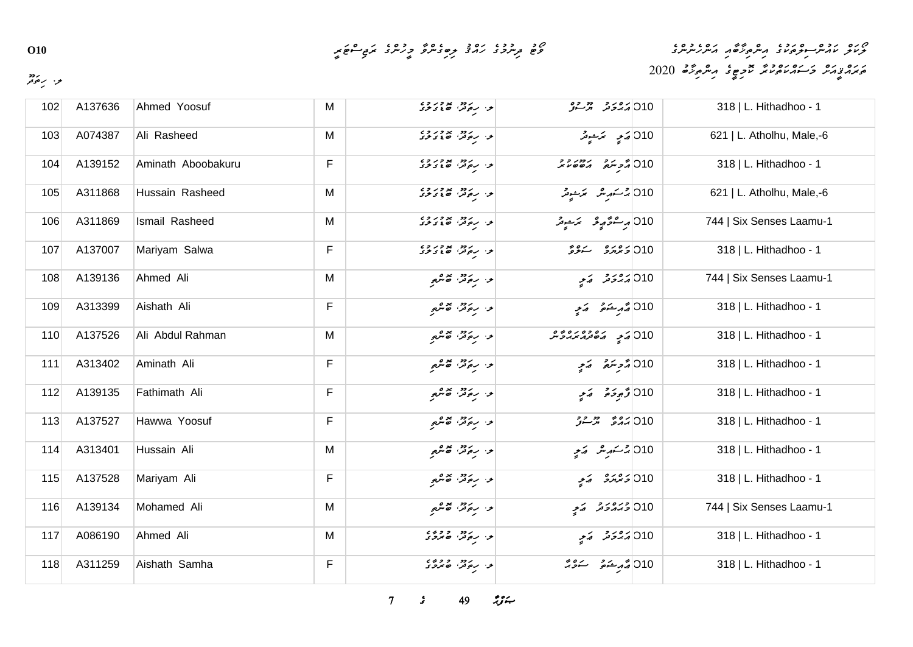| 102 | A137636 | Ahmed Yoosuf | M | ލ. ހިތަދޫ، ބޮޑުގޮތުގެ | O10 އަޙްމަދު ޔޫސުފު | 318 \| L. Hithadhoo - 1 |
|---|---|---|---|---|---|---|
| 103 | A074387 | Ali Rasheed | M | ލ. ހިތަދޫ، ބޮޑުގޮތުގެ | O10 އަލީ ރަޝީދު | 621 \| L. Atholhu, Male,-6 |
| 104 | A139152 | Aminath Aboobakuru | F | ލ. ހިތަދޫ، ބޮޑުގޮތުގެ | O10 އާމިނަތު އަބޫބަކުރު | 318 \| L. Hithadhoo - 1 |
| 105 | A311868 | Hussain Rasheed | M | ލ. ހިތަދޫ، ބޮޑުގޮތުގެ | O10 ހުސައިން ރަޝީދު | 621 \| L. Atholhu, Male,-6 |
| 106 | A311869 | Ismail Rasheed | M | ލ. ހިތަދޫ، ބޮޑުގޮތުގެ | O10 އިސްމާޢީލް ރަޝީދު | 744 \| Six Senses Laamu-1 |
| 107 | A137007 | Mariyam Salwa | F | ލ. ހިތަދޫ، ބޮޑުގޮތުގެ | O10 މަރިޔަމް ސަލްވާ | 318 \| L. Hithadhoo - 1 |
| 108 | A139136 | Ahmed Ali | M | ލ. ހިތަދޫ، ބޮނިތީ | O10 އަޙްމަދު އަލީ | 744 \| Six Senses Laamu-1 |
| 109 | A313399 | Aishath Ali | F | ލ. ހިތަދޫ، ބޮނިތީ | O10 އާއިޝަތު އަލީ | 318 \| L. Hithadhoo - 1 |
| 110 | A137526 | Ali Abdul Rahman | M | ލ. ހިތަދޫ، ބޮނިތީ | O10 އަލީ އަބްދުއްރަޙްމާން | 318 \| L. Hithadhoo - 1 |
| 111 | A313402 | Aminath Ali | F | ލ. ހިތަދޫ، ބޮނިތީ | O10 އާމިނަތު އަލީ | 318 \| L. Hithadhoo - 1 |
| 112 | A139135 | Fathimath Ali | F | ލ. ހިތަދޫ، ބޮނިތީ | O10 ފާތިމަތު އަލީ | 318 \| L. Hithadhoo - 1 |
| 113 | A137527 | Hawwa Yoosuf | F | ލ. ހިތަދޫ، ބޮނިތީ | O10 ހައްވާ ޔޫސުފު | 318 \| L. Hithadhoo - 1 |
| 114 | A313401 | Hussain Ali | M | ލ. ހިތަދޫ، ބޮނިތީ | O10 ހުސައިން އަލީ | 318 \| L. Hithadhoo - 1 |
| 115 | A137528 | Mariyam Ali | F | ލ. ހިތަދޫ، ބޮނިތީ | O10 މަރިޔަމް އަލީ | 318 \| L. Hithadhoo - 1 |
| 116 | A139134 | Mohamed Ali | M | ލ. ހިތަދޫ، ބޮނިތީ | O10 މުޙައްމަދު އަލީ | 744 \| Six Senses Laamu-1 |
| 117 | A086190 | Ahmed Ali | M | ލ. ހިތަދޫ، ބުރުމާގެ | O10 އަޙްމަދު އަލީ | 318 \| L. Hithadhoo - 1 |
| 118 | A311259 | Aishath Samha | F | ލ. ހިތަދޫ، ބުރުމާގެ | O10 އާއިޝަތު ސަމްހާ | 318 \| L. Hithadhoo - 1 |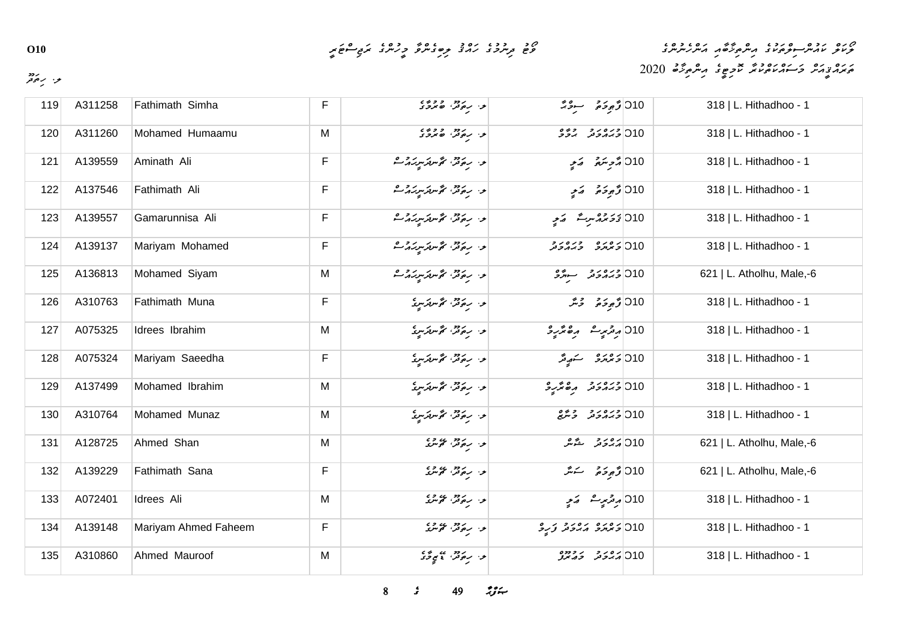| 119 | A311258 | Fathimath Simha | F | ލ. ހިތަދޫ، ބަރުމާގެ | O10 ފާތިމަތު ސިމްހާ | 318 \| L. Hithadhoo - 1 |
|---|---|---|---|---|---|---|
| 120 | A311260 | Mohamed Humaamu | M | ލ. ހިތަދޫ، ބަރުމާގެ | O10 މުހައްމަދު ހުމާމު | 318 \| L. Hithadhoo - 1 |
| 121 | A139559 | Aminath Ali | F | ލ. ހިތަދޫ، ޕާސަލްނިހަރުސް | O10 އާމިނަތު އަލި | 318 \| L. Hithadhoo - 1 |
| 122 | A137546 | Fathimath Ali | F | ލ. ހިތަދޫ، ޕާސަލްނިހަރުސް | O10 ފާތިމަތު އަލި | 318 \| L. Hithadhoo - 1 |
| 123 | A139557 | Gamarunnisa Ali | F | ލ. ހިތަދޫ، ޕާސަލްނިހަރުސް | O10 ގަމަރުންނިސާ އަލި | 318 \| L. Hithadhoo - 1 |
| 124 | A139137 | Mariyam Mohamed | F | ލ. ހިތަދޫ، ޕާސަލްނިހަރުސް | O10 މަރިޔަމް މުހައްމަދު | 318 \| L. Hithadhoo - 1 |
| 125 | A136813 | Mohamed Siyam | M | ލ. ހިތަދޫ، ޕާސަލްނިހަރުސް | O10 މުހައްމަދު ސިޔާމް | 621 \| L. Atholhu, Male,-6 |
| 126 | A310763 | Fathimath Muna | F | ލ. ހިތަދޫ، ޕާސަލްނިގެ | O10 ފާތިމަތު މުނާ | 318 \| L. Hithadhoo - 1 |
| 127 | A075325 | Idrees Ibrahim | M | ލ. ހިތަދޫ، ޕާސަލްނިގެ | O10 އިދްރީސް އިބްރާހިމް | 318 \| L. Hithadhoo - 1 |
| 128 | A075324 | Mariyam Saeedha | F | ލ. ހިތަދޫ، ޕާސަލްނިގެ | O10 މަރިޔަމް ސައީދާ | 318 \| L. Hithadhoo - 1 |
| 129 | A137499 | Mohamed Ibrahim | M | ލ. ހިތަދޫ، ޕާސަލްނިގެ | O10 މުހައްމަދު އިބްރާހިމް | 318 \| L. Hithadhoo - 1 |
| 130 | A310764 | Mohamed Munaz | M | ލ. ހިތަދޫ، ޕާސަލްނިގެ | O10 މުހައްމަދު މުނާޒް | 318 \| L. Hithadhoo - 1 |
| 131 | A128725 | Ahmed Shan | M | ލ. ހިތަދޫ، ޕާރުގެ | O10 އަހްމަދު ޝާން | 621 \| L. Atholhu, Male,-6 |
| 132 | A139229 | Fathimath Sana | F | ލ. ހިތަދޫ، ޕާރުގެ | O10 ފާތިމަތު ސަނާ | 621 \| L. Atholhu, Male,-6 |
| 133 | A072401 | Idrees Ali | M | ލ. ހިތަދޫ، ޕާރުގެ | O10 އިދްރީސް އަލި | 318 \| L. Hithadhoo - 1 |
| 134 | A139148 | Mariyam Ahmed Faheem | F | ލ. ހިތަދޫ، ޕާރުގެ | O10 މަރިޔަމް އަހްމަދު ފަހީމް | 318 \| L. Hithadhoo - 1 |
| 135 | A310860 | Ahmed Mauroof | M | ލ. ހިތަދޫ، ޕީޗްގެ | O10 އަހްމަދު މައުރޫފް | 318 \| L. Hithadhoo - 1 |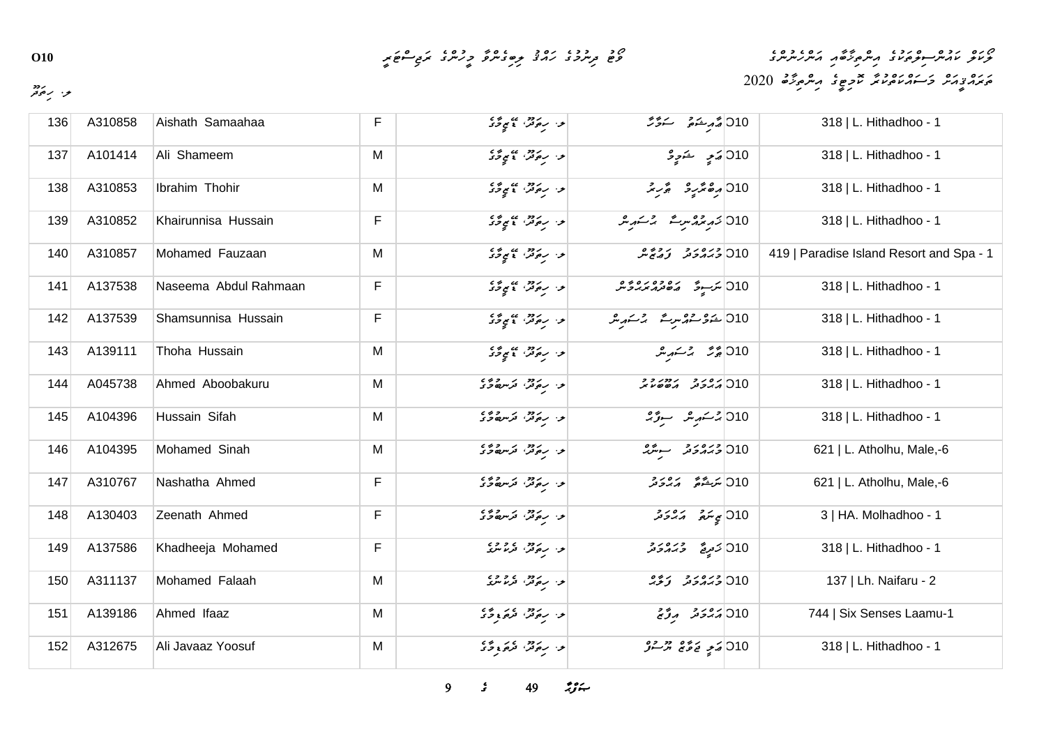| 136 | A310858 | Aishath Samaahaa | F | ل. ހިތަދޫ، ގުލިފާގެ | O10 ޢާއިޝަތު ސަމާހާ | 318 \| L. Hithadhoo - 1 |
|---|---|---|---|---|---|---|
| 137 | A101414 | Ali Shameem | M | ل. ހިތަދޫ، ގުލިފާގެ | O10 ޢަލީ ޝަމީމް | 318 \| L. Hithadhoo - 1 |
| 138 | A310853 | Ibrahim Thohir | M | ل. ހިތަދޫ، ގުލިފާގެ | O10 އިބްރާހީމް ޠާހިރު | 318 \| L. Hithadhoo - 1 |
| 139 | A310852 | Khairunnisa Hussain | F | ل. ހިތަދޫ، ގުލިފާގެ | O10 ޚައިރުއްނިސާ ހުސައިން | 318 \| L. Hithadhoo - 1 |
| 140 | A310857 | Mohamed Fauzaan | M | ل. ހިތަދޫ، ގުލިފާގެ | O10 މުޙައްމަދު ފައުޒާން | 419 \| Paradise Island Resort and Spa - 1 |
| 141 | A137538 | Naseema Abdul Rahmaan | F | ل. ހިތަދޫ، ގުލިފާގެ | O10 ނަސީމާ އަބްދުއްރަޙްމާން | 318 \| L. Hithadhoo - 1 |
| 142 | A137539 | Shamsunnisa Hussain | F | ل. ހިތަދޫ، ގުލިފާގެ | O10 ޝަމްސުއްނިސާ ހުސައިން | 318 \| L. Hithadhoo - 1 |
| 143 | A139111 | Thoha Hussain | M | ل. ހިތަދޫ، ގުލިފާގެ | O10 ޠާހާ ހުސައިން | 318 \| L. Hithadhoo - 1 |
| 144 | A045738 | Ahmed Aboobakuru | M | ل. ހިތަދޫ، ދަނބުގެ | O10 އަޙްމަދު އަބޫބަކުރު | 318 \| L. Hithadhoo - 1 |
| 145 | A104396 | Hussain Sifah | M | ل. ހިތަދޫ، ދަނބުގެ | O10 ހުސައިން ސިފާހު | 318 \| L. Hithadhoo - 1 |
| 146 | A104395 | Mohamed Sinah | M | ل. ހިތަދޫ، ދަނބުގެ | O10 މުޙައްމަދު ސިނާހު | 621 \| L. Atholhu, Male,-6 |
| 147 | A310767 | Nashatha Ahmed | F | ل. ހިތަދޫ، ދަނބުގެ | O10 ނަޝާޠާ އަޙްމަދު | 621 \| L. Atholhu, Male,-6 |
| 148 | A130403 | Zeenath Ahmed | F | ل. ހިތަދޫ، ދަނބުގެ | O10 ޒީނަތު އަޙްމަދު | 3 \| HA. Molhadhoo - 1 |
| 149 | A137586 | Khadheeja Mohamed | F | ل. ހިތަދޫ، ދޮންމަގު | O10 ޚަދީޖާ މުޙައްމަދު | 318 \| L. Hithadhoo - 1 |
| 150 | A311137 | Mohamed Falaah | M | ل. ހިތަދޫ، ދޮންމަގު | O10 މުޙައްމަދު ފަލާޙް | 137 \| Lh. Naifaru - 2 |
| 151 | A139186 | Ahmed Ifaaz | M | ل. ހިތަދޫ، ދޮނަލިގެ | O10 އަޙްމަދު އިފާޒް | 744 \| Six Senses Laamu-1 |
| 152 | A312675 | Ali Javaaz Yoosuf | M | ل. ހިތަދޫ، ދޮނަލިގެ | O10 ޢަލީ ޖަވާޒް ޔޫސުފް | 318 \| L. Hithadhoo - 1 |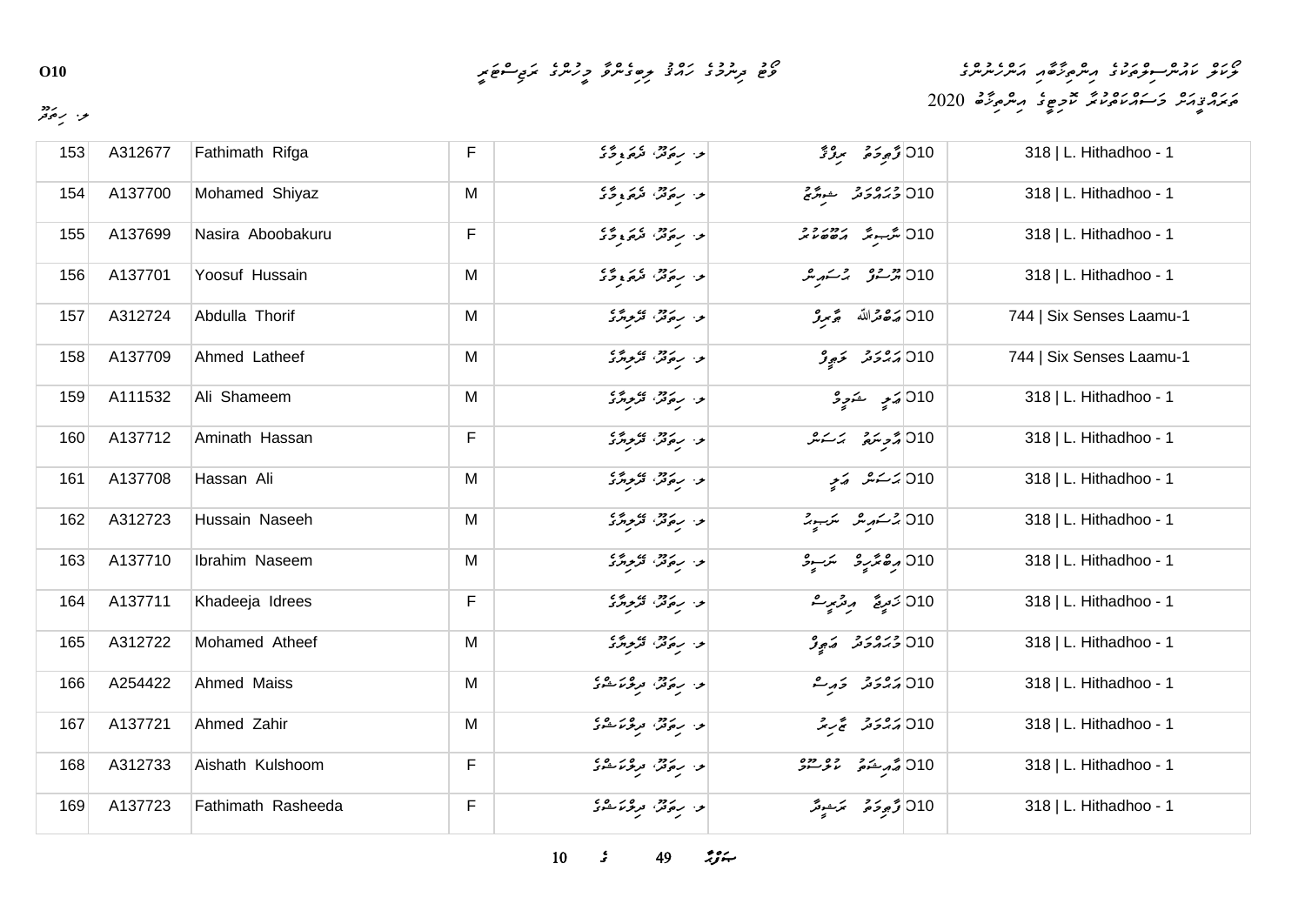| 153 | A312677 | Fathimath Rifga | F | ލ. ހިތަދޫ، ދެތަވެމާގެ | O10 ފާތިމަތު ރިފްގާ | 318 \| L. Hithadhoo - 1 |
|---|---|---|---|---|---|---|
| 154 | A137700 | Mohamed Shiyaz | M | ލ. ހިތަދޫ، ދެތަވެމާގެ | O10 މުހައްމަދު ޝިޔާޒު | 318 \| L. Hithadhoo - 1 |
| 155 | A137699 | Nasira Aboobakuru | F | ލ. ހިތަދޫ، ދެތަވެމާގެ | O10 ނާސިރާ އަބޫބަކުރު | 318 \| L. Hithadhoo - 1 |
| 156 | A137701 | Yoosuf Hussain | M | ލ. ހިތަދޫ، ދެތަވެމާގެ | O10 ޔޫސުފް ހުސައިން | 318 \| L. Hithadhoo - 1 |
| 157 | A312724 | Abdulla Thorif | M | ލ. ހިތަދޫ، ދޮލިއަރާގެ | O10 އަބްދުﷲ ތޯރިފް | 744 \| Six Senses Laamu-1 |
| 158 | A137709 | Ahmed Latheef | M | ލ. ހިތަދޫ، ދޮލިއަރާގެ | O10 އަހްމަދު ލަތީފް | 744 \| Six Senses Laamu-1 |
| 159 | A111532 | Ali Shameem | M | ލ. ހިތަދޫ، ދޮލިއަރާގެ | O10 އަލި ޝަމީމް | 318 \| L. Hithadhoo - 1 |
| 160 | A137712 | Aminath Hassan | F | ލ. ހިތަދޫ، ދޮލިއަރާގެ | O10 އާމިނަތު ހަސަން | 318 \| L. Hithadhoo - 1 |
| 161 | A137708 | Hassan Ali | M | ލ. ހިތަދޫ، ދޮލިއަރާގެ | O10 ހަސަން އަލި | 318 \| L. Hithadhoo - 1 |
| 162 | A312723 | Hussain Naseeh | M | ލ. ހިތަދޫ، ދޮލިއަރާގެ | O10 ހުސައިން ނަސީހު | 318 \| L. Hithadhoo - 1 |
| 163 | A137710 | Ibrahim Naseem | M | ލ. ހިތަދޫ، ދޮލިއަރާގެ | O10 އިބްރާހީމް ނަސީމް | 318 \| L. Hithadhoo - 1 |
| 164 | A137711 | Khadeeja Idrees | F | ލ. ހިތަދޫ، ދޮލިއަރާގެ | O10 ޚަދީޖާ އިދްރީސް | 318 \| L. Hithadhoo - 1 |
| 165 | A312722 | Mohamed Atheef | M | ލ. ހިތަދޫ، ދޮލިއަރާގެ | O10 މުހައްމަދު އަތީފް | 318 \| L. Hithadhoo - 1 |
| 166 | A254422 | Ahmed Maiss | M | ލ. ހިތަދޫ، ދިލްދާރުގެ | O10 އަހްމަދު މައިސް | 318 \| L. Hithadhoo - 1 |
| 167 | A137721 | Ahmed Zahir | M | ލ. ހިތަދޫ، ދިލްދާރުގެ | O10 އަހްމަދު ޒާހިރު | 318 \| L. Hithadhoo - 1 |
| 168 | A312733 | Aishath Kulshoom | F | ލ. ހިތަދޫ، ދިލްދާރުގެ | O10 އައިޝަތު ކުލްޝޫމް | 318 \| L. Hithadhoo - 1 |
| 169 | A137723 | Fathimath Rasheeda | F | ލ. ހިތަދޫ، ދިލްދާރުގެ | O10 ފާތިމަތު ރަޝީދާ | 318 \| L. Hithadhoo - 1 |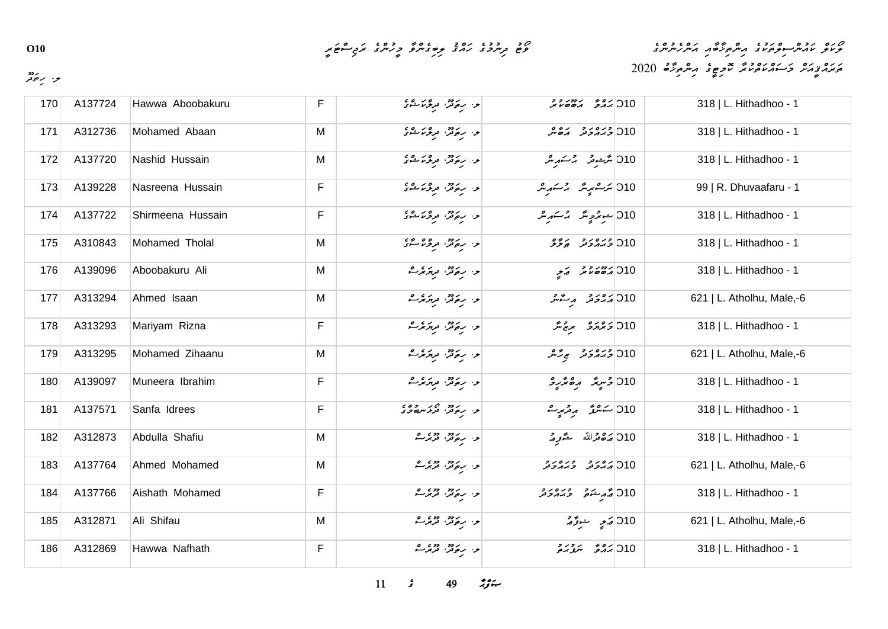| 170 | A137724 | Hawwa Aboobakuru | F | ލ. ހިތަދޫ، ދިލްފާސްގެ | O10 ހައްވާ އަބޫބަކުރު | 318 \| L. Hithadhoo - 1 |
|---|---|---|---|---|---|---|
| 171 | A312736 | Mohamed Abaan | M | ލ. ހިތަދޫ، ދިލްފާސްގެ | O10 މުހައްމަދު އަބާން | 318 \| L. Hithadhoo - 1 |
| 172 | A137720 | Nashid Hussain | M | ލ. ހިތަދޫ، ދިލްފާސްގެ | O10 ނާޝިދު ހުސައިން | 318 \| L. Hithadhoo - 1 |
| 173 | A139228 | Nasreena Hussain | F | ލ. ހިތަދޫ، ދިލްފާސްގެ | O10 ނަސްރީނާ ހުސައިން | 99 \| R. Dhuvaafaru - 1 |
| 174 | A137722 | Shirmeena Hussain | F | ލ. ހިތަދޫ، ދިލްފާސްގެ | O10 ޝިރްމީނާ ހުސައިން | 318 \| L. Hithadhoo - 1 |
| 175 | A310843 | Mohamed Tholal | M | ލ. ހިތަދޫ، ދިލްވާސްގެ | O10 މުހައްމަދު ތޮލާލް | 318 \| L. Hithadhoo - 1 |
| 176 | A139096 | Aboobakuru Ali | M | ލ. ހިތަދޫ، ދިދަރަސް | O10 އަބޫބަކުރު ޢަލީ | 318 \| L. Hithadhoo - 1 |
| 177 | A313294 | Ahmed Isaan | M | ލ. ހިތަދޫ، ދިދަރަސް | O10 އަހްމަދު އިސާން | 621 \| L. Atholhu, Male,-6 |
| 178 | A313293 | Mariyam Rizna | F | ލ. ހިތަދޫ، ދިދަރަސް | O10 މަރިޔަމް ރިޒްނާ | 318 \| L. Hithadhoo - 1 |
| 179 | A313295 | Mohamed Zihaanu | M | ލ. ހިތަދޫ، ދިދަރަސް | O10 މުހައްމަދު ޒިހާނު | 621 \| L. Atholhu, Male,-6 |
| 180 | A139097 | Muneera Ibrahim | F | ލ. ހިތަދޫ، ދިދަރަސް | O10 މުނީރާ އިބްރާހީމް | 318 \| L. Hithadhoo - 1 |
| 181 | A137571 | Sanfa Idrees | F | ލ. ހިތަދޫ، ދޮރުބަނޑުވާގެ | O10 ސަންފާ އިދްރީސް | 318 \| L. Hithadhoo - 1 |
| 182 | A312873 | Abdulla Shafiu | M | ލ. ހިތަދޫ، ދޫރަސް | O10 އަބްދުﷲ ޝާފިޢު | 318 \| L. Hithadhoo - 1 |
| 183 | A137764 | Ahmed Mohamed | M | ލ. ހިތަދޫ، ދޫރަސް | O10 އަހްމަދު މުހައްމަދު | 621 \| L. Atholhu, Male,-6 |
| 184 | A137766 | Aishath Mohamed | F | ލ. ހިތަދޫ، ދޫރަސް | O10 އާއިޝަތު މުހައްމަދު | 318 \| L. Hithadhoo - 1 |
| 185 | A312871 | Ali Shifau | M | ލ. ހިތަދޫ، ދޫރަސް | O10 ޢަލީ ޝިފާއު | 621 \| L. Atholhu, Male,-6 |
| 186 | A312869 | Hawwa Nafhath | F | ލ. ހިތަދޫ، ދޫރަސް | O10 ހައްވާ ނަފްހަތު | 318 \| L. Hithadhoo - 1 |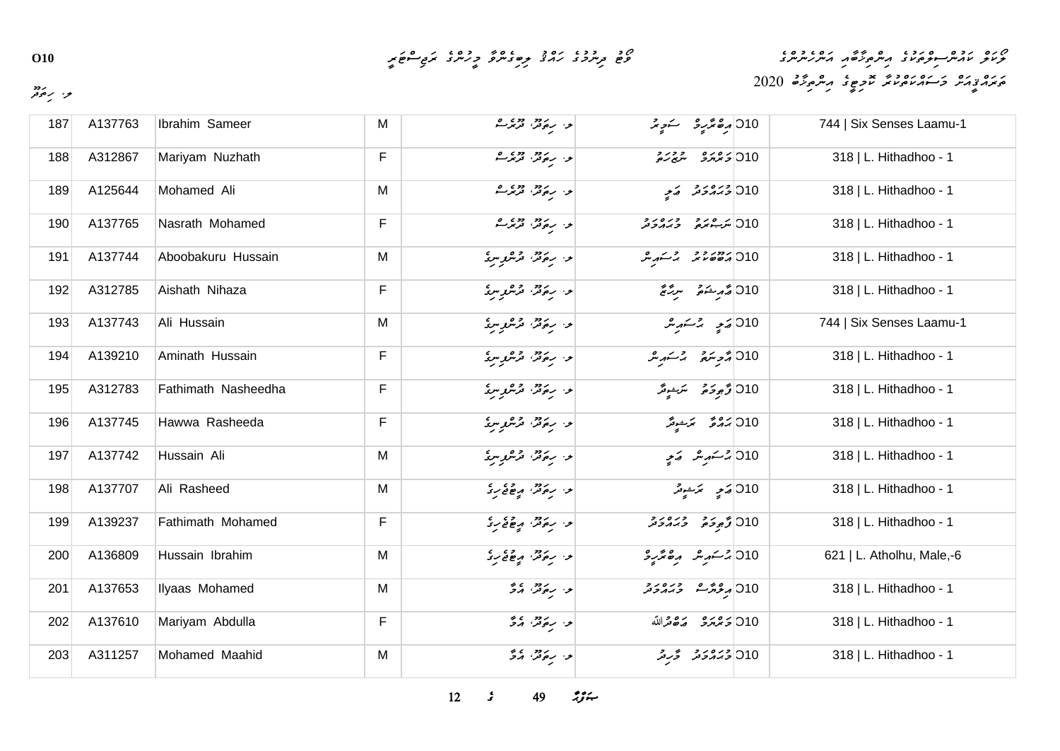| 187 | A137763 | Ibrahim Sameer | M | ل. رِهَدُّ، مُرَمَرْسُ | O10 مِرْھُمَّرِدْ سَوِيْر | 744 \| Six Senses Laamu-1 |
|---|---|---|---|---|---|---|
| 188 | A312867 | Mariyam Nuzhath | F | ل. رِهَدُّ، مُرَمَرْسُ | O10 دَيْرُمَرُدْ سْرِجْ رَهُ | 318 \| L. Hithadhoo - 1 |
| 189 | A125644 | Mohamed Ali | M | ل. رِهَدُّ، مُرَمَرْسُ | O10 دِيَرُمْرُدُ مَرِ | 318 \| L. Hithadhoo - 1 |
| 190 | A137765 | Nasrath Mohamed | F | ل. رِهَدُّ، مُرَمَرْسُ | O10 سَرَبْهُرَهُ دِيَرُمْرُدُ | 318 \| L. Hithadhoo - 1 |
| 191 | A137744 | Aboobakuru Hussain | M | ل. رِهَدُّ، مُرْسُرِسِرُ | O10 مَهْدَمْدُمُرُ بُرْسَمِرْسْ | 318 \| L. Hithadhoo - 1 |
| 192 | A312785 | Aishath Nihaza | F | ل. رِهَدُّ، مُرْسُرِسِرُ | O10 مَيْرِشَمُ سِرْمُ | 318 \| L. Hithadhoo - 1 |
| 193 | A137743 | Ali Hussain | M | ل. رِهَدُّ، مُرْسُرِسِرُ | O10 مَرِ بُرْسَمِرْسْ | 744 \| Six Senses Laamu-1 |
| 194 | A139210 | Aminath Hussain | F | ل. رِهَدُّ، مُرْسُرِسِرُ | O10 مُرِسَهُ بُرْسَمِرْسْ | 318 \| L. Hithadhoo - 1 |
| 195 | A312783 | Fathimath Nasheedha | F | ل. رِهَدُّ، مُرْسُرِسِرُ | O10 رُهِوَهُ سَرْشِدُ | 318 \| L. Hithadhoo - 1 |
| 196 | A137745 | Hawwa Rasheeda | F | ل. رِهَدُّ، مُرْسُرِسِرُ | O10 بَرْمُوْ بَرْشِدُ | 318 \| L. Hithadhoo - 1 |
| 197 | A137742 | Hussain Ali | M | ل. رِهَدُّ، مُرْسُرِسِرُ | O10 بُرْسَمِرْسْ مَرِ | 318 \| L. Hithadhoo - 1 |
| 198 | A137707 | Ali Rasheed | M | ل. رِهَدُّ، مِرْهُرَ رِدُ | O10 مَرِ بَرْشِدْ | 318 \| L. Hithadhoo - 1 |
| 199 | A139237 | Fathimath Mohamed | F | ل. رِهَدُّ، مِرْهُرَ رِدُ | O10 رُهِوَهُ دِيَرُمْرُدُ | 318 \| L. Hithadhoo - 1 |
| 200 | A136809 | Hussain Ibrahim | M | ل. رِهَدُّ، مِرْهُرَ رِدُ | O10 بُرْسَمِرْسْ مِرْھُمَّرِدْ | 621 \| L. Atholhu, Male,-6 |
| 201 | A137653 | Ilyaas Mohamed | M | ل. رِهَدُّ، مُرْدُ | O10 مِرْدُمُرْسُ دِيَرُمْرُدُ | 318 \| L. Hithadhoo - 1 |
| 202 | A137610 | Mariyam Abdulla | F | ل. رِهَدُّ، مُرْدُ | O10 دَيْرُمَرُدْ مَرْھُمْرُاللّٰه | 318 \| L. Hithadhoo - 1 |
| 203 | A311257 | Mohamed Maahid | M | ل. رِهَدُّ، مُرْدُ | O10 دِيَرُمْرُدُ دُرِدْ | 318 \| L. Hithadhoo - 1 |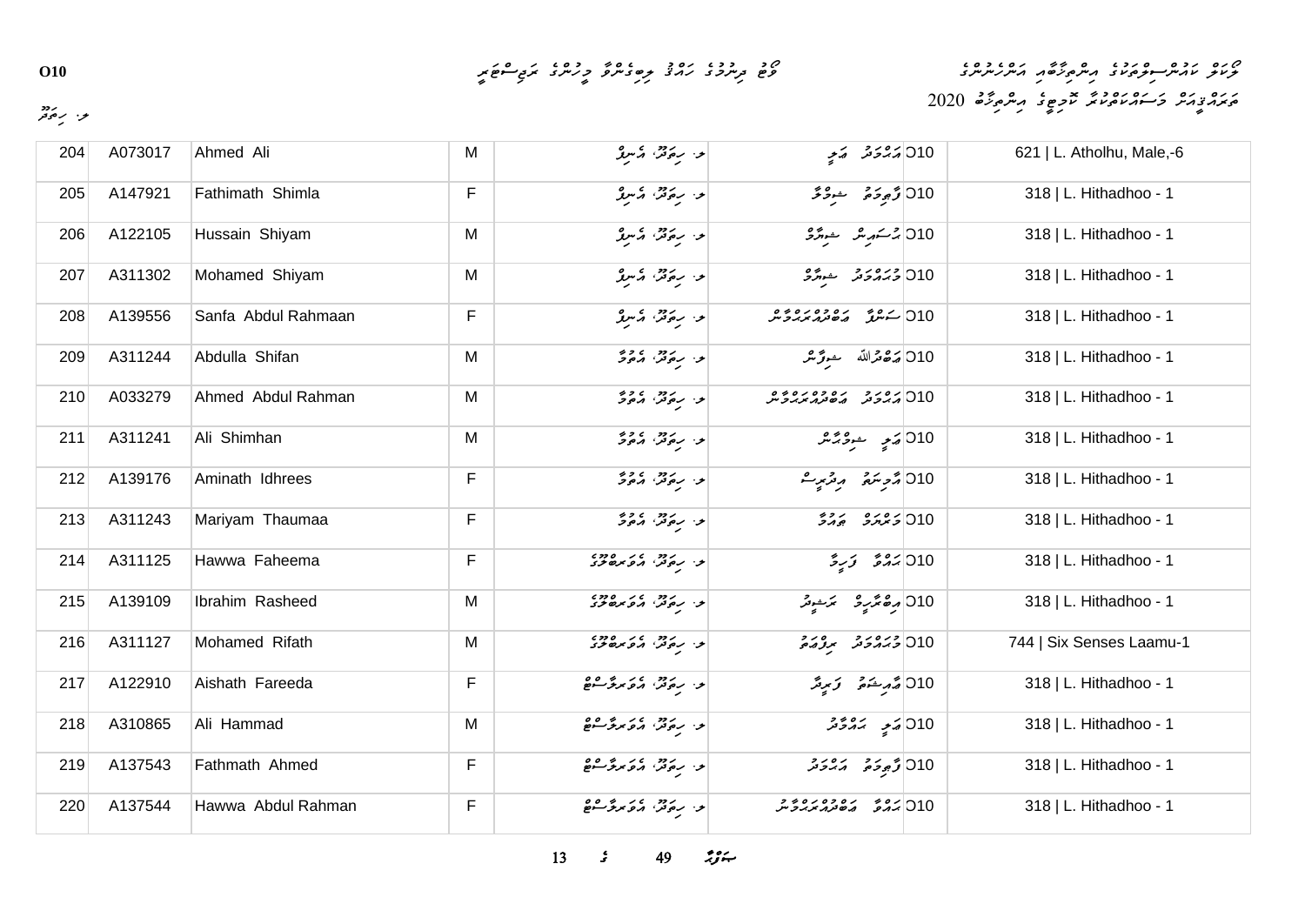| 204 | A073017 | Ahmed Ali | M | ل. ހިތަދޫ، ޢާލިއާ | O10 އަޙްމަދު ޢަލީ | 621 \| L. Atholhu, Male,-6 |
|---|---|---|---|---|---|---|
| 205 | A147921 | Fathimath Shimla | F | ل. ހިތަދޫ، ޢާލިއާ | O10 ފާތިމަތު ޝިމްލާ | 318 \| L. Hithadhoo - 1 |
| 206 | A122105 | Hussain Shiyam | M | ل. ހިތަދޫ، ޢާލިއާ | O10 ހުސައިން ޝިޔާމް | 318 \| L. Hithadhoo - 1 |
| 207 | A311302 | Mohamed Shiyam | M | ل. ހިތަދޫ، ޢާލިއާ | O10 މުޙައްމަދު ޝިޔާމް | 318 \| L. Hithadhoo - 1 |
| 208 | A139556 | Sanfa Abdul Rahmaan | F | ل. ހިތަދޫ، ޢާލިއާ | O10 ސަންފާ ޢަބްދުއްރަޙްމާން | 318 \| L. Hithadhoo - 1 |
| 209 | A311244 | Abdulla Shifan | M | ل. ހިތަދޫ، އަޖުވާ | O10 އަބްދުﷲ ޝިފާން | 318 \| L. Hithadhoo - 1 |
| 210 | A033279 | Ahmed Abdul Rahman | M | ل. ހިތަދޫ، އަޖުވާ | O10 އަޙްމަދު ޢަބްދުއްރަޙްމާން | 318 \| L. Hithadhoo - 1 |
| 211 | A311241 | Ali Shimhan | M | ل. ހިތަދޫ، އަޖުވާ | O10 ޢަލީ ޝިމްހާން | 318 \| L. Hithadhoo - 1 |
| 212 | A139176 | Aminath Idhrees | F | ل. ހިތަދޫ، އަޖުވާ | O10 އާމިނަތު އިދްރީސް | 318 \| L. Hithadhoo - 1 |
| 213 | A311243 | Mariyam Thaumaa | F | ل. ހިތަދޫ، އަޖުވާ | O10 މަރިޔަމް ތައުމާ | 318 \| L. Hithadhoo - 1 |
| 214 | A311125 | Hawwa Faheema | F | ل. ހިތަދޫ، އަލަނބަގީޗާ | O10 ހައްވާ ފަހީމާ | 318 \| L. Hithadhoo - 1 |
| 215 | A139109 | Ibrahim Rasheed | M | ل. ހިތަދޫ، އަލަނބަގީޗާ | O10 އިބްރާހީމް ރަޝީދު | 318 \| L. Hithadhoo - 1 |
| 216 | A311127 | Mohamed Rifath | M | ل. ހިތަދޫ، އަލަނބަގީޗާ | O10 މުޙައްމަދު ރިފްއަތު | 744 \| Six Senses Laamu-1 |
| 217 | A122910 | Aishath Fareeda | F | ل. ހިތަދޫ، އަލަނބުރުސްޓް | O10 ޢާއިޝަތު ފަރީދާ | 318 \| L. Hithadhoo - 1 |
| 218 | A310865 | Ali Hammad | M | ل. ހިތަދޫ، އަލަނބުރުސްޓް | O10 ޢަލީ ހައްމާދު | 318 \| L. Hithadhoo - 1 |
| 219 | A137543 | Fathmath Ahmed | F | ل. ހިތަދޫ، އަލަނބުރުސްޓް | O10 ފާތިމަތު އަޙްމަދު | 318 \| L. Hithadhoo - 1 |
| 220 | A137544 | Hawwa Abdul Rahman | F | ل. ހިތަދޫ، އަލަނބުރުސްޓް | O10 ހައްވާ ޢަބްދުއްރަޙްމާން | 318 \| L. Hithadhoo - 1 |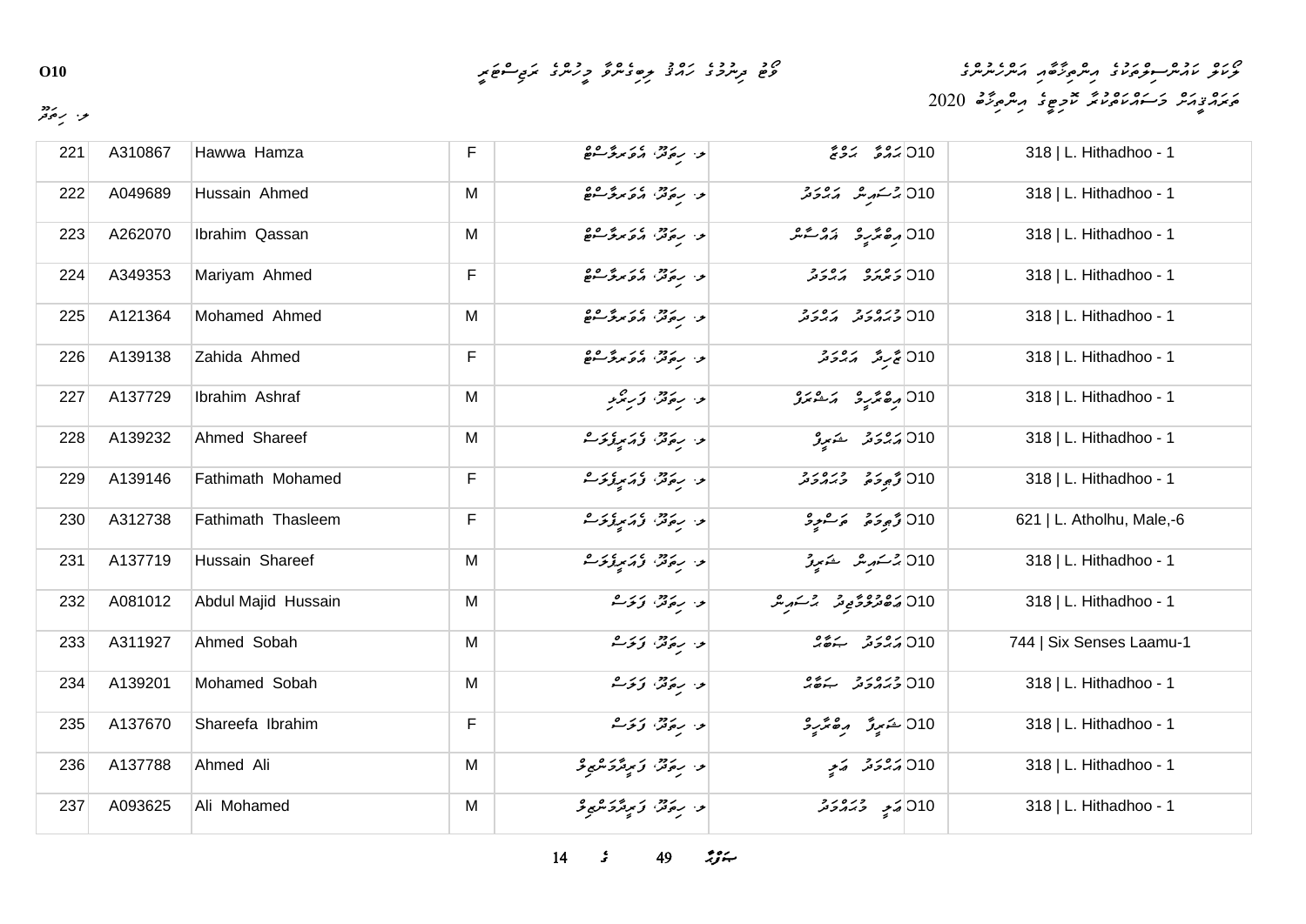| 221 | A310867 | Hawwa Hamza | F | ލ. ހިތަދޫ، އެވަރގްރީން | O10 ހައްވާ ހަމްޒާ | 318 \| L. Hithadhoo - 1 |
|---|---|---|---|---|---|---|
| 222 | A049689 | Hussain Ahmed | M | ލ. ހިތަދޫ، އެވަރގްރީން | O10 ހުސައިން އަހްމަދު | 318 \| L. Hithadhoo - 1 |
| 223 | A262070 | Ibrahim Qassan | M | ލ. ހިތަދޫ، އެވަރގްރީން | O10 އިބްރާހީމް ޤައްސާން | 318 \| L. Hithadhoo - 1 |
| 224 | A349353 | Mariyam Ahmed | F | ލ. ހިތަދޫ، އެވަރގްރީން | O10 މަރިޔަމް އަހްމަދު | 318 \| L. Hithadhoo - 1 |
| 225 | A121364 | Mohamed Ahmed | M | ލ. ހިތަދޫ، އެވަރގްރީން | O10 މުހައްމަދު އަހްމަދު | 318 \| L. Hithadhoo - 1 |
| 226 | A139138 | Zahida Ahmed | F | ލ. ހިތަދޫ، އެވަރގްރީން | O10 ޒާހިދާ އަހްމަދު | 318 \| L. Hithadhoo - 1 |
| 227 | A137729 | Ibrahim Ashraf | M | ލ. ހިތަދޫ، ވަރިންދި | O10 އިބްރާހީމް އަޝްރަފް | 318 \| L. Hithadhoo - 1 |
| 228 | A139232 | Ahmed Shareef | M | ލ. ހިތަދޫ، ވައިރިޔާވަސް | O10 އަހްމަދު ޝަރީފް | 318 \| L. Hithadhoo - 1 |
| 229 | A139146 | Fathimath Mohamed | F | ލ. ހިތަދޫ، ވައިރިޔާވަސް | O10 ފާތިމަތު މުހައްމަދު | 318 \| L. Hithadhoo - 1 |
| 230 | A312738 | Fathimath Thasleem | F | ލ. ހިތަދޫ، ވައިރިޔާވަސް | O10 ފާތިމަތު ތަސްލީމް | 621 \| L. Atholhu, Male,-6 |
| 231 | A137719 | Hussain Shareef | M | ލ. ހިތަދޫ، ވައިރިޔާވަސް | O10 ހުސައިން ޝަރީފް | 318 \| L. Hithadhoo - 1 |
| 232 | A081012 | Abdul Majid Hussain | M | ލ. ހިތަދޫ، ވަވަސް | O10 އަބްދުލްމާޖިދު ހުސައިން | 318 \| L. Hithadhoo - 1 |
| 233 | A311927 | Ahmed Sobah | M | ލ. ހިތަދޫ، ވަވަސް | O10 އަހްމަދު ސަބާހު | 744 \| Six Senses Laamu-1 |
| 234 | A139201 | Mohamed Sobah | M | ލ. ހިތަދޫ، ވަވަސް | O10 މުހައްމަދު ސަބާހު | 318 \| L. Hithadhoo - 1 |
| 235 | A137670 | Shareefa Ibrahim | F | ލ. ހިތަދޫ، ވަވަސް | O10 ޝަރީފާ އިބްރާހީމް | 318 \| L. Hithadhoo - 1 |
| 236 | A137788 | Ahmed Ali | M | ލ. ހިތަދޫ، ވަރިދުވަންދިވެލި | O10 އަހްމަދު އަލި | 318 \| L. Hithadhoo - 1 |
| 237 | A093625 | Ali Mohamed | M | ލ. ހިތަދޫ، ވަރިދުވަންދިވެލި | O10 އަލި މުހައްމަދު | 318 \| L. Hithadhoo - 1 |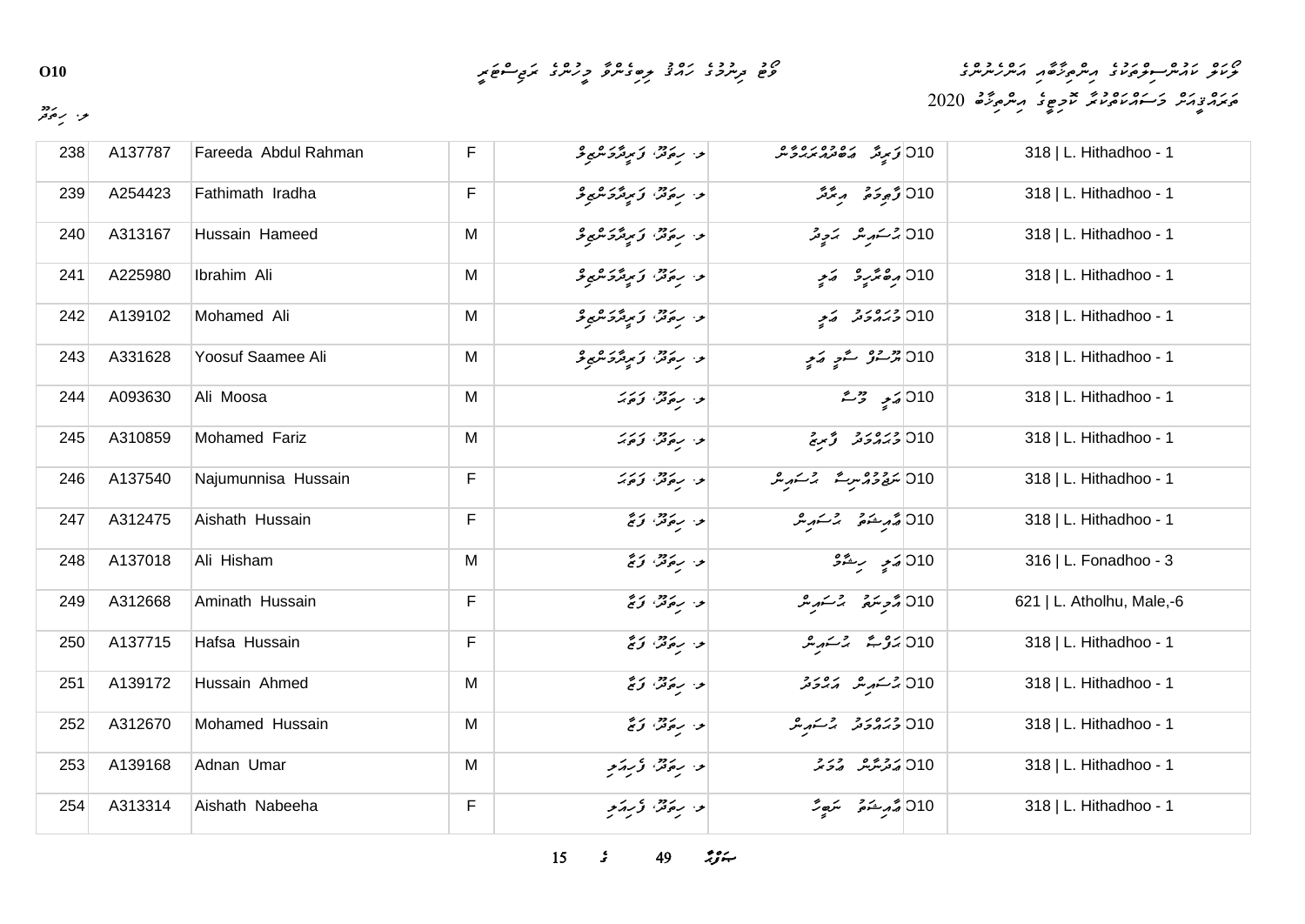| 238 | A137787 | Fareeda Abdul Rahman | F | ލ. ހިތަދޫ، ފަރިދާމަންޒިލް | O10 ފަރީދާ އަބްދުއްރަޙްމާން | 318 \| L. Hithadhoo - 1 |
|---|---|---|---|---|---|---|
| 239 | A254423 | Fathimath Iradha | F | ލ. ހިތަދޫ، ފަރިދާމަންޒިލް | O10 ފާތިމަތު އިރާދާ | 318 \| L. Hithadhoo - 1 |
| 240 | A313167 | Hussain Hameed | M | ލ. ހިތަދޫ، ފަރިދާމަންޒިލް | O10 ޙުސައިން ހަމީދު | 318 \| L. Hithadhoo - 1 |
| 241 | A225980 | Ibrahim Ali | M | ލ. ހިތަދޫ، ފަރިދާމަންޒިލް | O10 އިބްރާހީމް ޢަލީ | 318 \| L. Hithadhoo - 1 |
| 242 | A139102 | Mohamed Ali | M | ލ. ހިތަދޫ، ފަރިދާމަންޒިލް | O10 މުޙައްމަދު ޢަލީ | 318 \| L. Hithadhoo - 1 |
| 243 | A331628 | Yoosuf Saamee Ali | M | ލ. ހިތަދޫ، ފަރިދާމަންޒިލް | O10 ޔޫސުފް ސާމީ ޢަލީ | 318 \| L. Hithadhoo - 1 |
| 244 | A093630 | Ali Moosa | M | ލ. ހިތަދޫ، ފެހިރަ | O10 ޢަލީ މޫސާ | 318 \| L. Hithadhoo - 1 |
| 245 | A310859 | Mohamed Fariz | M | ލ. ހިތަދޫ، ފެހިރަ | O10 މުޙައްމަދު ފާރިޒް | 318 \| L. Hithadhoo - 1 |
| 246 | A137540 | Najumunnisa Hussain | F | ލ. ހިތަދޫ، ފެހިރަ | O10 ނަޖުމުންނިސާ ޙުސައިން | 318 \| L. Hithadhoo - 1 |
| 247 | A312475 | Aishath Hussain | F | ލ. ހިތަދޫ، ފަޖު | O10 ޢާއިޝަތު ޙުސައިން | 318 \| L. Hithadhoo - 1 |
| 248 | A137018 | Ali Hisham | M | ލ. ހިތަދޫ، ފަޖު | O10 ޢަލީ ހިޝާމް | 316 \| L. Fonadhoo - 3 |
| 249 | A312668 | Aminath Hussain | F | ލ. ހިތަދޫ، ފަޖު | O10 އާމިނަތު ޙުސައިން | 621 \| L. Atholhu, Male,-6 |
| 250 | A137715 | Hafsa Hussain | F | ލ. ހިތަދޫ، ފަޖު | O10 ހަފްޞާ ޙުސައިން | 318 \| L. Hithadhoo - 1 |
| 251 | A139172 | Hussain Ahmed | M | ލ. ހިތަދޫ، ފަޖު | O10 ޙުސައިން އަޙްމަދު | 318 \| L. Hithadhoo - 1 |
| 252 | A312670 | Mohamed Hussain | M | ލ. ހިތަދޫ، ފަޖު | O10 މުޙައްމަދު ޙުސައިން | 318 \| L. Hithadhoo - 1 |
| 253 | A139168 | Adnan Umar | M | ލ. ހިތަދޫ، ފިހާރަ | O10 އަދްނާން ޢުމަރު | 318 \| L. Hithadhoo - 1 |
| 254 | A313314 | Aishath Nabeeha | F | ލ. ހިތަދޫ، ފިހާރަ | O10 ޢާއިޝަތު ނަބީހާ | 318 \| L. Hithadhoo - 1 |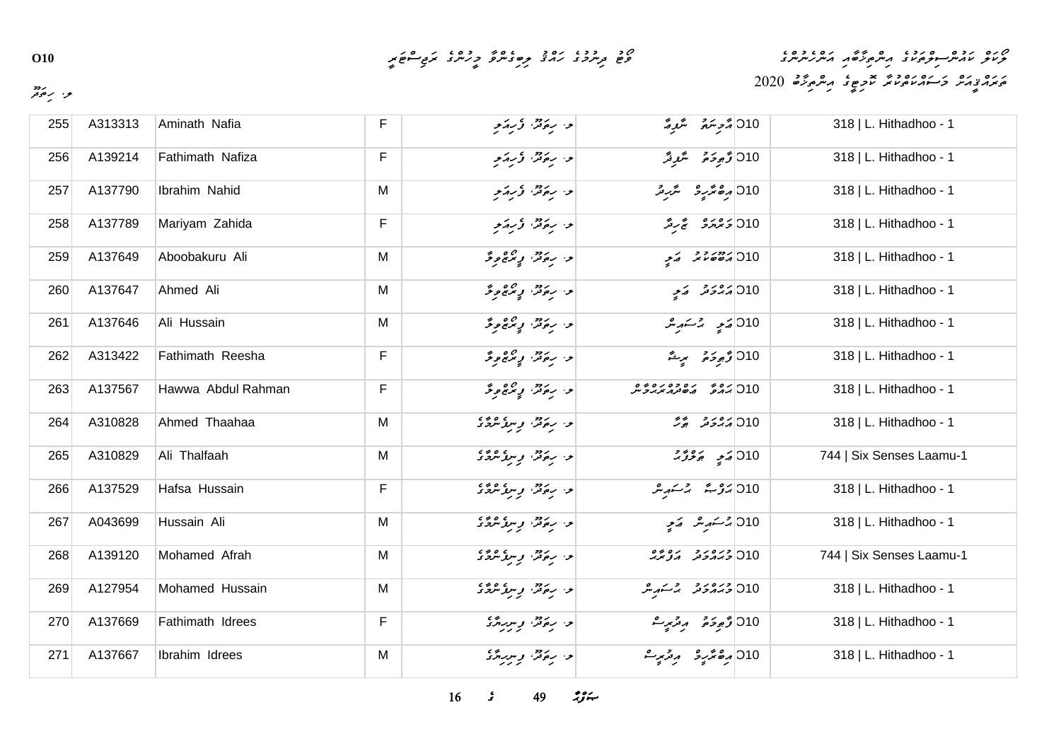| 255 | A313313 | Aminath Nafia | F | ل. ހިތަދޫ، ފަހިއަލި | O10 އާމިނަތު ނާފިއާ | 318 \| L. Hithadhoo - 1 |
|---|---|---|---|---|---|---|
| 256 | A139214 | Fathimath Nafiza | F | ل. ހިތަދޫ، ފަހިއަލި | O10 ފާތިމަތު ނާފިޒާ | 318 \| L. Hithadhoo - 1 |
| 257 | A137790 | Ibrahim Nahid | M | ل. ހިތަދޫ، ފަހިއަލި | O10 އިބްރާހީމް ނާހިދު | 318 \| L. Hithadhoo - 1 |
| 258 | A137789 | Mariyam Zahida | F | ل. ހިތަދޫ، ފަހިއަލި | O10 މަރިޔަމް ޒާހިދާ | 318 \| L. Hithadhoo - 1 |
| 259 | A137649 | Aboobakuru Ali | M | ل. ހިތަދޫ، ފީނިކްސްވިލާ | O10 އަބޫބަކުރު ޢަލީ | 318 \| L. Hithadhoo - 1 |
| 260 | A137647 | Ahmed Ali | M | ل. ހިތަދޫ، ފީނިކްސްވިލާ | O10 އަޙްމަދު ޢަލީ | 318 \| L. Hithadhoo - 1 |
| 261 | A137646 | Ali Hussain | M | ل. ހިތަދޫ، ފީނިކްސްވިލާ | O10 ޢަލީ ޙުސައިން | 318 \| L. Hithadhoo - 1 |
| 262 | A313422 | Fathimath Reesha | F | ل. ހިތަދޫ، ފީނިކްސްވިލާ | O10 ފާތިމަތު ރީޝާ | 318 \| L. Hithadhoo - 1 |
| 263 | A137567 | Hawwa Abdul Rahman | F | ل. ހިތަދޫ، ފީނިކްސްވިލާ | O10 ހައްވާ އަބްދުއްރަޙްމާން | 318 \| L. Hithadhoo - 1 |
| 264 | A310828 | Ahmed Thaahaa | M | ل. ހިތަދޫ، ފިނިފެންމާގެ | O10 އަޙްމަދު ޠާހާ | 318 \| L. Hithadhoo - 1 |
| 265 | A310829 | Ali Thalfaah | M | ل. ހިތަދޫ، ފިނިފެންމާގެ | O10 ޢަލީ ތަލްފާޙް | 744 \| Six Senses Laamu-1 |
| 266 | A137529 | Hafsa Hussain | F | ل. ހިތަދޫ، ފިނިފެންމާގެ | O10 ޙަފްޞާ ޙުސައިން | 318 \| L. Hithadhoo - 1 |
| 267 | A043699 | Hussain Ali | M | ل. ހިތަދޫ، ފިނިފެންމާގެ | O10 ޙުސައިން ޢަލީ | 318 \| L. Hithadhoo - 1 |
| 268 | A139120 | Mohamed Afrah | M | ل. ހިތަދޫ، ފިނިފެންމާގެ | O10 މުޙައްމަދު އަފްރާޙް | 744 \| Six Senses Laamu-1 |
| 269 | A127954 | Mohamed Hussain | M | ل. ހިތަދޫ، ފިނިފެންމާގެ | O10 މުޙައްމަދު ޙުސައިން | 318 \| L. Hithadhoo - 1 |
| 270 | A137669 | Fathimath Idrees | F | ل. ހިތަދޫ، ފިނިހިޔާގެ | O10 ފާތިމަތު އިދުރީސް | 318 \| L. Hithadhoo - 1 |
| 271 | A137667 | Ibrahim Idrees | M | ل. ހިތަދޫ، ފިނިހިޔާގެ | O10 އިބްރާހީމް އިދުރީސް | 318 \| L. Hithadhoo - 1 |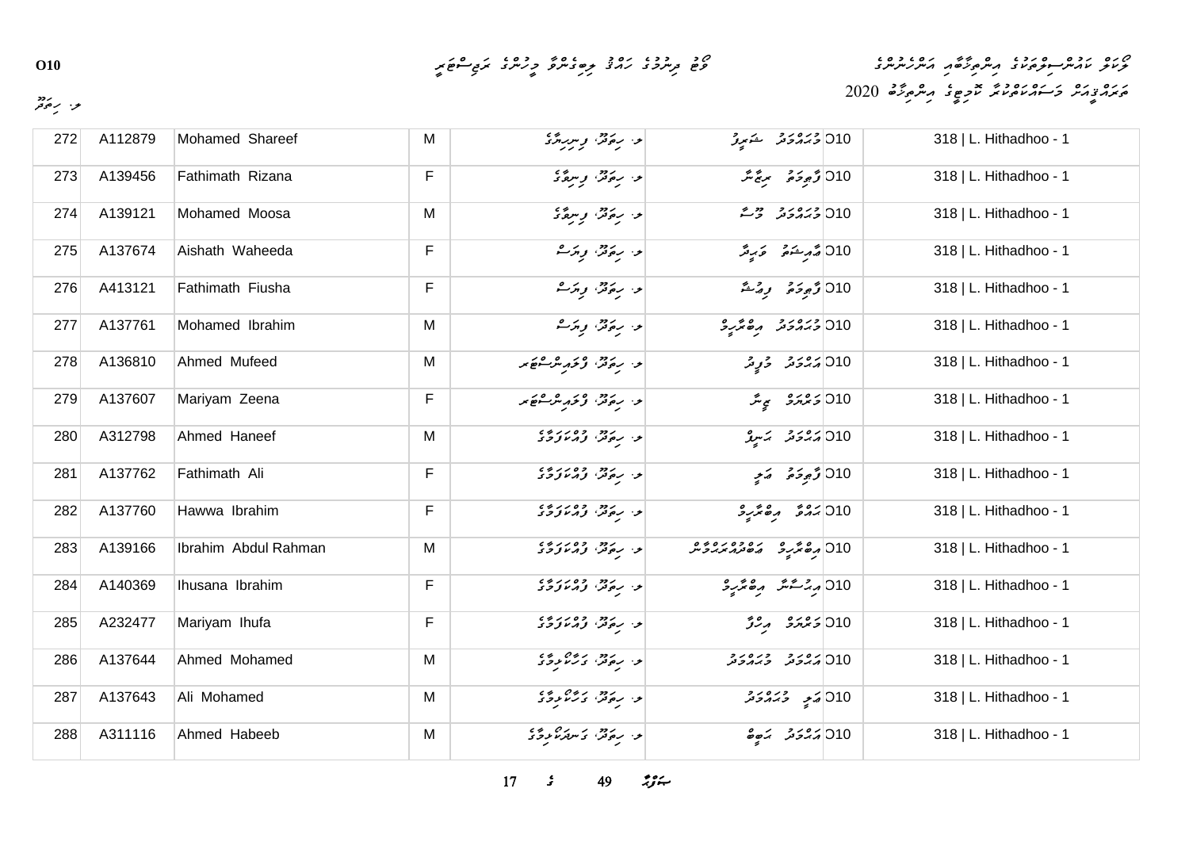| 272 | A112879 | Mohamed Shareef | M | ل. رِهَدُ، وِسِرِرِهُ | O10 وُبَرْهُ دَنْ شَمِرُ | 318 \| L. Hithadhoo - 1 |
|---|---|---|---|---|---|---|
| 273 | A139456 | Fathimath Rizana | F | ل. رِهَدُ، وِسِھُّ | O10 تَوْجِرَدَ بِرِيَّسَّ | 318 \| L. Hithadhoo - 1 |
| 274 | A139121 | Mohamed Moosa | M | ل. رِهَدُ، وِسِھُّ | O10 وُبَرْهُ دَنْ دْسَّ | 318 \| L. Hithadhoo - 1 |
| 275 | A137674 | Aishath Waheeda | F | ل. رِهَدُ، وِيْرَسُ | O10 مَّرِشَمَ وَبِيْرَ | 318 \| L. Hithadhoo - 1 |
| 276 | A413121 | Fathimath Fiusha | F | ل. رِهَدُ، وِيْرَسُ | O10 تَوْجِرَدَ وِرُشَّ | 318 \| L. Hithadhoo - 1 |
| 277 | A137761 | Mohamed Ibrahim | M | ل. رِهَدُ، وِيْرَسُ | O10 وُبَرْهُ دَنْ مِرْهُ تَرِيدُ | 318 \| L. Hithadhoo - 1 |
| 278 | A136810 | Ahmed Mufeed | M | ل. رِهَدُ، وِتُرِسْرُ سِعَمَ | O10 مَرْهُ دَنْ دُوِيْرُ | 318 \| L. Hithadhoo - 1 |
| 279 | A137607 | Mariyam Zeena | F | ل. رِهَدُ، وِتُرِسْرُ سِعَمَ | O10 دَيْرَدُ بِيْسَ | 318 \| L. Hithadhoo - 1 |
| 280 | A312798 | Ahmed Haneef | M | ل. رِهَدُ، وِتُرِسَوَدُ | O10 مَرْهُ دَنْ بَسِيْرُ | 318 \| L. Hithadhoo - 1 |
| 281 | A137762 | Fathimath Ali | F | ل. رِهَدُ، وِتُرِسَوَدُ | O10 تَوْجِرَدَ مَيْ | 318 \| L. Hithadhoo - 1 |
| 282 | A137760 | Hawwa Ibrahim | F | ل. رِهَدُ، وِتُرِسَوَدُ | O10 بَرْهُ مِرْهُ تَرِيدُ | 318 \| L. Hithadhoo - 1 |
| 283 | A139166 | Ibrahim Abdul Rahman | M | ل. رِهَدُ، وِتُرِسَوَدُ | O10 مِرْهُ تَرِيدُ مَرْهِ تَرْمَ بَرْرَمَرْ | 318 \| L. Hithadhoo - 1 |
| 284 | A140369 | Ihusana Ibrahim | F | ل. رِهَدُ، وِتُرِسَوَدُ | O10 مِرْبَّسَّ مِرْهُ تَرِيدُ | 318 \| L. Hithadhoo - 1 |
| 285 | A232477 | Mariyam Ihufa | F | ل. رِهَدُ، وِتُرِسَوَدُ | O10 دَيْرَدُ مِرْدُ | 318 \| L. Hithadhoo - 1 |
| 286 | A137644 | Ahmed Mohamed | M | ل. رِهَدُ، دَرْسَاوِدُ | O10 مَرْهُ دَنْ وُبَرْهُ دَنْ | 318 \| L. Hithadhoo - 1 |
| 287 | A137643 | Ali Mohamed | M | ل. رِهَدُ، دَرْسَاوِدُ | O10 مَيْ وُبَرْهُ دَنْ | 318 \| L. Hithadhoo - 1 |
| 288 | A311116 | Ahmed Habeeb | M | ل. رِهَدُ، دَسِهُرْسَاوِدُ | O10 مَرْهُ دَنْ بَرِهِ | 318 \| L. Hithadhoo - 1 |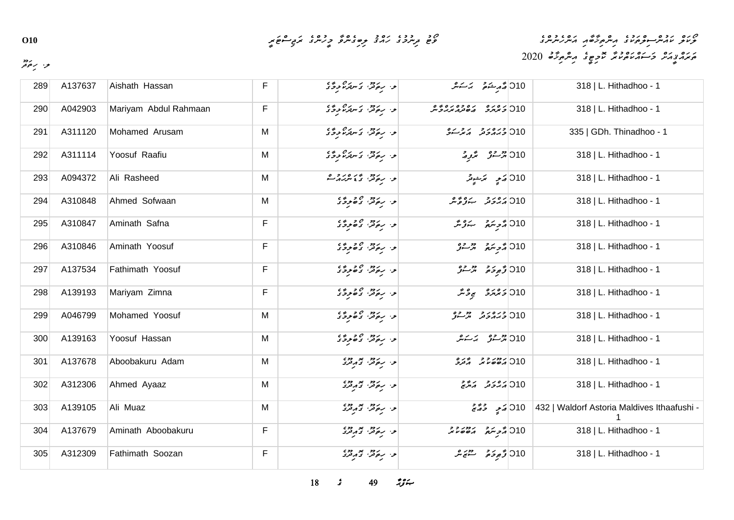| 289 | A137637 | Aishath Hassan | F | ލ. ހިތަދޫ، ގަސްދަރާވިލާގެ | O10 ޢާއިޝަތު ހަސަން | 318 \| L. Hithadhoo - 1 |
|---|---|---|---|---|---|---|
| 290 | A042903 | Mariyam Abdul Rahmaan | F | ލ. ހިތަދޫ، ގަސްދަރާވިލާގެ | O10 މަރިޔަމް ޢަބްދުއްރަޙްމާން | 318 \| L. Hithadhoo - 1 |
| 291 | A311120 | Mohamed Arusam | M | ލ. ހިތަދޫ، ގަސްދަރާވިލާގެ | O10 މުޙައްމަދު އަރުސަމް | 335 \| GDh. Thinadhoo - 1 |
| 292 | A311114 | Yoosuf Raafiu | M | ލ. ހިތަދޫ، ގަސްދަރާވިލާގެ | O10 ޔޫސުފް ރާފިއު | 318 \| L. Hithadhoo - 1 |
| 293 | A094372 | Ali Rasheed | M | ލ. ހިތަދޫ، ގާޒީނިވައުސް | O10 ޢަލީ ރަޝީދު | 318 \| L. Hithadhoo - 1 |
| 294 | A310848 | Ahmed Sofwaan | M | ލ. ހިތަދޫ، ގުލްފިލާގެ | O10 އަޙްމަދު ޞަފްވާން | 318 \| L. Hithadhoo - 1 |
| 295 | A310847 | Aminath Safna | F | ލ. ހިތަދޫ، ގުލްފިލާގެ | O10 އާމިނަތު ސަފްނާ | 318 \| L. Hithadhoo - 1 |
| 296 | A310846 | Aminath Yoosuf | F | ލ. ހިތަދޫ، ގުލްފިލާގެ | O10 އާމިނަތު ޔޫސުފް | 318 \| L. Hithadhoo - 1 |
| 297 | A137534 | Fathimath Yoosuf | F | ލ. ހިތަދޫ، ގުލްފިލާގެ | O10 ފާތިމަތު ޔޫސުފް | 318 \| L. Hithadhoo - 1 |
| 298 | A139193 | Mariyam Zimna | F | ލ. ހިތަދޫ، ގުލްފިލާގެ | O10 މަރިޔަމް ޒިމްނާ | 318 \| L. Hithadhoo - 1 |
| 299 | A046799 | Mohamed Yoosuf | M | ލ. ހިތަދޫ، ގުލްފިލާގެ | O10 މުޙައްމަދު ޔޫސުފް | 318 \| L. Hithadhoo - 1 |
| 300 | A139163 | Yoosuf Hassan | M | ލ. ހިތަދޫ، ގުލްފިލާގެ | O10 ޔޫސުފް ހަސަން | 318 \| L. Hithadhoo - 1 |
| 301 | A137678 | Aboobakuru Adam | M | ލ. ހިތަދޫ، ގާއިދޫގެ | O10 އަބޫބަކުރު އާދަމް | 318 \| L. Hithadhoo - 1 |
| 302 | A312306 | Ahmed Ayaaz | M | ލ. ހިތަދޫ، ގާއިދޫގެ | O10 އަޙްމަދު އަޔާޒް | 318 \| L. Hithadhoo - 1 |
| 303 | A139105 | Ali Muaz | M | ލ. ހިތަދޫ، ގާއިދޫގެ | O10 ޢަލީ މުޢާޒް | 432 \| Waldorf Astoria Maldives Ithaafushi - 1 |
| 304 | A137679 | Aminath Aboobakuru | F | ލ. ހިތަދޫ، ގާއިދޫގެ | O10 އާމިނަތު އަބޫބަކުރު | 318 \| L. Hithadhoo - 1 |
| 305 | A312309 | Fathimath Soozan | F | ލ. ހިތަދޫ، ގާއިދޫގެ | O10 ފާތިމަތު ސޫޒަން | 318 \| L. Hithadhoo - 1 |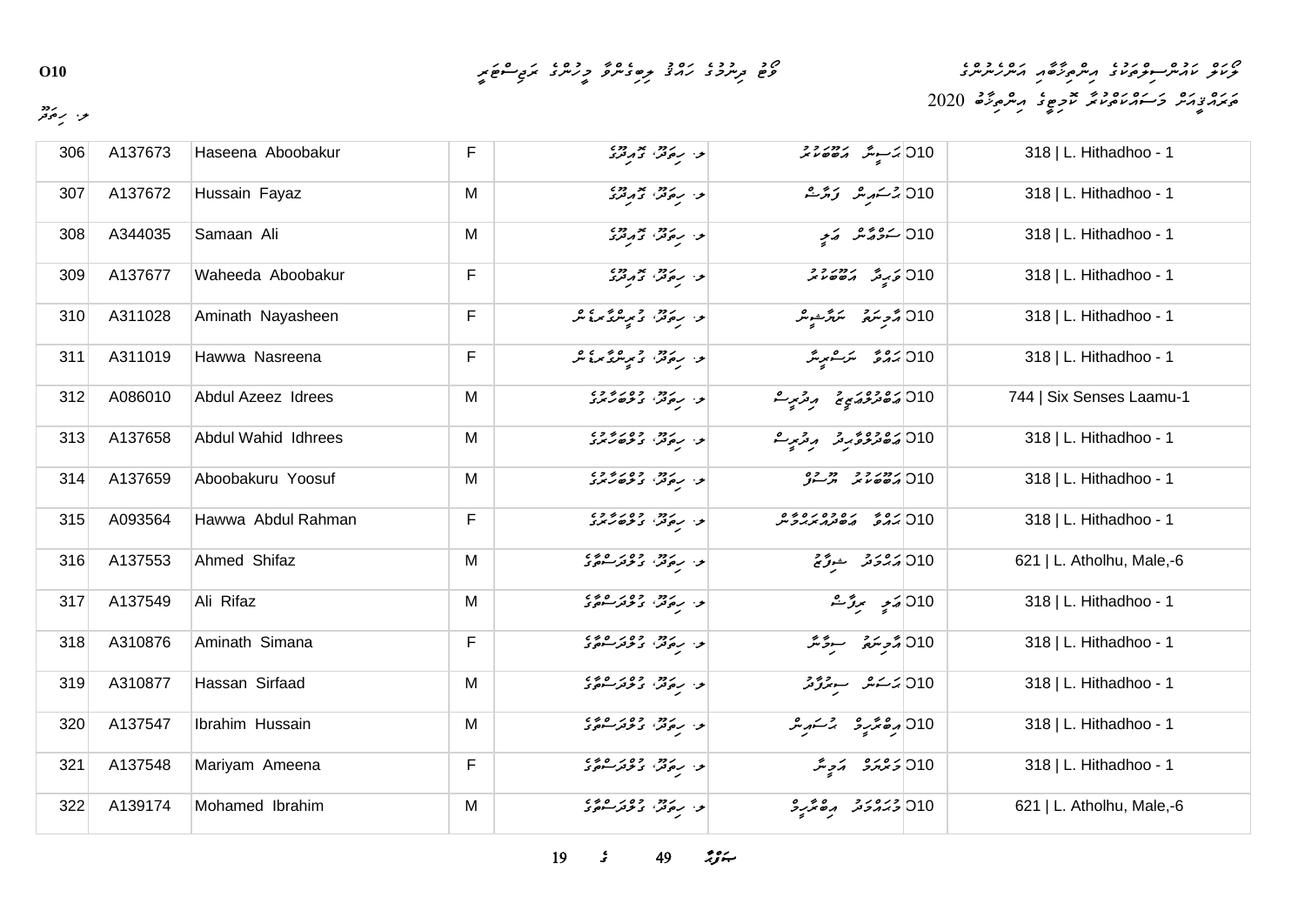| 306 | A137673 | Haseena Aboobakur | F | ލ. ހިތަދޫ، ގުލްޝަނުގެ | O10 ހަސީނާ އަބޫބަކުރު | 318 \| L. Hithadhoo - 1 |
|---|---|---|---|---|---|---|
| 307 | A137672 | Hussain Fayaz | M | ލ. ހިތަދޫ، ގުލްޝަނުގެ | O10 ހުސައިން ފައްޔާޒު | 318 \| L. Hithadhoo - 1 |
| 308 | A344035 | Samaan Ali | M | ލ. ހިތަދޫ، ގުލްޝަނުގެ | O10 ސަމްއާން އަލީ | 318 \| L. Hithadhoo - 1 |
| 309 | A137677 | Waheeda Aboobakur | F | ލ. ހިތަދޫ، ގުލްޝަނުގެ | O10 ވަޙީދާ އަބޫބަކުރު | 318 \| L. Hithadhoo - 1 |
| 310 | A311028 | Aminath Nayasheen | F | ލ. ހިތަދޫ، ގުލްފިނިފެންމާގެ | O10 އާމިނަތު ނަޔާޝީން | 318 \| L. Hithadhoo - 1 |
| 311 | A311019 | Hawwa Nasreena | F | ލ. ހިތަދޫ، ގުލްފިނިފެންމާގެ | O10 ހައްވާ ނަސްރީނާ | 318 \| L. Hithadhoo - 1 |
| 312 | A086010 | Abdul Azeez Idrees | M | ލ. ހިތަދޫ، ގުލްބަހާރުގެ | O10 އަބްދުލްޢަޒީޒު އިދުރީސް | 744 \| Six Senses Laamu-1 |
| 313 | A137658 | Abdul Wahid Idhrees | M | ލ. ހިތަދޫ، ގުލްބަހާރުގެ | O10 އަބްދުލްވާހިދު އިދުރީސް | 318 \| L. Hithadhoo - 1 |
| 314 | A137659 | Aboobakuru Yoosuf | M | ލ. ހިތަދޫ، ގުލްބަހާރުގެ | O10 އަބޫބަކުރު ޔޫސުފް | 318 \| L. Hithadhoo - 1 |
| 315 | A093564 | Hawwa Abdul Rahman | F | ލ. ހިތަދޫ، ގުލްބަހާރުގެ | O10 ހައްވާ އަބްދުއްރަޙްމާން | 318 \| L. Hithadhoo - 1 |
| 316 | A137553 | Ahmed Shifaz | M | ލ. ހިތަދޫ، ގުލްދަސްތާގެ | O10 އަޙްމަދު ޝިފާޒު | 621 \| L. Atholhu, Male,-6 |
| 317 | A137549 | Ali Rifaz | M | ލ. ހިތަދޫ، ގުލްދަސްތާގެ | O10 އަލީ ރިފާޒު | 318 \| L. Hithadhoo - 1 |
| 318 | A310876 | Aminath Simana | F | ލ. ހިތަދޫ، ގުލްދަސްތާގެ | O10 އާމިނަތު ސިމާނާ | 318 \| L. Hithadhoo - 1 |
| 319 | A310877 | Hassan Sirfaad | M | ލ. ހިތަދޫ، ގުލްދަސްތާގެ | O10 ހަސަން ސިރުފާދު | 318 \| L. Hithadhoo - 1 |
| 320 | A137547 | Ibrahim Hussain | M | ލ. ހިތަދޫ، ގުލްދަސްތާގެ | O10 އިބްރާހީމް ހުސައިން | 318 \| L. Hithadhoo - 1 |
| 321 | A137548 | Mariyam Ameena | F | ލ. ހިތަދޫ، ގުލްދަސްތާގެ | O10 މަރިޔަމް އަމީނާ | 318 \| L. Hithadhoo - 1 |
| 322 | A139174 | Mohamed Ibrahim | M | ލ. ހިތަދޫ، ގުލްދަސްތާގެ | O10 މުޙައްމަދު އިބްރާހީމް | 621 \| L. Atholhu, Male,-6 |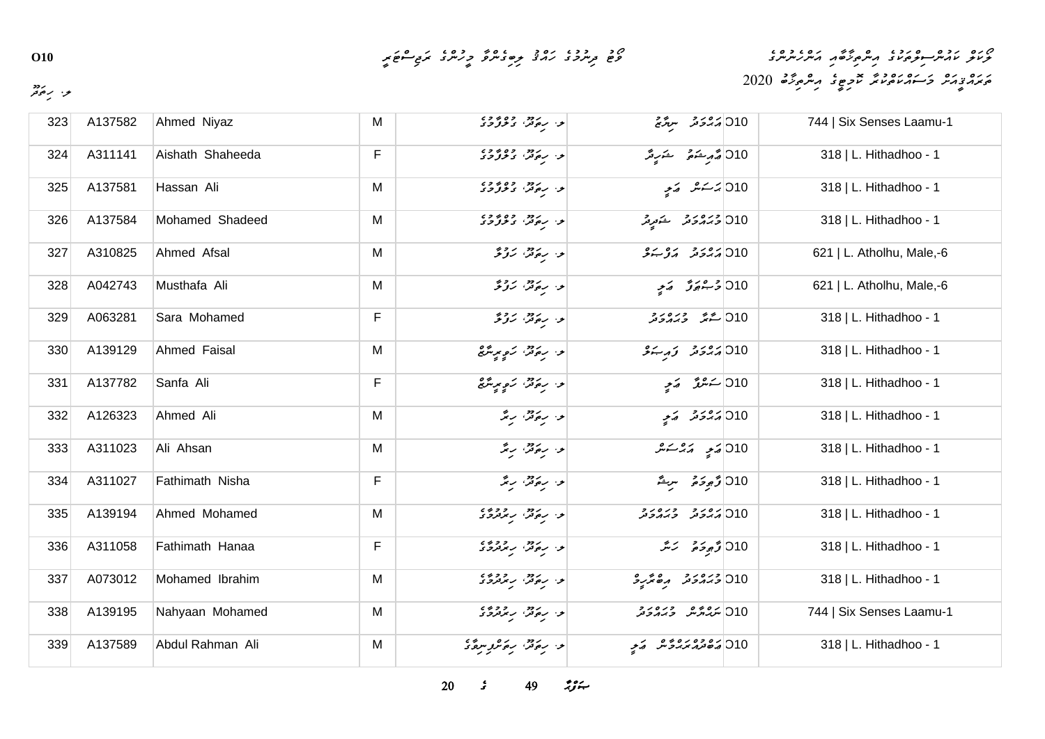| 323 | A137582 | Ahmed Niyaz | M | ل. رِهَدُّ، ﺩَﺗُﺮُﻭُﺩَ | O10 ﺃَﺣْﻤَﺪ ﺳِﺮَﺭَﺝ | 744 \| Six Senses Laamu-1 |
|---|---|---|---|---|---|---|
| 324 | A311141 | Aishath Shaheeda | F | ﻝ. ﺭِﻫَﺪُّ، ﺩَﺗُﺮُﻭُﺩَ | O10 ﺃَﻣِﺸَﻪْ ﺷَﻬِﻴﺪَ | 318 \| L. Hithadhoo - 1 |
| 325 | A137581 | Hassan Ali | M | ﻝ. ﺭِﻫَﺪُّ، ﺩَﺗُﺮُﻭُﺩَ | O10 ﺣَﺴَﻦْ ﺃَﻟِﻲ | 318 \| L. Hithadhoo - 1 |
| 326 | A137584 | Mohamed Shadeed | M | ﻝ. ﺭِﻫَﺪُّ، ﺩَﺗُﺮُﻭُﺩَ | O10 ﻣُﺤَﻤَّﺪ ﺷَﺪِﻳﺪ | 318 \| L. Hithadhoo - 1 |
| 327 | A310825 | Ahmed Afsal | M | ﻝ. ﺭِﻫَﺪُّ، ﺭَﺗُﻭ | O10 ﺃَﺣْﻤَﺪ ﺃَﻓْﺴَﻞ | 621 \| L. Atholhu, Male,-6 |
| 328 | A042743 | Musthafa Ali | M | ﻝ. ﺭِﻫَﺪُّ، ﺭَﺗُﻭ | O10 ﻣُﺴْﻄَﻔَﻰ ﺃَﻟِﻲ | 621 \| L. Atholhu, Male,-6 |
| 329 | A063281 | Sara Mohamed | F | ﻝ. ﺭِﻫَﺪُّ، ﺭَﺗُﻭ | O10 ﺳَﺎﺭَﺍ ﻣُﺤَﻤَّﺪ | 318 \| L. Hithadhoo - 1 |
| 330 | A139129 | Ahmed Faisal | M | ﻝ. ﺭِﻫَﺪُّ، ﺭَﻭِﻳﺮِﺳْﻢ | O10 ﺃَﺣْﻤَﺪ ﻓَﻴْﺼَﻞ | 318 \| L. Hithadhoo - 1 |
| 331 | A137782 | Sanfa Ali | F | ﻝ. ﺭِﻫَﺪُّ، ﺭَﻭِﻳﺮِﺳْﻢ | O10 ﺳَﻨْﻔَﺎ ﺃَﻟِﻲ | 318 \| L. Hithadhoo - 1 |
| 332 | A126323 | Ahmed Ali | M | ﻝ. ﺭِﻫَﺪُّ، ﺭِﻳَﺎ | O10 ﺃَﺣْﻤَﺪ ﺃَﻟِﻲ | 318 \| L. Hithadhoo - 1 |
| 333 | A311023 | Ali Ahsan | M | ﻝ. ﺭِﻫَﺪُّ، ﺭِﻳَﺎ | O10 ﺃَﻟِﻲ ﺃَﺣْﺴَﻦ | 318 \| L. Hithadhoo - 1 |
| 334 | A311027 | Fathimath Nisha | F | ﻝ. ﺭِﻫَﺪُّ، ﺭِﻳَﺎ | O10 ﻓَﺎﻃِﻤَﺔ ﻧِﻴﺸَﺎ | 318 \| L. Hithadhoo - 1 |
| 335 | A139194 | Ahmed Mohamed | M | ﻝ. ﺭِﻫَﺪُّ، ﺭِﻳﺮُﺭُﺩَ | O10 ﺃَﺣْﻤَﺪ ﻣُﺤَﻤَّﺪ | 318 \| L. Hithadhoo - 1 |
| 336 | A311058 | Fathimath Hanaa | F | ﻝ. ﺭِﻫَﺪُّ، ﺭِﻳﺮُﺭُﺩَ | O10 ﻓَﺎﻃِﻤَﺔ ﺣَﻨَﺎ | 318 \| L. Hithadhoo - 1 |
| 337 | A073012 | Mohamed Ibrahim | M | ﻝ. ﺭِﻫَﺪُّ، ﺭِﻳﺮُﺭُﺩَ | O10 ﻣُﺤَﻤَّﺪ ﺇِﺑْﺮَﺍﻫِﻴﻢ | 318 \| L. Hithadhoo - 1 |
| 338 | A139195 | Nahyaan Mohamed | M | ﻝ. ﺭِﻫَﺪُّ، ﺭِﻳﺮُﺭُﺩَ | O10 ﻧَﻬْﻴَﺎﻥ ﻣُﺤَﻤَّﺪ | 744 \| Six Senses Laamu-1 |
| 339 | A137589 | Abdul Rahman Ali | M | ﻝ. ﺭِﻫَﺪُّ، ﺭِﻫَﺮُﻭﺳِﺮَﺩَ | O10 ﻋَﺒْﺪُﺍﻟﺮَّﺣْﻤَﻦ ﺃَﻟِﻲ | 318 \| L. Hithadhoo - 1 |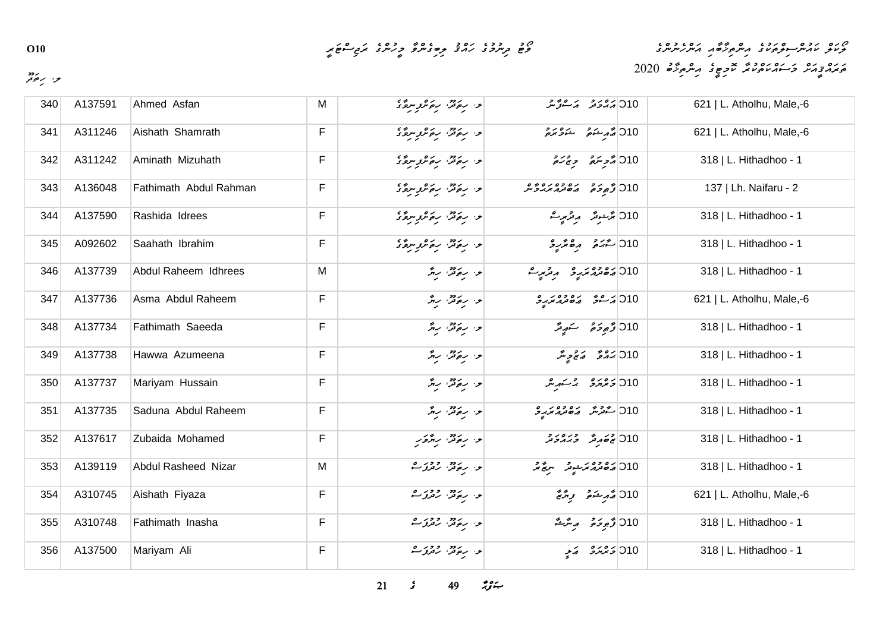| 340 | A137591 | Ahmed Asfan | M | ل. رِحَوْدُ، رِحَوْرُوِسِرِّدَ | O10 أَبْرُوَتْرُ أَرْسُورَّسُ | 621 \| L. Atholhu, Male,-6 |
|---|---|---|---|---|---|---|
| 341 | A311246 | Aishath Shamrath | F | ل. رِحَوْدُ، رِحَوْرُوِسِرِّدَ | O10 مَّەرِشَمَ شَوْمَرَ | 621 \| L. Atholhu, Male,-6 |
| 342 | A311242 | Aminath Mizuhath | F | ل. رِحَوْدُ، رِحَوْرُوِسِرِّدَ | O10 مَّحِسَمَ حِجْرَمَ | 318 \| L. Hithadhoo - 1 |
| 343 | A136048 | Fathimath Abdul Rahman | F | ل. رِحَوْدُ، رِحَوْرُوِسِرِّدَ | O10 وَّجِوَمَ مَەھْرَمْبَرْدُوَّسُ | 137 \| Lh. Naifaru - 2 |
| 344 | A137590 | Rashida Idrees | F | ل. رِحَوْدُ، رِحَوْرُوِسِرِّدَ | O10 تَرْشِيَّرْ مِرْتِرِ سُ | 318 \| L. Hithadhoo - 1 |
| 345 | A092602 | Saahath Ibrahim | F | ل. رِحَوْدُ، رِحَوْرُوِسِرِّدَ | O10 سَّرَمَ مِرەمَّرِرْ | 318 \| L. Hithadhoo - 1 |
| 346 | A137739 | Abdul Raheem Idhrees | M | ل. رِحَوْدُ، رِسُّ | O10 مَەھْرَمْبَرِرْ مِرْتِرِسُ | 318 \| L. Hithadhoo - 1 |
| 347 | A137736 | Asma Abdul Raheem | F | ل. رِحَوْدُ، رِسُّ | O10 مَسْوَّ مَەھْرَمْبَرِرْ | 621 \| L. Atholhu, Male,-6 |
| 348 | A137734 | Fathimath Saeeda | F | ل. رِحَوْدُ، رِسُّ | O10 وَّجِوَمَ سَمِيِتَرْ | 318 \| L. Hithadhoo - 1 |
| 349 | A137738 | Hawwa Azumeena | F | ل. رِحَوْدُ، رِسُّ | O10 بَرْمُوَّ مَجْحِسَّرْ | 318 \| L. Hithadhoo - 1 |
| 350 | A137737 | Mariyam Hussain | F | ل. رِحَوْدُ، رِسُّ | O10 وَمَرْمَرْ بُرْسَمَرِسُ | 318 \| L. Hithadhoo - 1 |
| 351 | A137735 | Saduna Abdul Raheem | F | ل. رِحَوْدُ، رِسُّ | O10 سَّتْرُسَّ مَەھْرَمْبَرِرْ | 318 \| L. Hithadhoo - 1 |
| 352 | A137617 | Zubaida Mohamed | F | ل. رِحَوْدُ، رِيَرْوَبِر | O10 جُهَمِرْتَرْ وُرَمْرُوَتْرُ | 318 \| L. Hithadhoo - 1 |
| 353 | A139119 | Abdul Rasheed Nizar | M | ل. رِحَوْدُ، رُوْرُوَسُ | O10 مَەھْرَمْبَرَشِيرُ سِرِجَ بَرْ | 318 \| L. Hithadhoo - 1 |
| 354 | A310745 | Aishath Fiyaza | F | ل. رِحَوْدُ، رُوْرُوَسُ | O10 مَّەرِشَمَ وِتَرْبَج | 621 \| L. Atholhu, Male,-6 |
| 355 | A310748 | Fathimath Inasha | F | ل. رِحَوْدُ، رُوْرُوَسُ | O10 وَّجِوَمَ مِسَّرْشَّ | 318 \| L. Hithadhoo - 1 |
| 356 | A137500 | Mariyam Ali | F | ل. رِحَوْدُ، رُوْرُوَسُ | O10 وَمَرْمَرْ مَرِ | 318 \| L. Hithadhoo - 1 |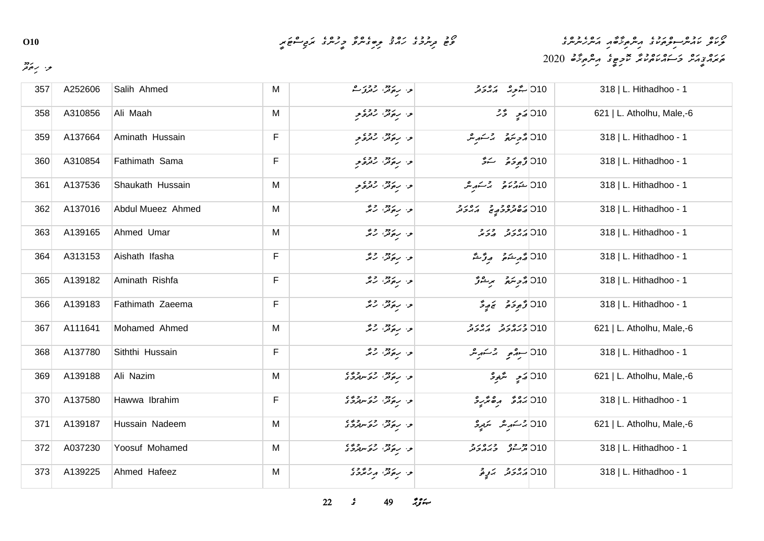ލ. ހިތަދޫ

| 357 | A252606 | Salih Ahmed | M | ލ. ހިތަދޫ، ހުދުފަސް | O10 ސާލިހު އަހުމަދު | 318 \| L. Hithadhoo - 1 |
|---|---|---|---|---|---|---|
| 358 | A310856 | Ali Maah | M | ލ. ހިތަދޫ، ހުދުގެ | O10 އަލި މާހް | 621 \| L. Atholhu, Male,-6 |
| 359 | A137664 | Aminath Hussain | F | ލ. ހިތަދޫ، ހުދުގެ | O10 އާމިނަތު ހުސައިން | 318 \| L. Hithadhoo - 1 |
| 360 | A310854 | Fathimath Sama | F | ލ. ހިތަދޫ، ހުދުގެ | O10 ފާތިމަތު ސަމާ | 318 \| L. Hithadhoo - 1 |
| 361 | A137536 | Shaukath Hussain | M | ލ. ހިތަދޫ، ހުދުގެ | O10 ޝައުކަތު ހުސައިން | 318 \| L. Hithadhoo - 1 |
| 362 | A137016 | Abdul Mueez Ahmed | M | ލ. ހިތަދޫ، ހުރާ | O10 އަބްދުލްމުޢިއްޒު އަހުމަދު | 318 \| L. Hithadhoo - 1 |
| 363 | A139165 | Ahmed Umar | M | ލ. ހިތަދޫ، ހުރާ | O10 އަހުމަދު އުމަރު | 318 \| L. Hithadhoo - 1 |
| 364 | A313153 | Aishath Ifasha | F | ލ. ހިތަދޫ، ހުރާ | O10 އާއިޝަތު އިފާޝާ | 318 \| L. Hithadhoo - 1 |
| 365 | A139182 | Aminath Rishfa | F | ލ. ހިތަދޫ، ހުރާ | O10 އާމިނަތު ރިޝްފާ | 318 \| L. Hithadhoo - 1 |
| 366 | A139183 | Fathimath Zaeema | F | ލ. ހިތަދޫ، ހުރާ | O10 ފާތިމަތު ޒަޢީމާ | 318 \| L. Hithadhoo - 1 |
| 367 | A111641 | Mohamed Ahmed | M | ލ. ހިތަދޫ، ހުރާ | O10 މުހައްމަދު އަހުމަދު | 621 \| L. Atholhu, Male,-6 |
| 368 | A137780 | Siththi Hussain | F | ލ. ހިތަދޫ، ހުރާ | O10 ސިއްތީ ހުސައިން | 318 \| L. Hithadhoo - 1 |
| 369 | A139188 | Ali Nazim | M | ލ. ހިތަދޫ، ހުވަނދުމާގެ | O10 އަލި ނާޒިމް | 621 \| L. Atholhu, Male,-6 |
| 370 | A137580 | Hawwa Ibrahim | F | ލ. ހިތަދޫ، ހުވަނދުމާގެ | O10 ހައްވާ އިބްރާހިމް | 318 \| L. Hithadhoo - 1 |
| 371 | A139187 | Hussain Nadeem | M | ލ. ހިތަދޫ، ހުވަނދުމާގެ | O10 ހުސައިން ނަދީމް | 621 \| L. Atholhu, Male,-6 |
| 372 | A037230 | Yoosuf Mohamed | M | ލ. ހިތަދޫ، ހުވަނދުމާގެ | O10 ޔޫސުފް މުހައްމަދު | 318 \| L. Hithadhoo - 1 |
| 373 | A139225 | Ahmed Hafeez | M | ލ. ހިތަދޫ، ހިރާފުގެ | O10 އަހުމަދު ހަފީޒު | 318 \| L. Hithadhoo - 1 |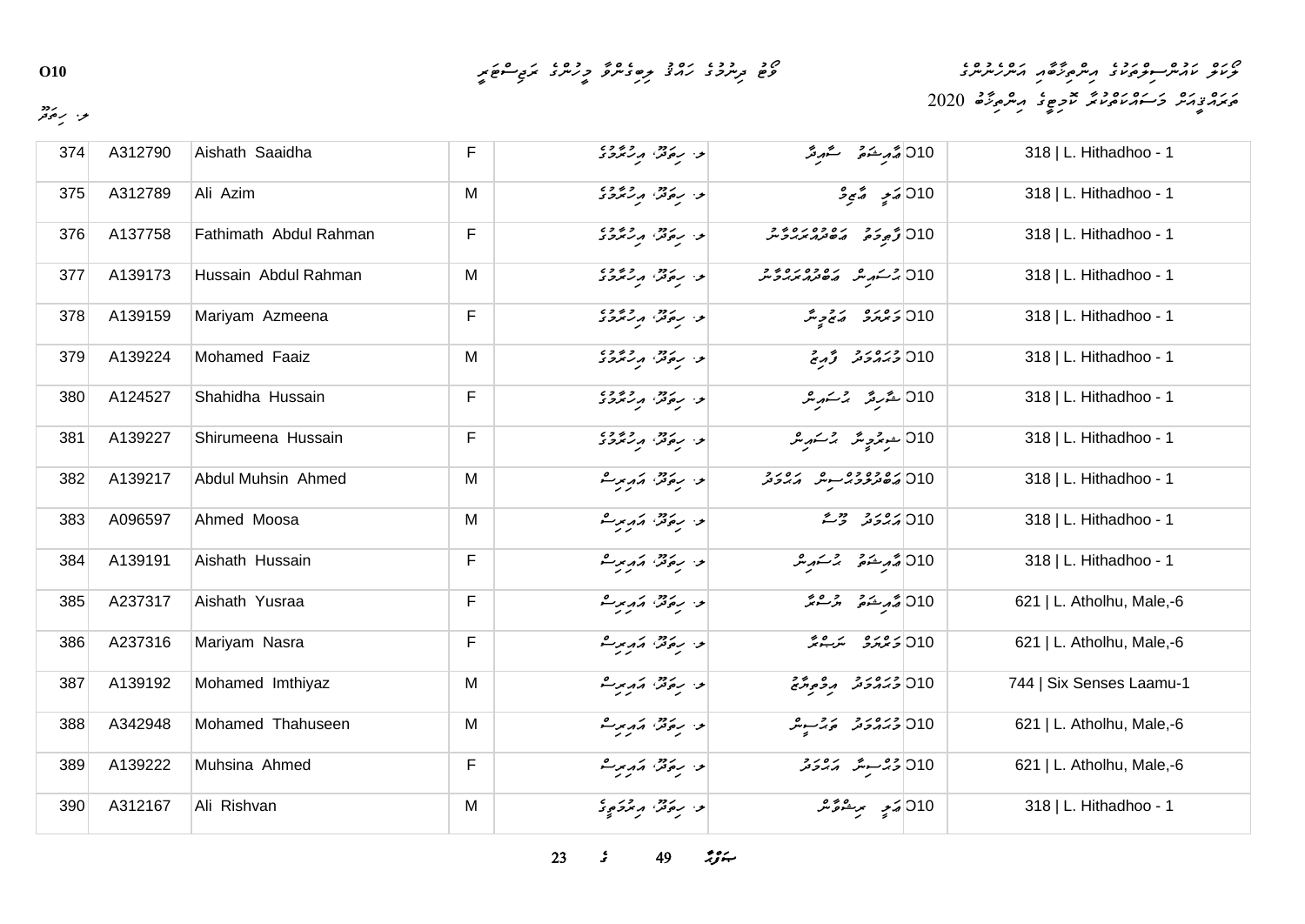| 374 | A312790 | Aishath Saaidha | F | ޅ. ހިތަދޫ، އިހުސާނުގެ | O10 އާއިޝަތު ސާއިދާ | 318 \| L. Hithadhoo - 1 |
|---|---|---|---|---|---|---|
| 375 | A312789 | Ali Azim | M | ޅ. ހިތަދޫ، އިހުސާނުގެ | O10 އަލި އާޒިމް | 318 \| L. Hithadhoo - 1 |
| 376 | A137758 | Fathimath Abdul Rahman | F | ޅ. ހިތަދޫ، އިހުސާނުގެ | O10 ފާތިމަތު އަބްދުއްރަޙްމާން | 318 \| L. Hithadhoo - 1 |
| 377 | A139173 | Hussain Abdul Rahman | M | ޅ. ހިތަދޫ، އިހުސާނުގެ | O10 ޙުސައިން އަބްދުއްރަޙްމާން | 318 \| L. Hithadhoo - 1 |
| 378 | A139159 | Mariyam Azmeena | F | ޅ. ހިތަދޫ، އިހުސާނުގެ | O10 މަރިޔަމް އަޒްމީނާ | 318 \| L. Hithadhoo - 1 |
| 379 | A139224 | Mohamed Faaiz | M | ޅ. ހިތަދޫ، އިހުސާނުގެ | O10 މުޙައްމަދު ފާއިޒް | 318 \| L. Hithadhoo - 1 |
| 380 | A124527 | Shahidha Hussain | F | ޅ. ހިތަދޫ، އިހުސާނުގެ | O10 ޝާހިދާ ޙުސައިން | 318 \| L. Hithadhoo - 1 |
| 381 | A139227 | Shirumeena Hussain | F | ޅ. ހިތަދޫ، އިހުސާނުގެ | O10 ޝިރުމީނާ ޙުސައިން | 318 \| L. Hithadhoo - 1 |
| 382 | A139217 | Abdul Muhsin Ahmed | M | ޅ. ހިތަދޫ، އައިރިސް | O10 އަބްދުލްމުޙްސިން އަޙްމަދު | 318 \| L. Hithadhoo - 1 |
| 383 | A096597 | Ahmed Moosa | M | ޅ. ހިތަދޫ، އައިރިސް | O10 އަޙްމަދު މޫސާ | 318 \| L. Hithadhoo - 1 |
| 384 | A139191 | Aishath Hussain | F | ޅ. ހިތަދޫ، އައިރިސް | O10 އާއިޝަތު ޙުސައިން | 318 \| L. Hithadhoo - 1 |
| 385 | A237317 | Aishath Yusraa | F | ޅ. ހިތަދޫ، އައިރިސް | O10 އާއިޝަތު ޔުސްރާ | 621 \| L. Atholhu, Male,-6 |
| 386 | A237316 | Mariyam Nasra | F | ޅ. ހިތަދޫ، އައިރިސް | O10 މަރިޔަމް ނަސްރާ | 621 \| L. Atholhu, Male,-6 |
| 387 | A139192 | Mohamed Imthiyaz | M | ޅ. ހިތަދޫ، އައިރިސް | O10 މުޙައްމަދު އިމްތިޔާޒް | 744 \| Six Senses Laamu-1 |
| 388 | A342948 | Mohamed Thahuseen | M | ޅ. ހިތަދޫ، އައިރިސް | O10 މުޙައްމަދު ތަޙުސީން | 621 \| L. Atholhu, Male,-6 |
| 389 | A139222 | Muhsina Ahmed | F | ޅ. ހިތަދޫ، އައިރިސް | O10 މުޙްސިނާ އަޙްމަދު | 621 \| L. Atholhu, Male,-6 |
| 390 | A312167 | Ali Rishvan | M | ޅ. ހިތަދޫ، އިރުމަތީގެ | O10 އަލި ރިޝްވާން | 318 \| L. Hithadhoo - 1 |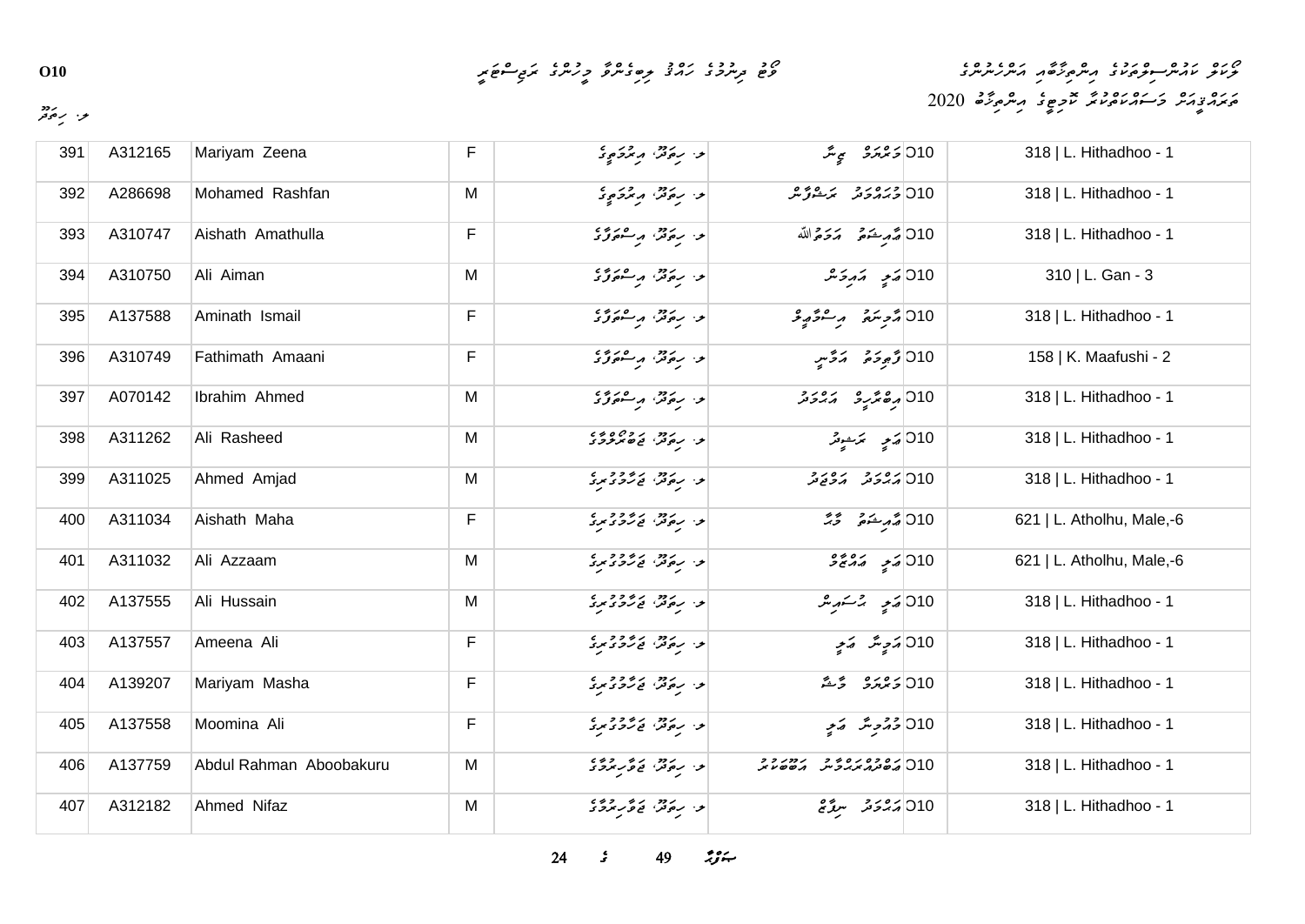| 391 | A312165 | Mariyam Zeena | F | ޏ. ހިތަދޫ، އިރުމަތީގެ | O10 މަރިޔަމް ޒީނާ | 318 \| L. Hithadhoo - 1 |
|---|---|---|---|---|---|---|
| 392 | A286698 | Mohamed Rashfan | M | ޏ. ހިތަދޫ، އިރުމަތީގެ | O10 މުހައްމަދު ރަޝްފާން | 318 \| L. Hithadhoo - 1 |
| 393 | A310747 | Aishath Amathulla | F | ޏ. ހިތަދޫ، އިސްތަވާގެ | O10 އާއިޝަތު އަމަތުﷲ | 318 \| L. Hithadhoo - 1 |
| 394 | A310750 | Ali Aiman | M | ޏ. ހިތަދޫ، އިސްތަވާގެ | O10 އަލި އައިމަން | 310 \| L. Gan - 3 |
| 395 | A137588 | Aminath Ismail | F | ޏ. ހިތަދޫ، އިސްތަވާގެ | O10 އާމިނަތު އިސްމާއީލް | 318 \| L. Hithadhoo - 1 |
| 396 | A310749 | Fathimath Amaani | F | ޏ. ހިތަދޫ، އިސްތަވާގެ | O10 ފާތިމަތު އަމާނީ | 158 \| K. Maafushi - 2 |
| 397 | A070142 | Ibrahim Ahmed | M | ޏ. ހިތަދޫ، އިސްތަވާގެ | O10 އިބްރާހީމް އަހްމަދު | 318 \| L. Hithadhoo - 1 |
| 398 | A311262 | Ali Rasheed | M | ޏ. ހިތަދޫ، ޖަބުރުވާގެ | O10 އަލި ރަޝީދު | 318 \| L. Hithadhoo - 1 |
| 399 | A311025 | Ahmed Amjad | M | ޏ. ހިތަދޫ، ޖަހާމުދުރީގެ | O10 އަހްމަދު އަމްޖަދު | 318 \| L. Hithadhoo - 1 |
| 400 | A311034 | Aishath Maha | F | ޏ. ހިތަދޫ، ޖަހާމުދުރީގެ | O10 އާއިޝަތު މަހާ | 621 \| L. Atholhu, Male,-6 |
| 401 | A311032 | Ali Azzaam | M | ޏ. ހިތަދޫ، ޖަހާމުދުރީގެ | O10 އަލި އައްޒާމް | 621 \| L. Atholhu, Male,-6 |
| 402 | A137555 | Ali Hussain | M | ޏ. ހިތަދޫ، ޖަހާމުދުރީގެ | O10 އަލި ހުސައިން | 318 \| L. Hithadhoo - 1 |
| 403 | A137557 | Ameena Ali | F | ޏ. ހިތަދޫ، ޖަހާމުދުރީގެ | O10 އަމީނާ އަލި | 318 \| L. Hithadhoo - 1 |
| 404 | A139207 | Mariyam Masha | F | ޏ. ހިތަދޫ، ޖަހާމުދުރީގެ | O10 މަރިޔަމް މާޝާ | 318 \| L. Hithadhoo - 1 |
| 405 | A137558 | Moomina Ali | F | ޏ. ހިތަދޫ، ޖަހާމުދުރީގެ | O10 މޫމިނާ އަލި | 318 \| L. Hithadhoo - 1 |
| 406 | A137759 | Abdul Rahman Aboobakuru | M | ޏ. ހިތަދޫ، ޖަވާހިރުގެ | O10 އަބްދުއްރަޙްމާން އަބޫބަކުރު | 318 \| L. Hithadhoo - 1 |
| 407 | A312182 | Ahmed Nifaz | M | ޏ. ހިތަދޫ، ޖަވާހިރުގެ | O10 އަހްމަދު ނިފާޒު | 318 \| L. Hithadhoo - 1 |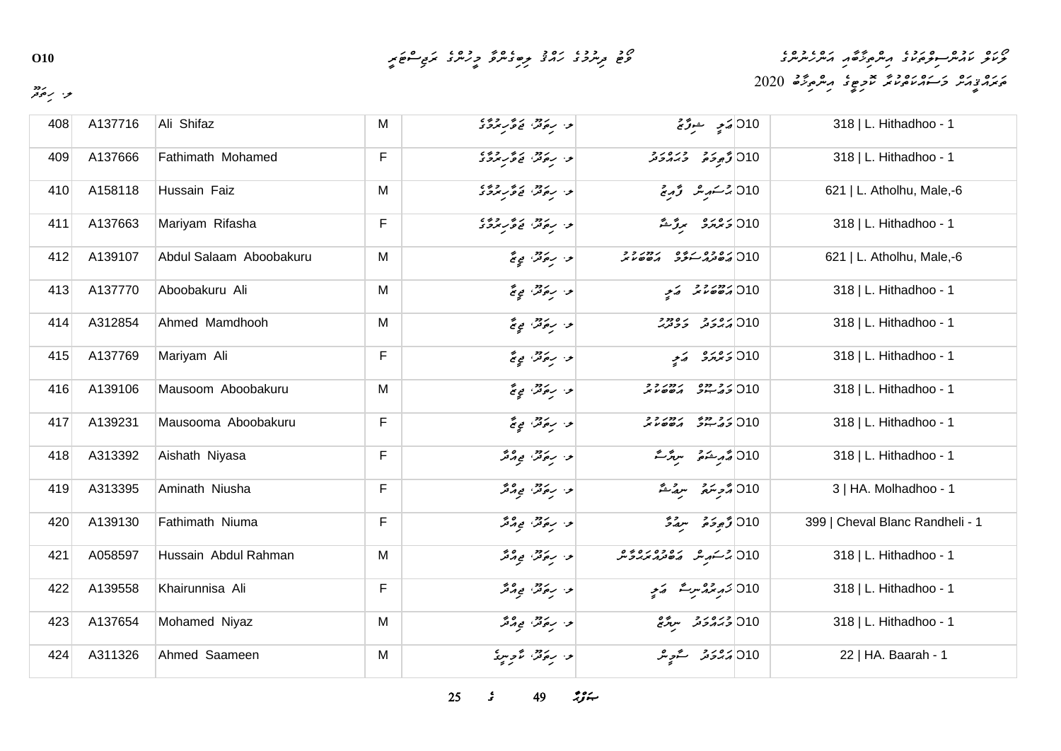ޤާނޫނީ ދާއިރާގެ ގޮތުގައި ބަދަލުކުރުމަށް ފަރުދުން ދެވިފައިވާ ފޯމު

ރ. ހިތަދޫ

| 408 | A137716 | Ali Shifaz | M | ލ. ހިތަދޫ، ޤަވާރިދުގާގެ | O10 އަލި ޝިފާޒު | 318 \| L. Hithadhoo - 1 |
|---|---|---|---|---|---|---|
| 409 | A137666 | Fathimath Mohamed | F | ލ. ހިތަދޫ، ޤަވާރިދުގާގެ | O10 ފާތިމަތު މުހައްމަދު | 318 \| L. Hithadhoo - 1 |
| 410 | A158118 | Hussain Faiz | M | ލ. ހިތަދޫ، ޤަވާރިދުގާގެ | O10 ހުސައިން ފާއިޒް | 621 \| L. Atholhu, Male,-6 |
| 411 | A137663 | Mariyam Rifasha | F | ލ. ހިތަދޫ، ޤަވާރިދުގާގެ | O10 މަރިޔަމް ރިފާޝާ | 318 \| L. Hithadhoo - 1 |
| 412 | A139107 | Abdul Salaam Aboobakuru | M | ލ. ހިތަދޫ، ތިޒާ | O10 އަބްދުލްސަލާމް އަބޫބަކުރު | 621 \| L. Atholhu, Male,-6 |
| 413 | A137770 | Aboobakuru Ali | M | ލ. ހިތަދޫ، ތިޒާ | O10 އަބޫބަކުރު އަލި | 318 \| L. Hithadhoo - 1 |
| 414 | A312854 | Ahmed Mamdhooh | M | ލ. ހިތަދޫ، ތިޒާ | O10 އަޙްމަދު މަމްދޫޙު | 318 \| L. Hithadhoo - 1 |
| 415 | A137769 | Mariyam Ali | F | ލ. ހިތަދޫ، ތިޒާ | O10 މަރިޔަމް އަލި | 318 \| L. Hithadhoo - 1 |
| 416 | A139106 | Mausoom Aboobakuru | M | ލ. ހިތަދޫ، ތިޒާ | O10 މައުޞޫމް އަބޫބަކުރު | 318 \| L. Hithadhoo - 1 |
| 417 | A139231 | Mausooma Aboobakuru | F | ލ. ހިތަދޫ، ތިޒާ | O10 މައުޞޫމާ އަބޫބަކުރު | 318 \| L. Hithadhoo - 1 |
| 418 | A313392 | Aishath Niyasa | F | ލ. ހިތަދޫ، ތިއުތާ | O10 އާއިޝަތު ނިޔާސާ | 318 \| L. Hithadhoo - 1 |
| 419 | A313395 | Aminath Niusha | F | ލ. ހިތަދޫ، ތިއުތާ | O10 އާމިނަތު ނިއުޝާ | 3 \| HA. Molhadhoo - 1 |
| 420 | A139130 | Fathimath Niuma | F | ލ. ހިތަދޫ، ތިއުތާ | O10 ފާތިމަތު ނިއުމާ | 399 \| Cheval Blanc Randheli - 1 |
| 421 | A058597 | Hussain Abdul Rahman | M | ލ. ހިތަދޫ، ތިއުތާ | O10 ހުސައިން އަބްދުއްރަޙްމާން | 318 \| L. Hithadhoo - 1 |
| 422 | A139558 | Khairunnisa Ali | F | ލ. ހިތަދޫ، ތިއުތާ | O10 ޚައިރުއްނިސާ އަލި | 318 \| L. Hithadhoo - 1 |
| 423 | A137654 | Mohamed Niyaz | M | ލ. ހިތަދޫ، ތިއުތާ | O10 މުޙައްމަދު ނިޔާޒު | 318 \| L. Hithadhoo - 1 |
| 424 | A311326 | Ahmed Saameen | M | ލ. ހިތަދޫ، ގާމިނީ | O10 އަޙްމަދު ސާމީން | 22 \| HA. Baarah - 1 |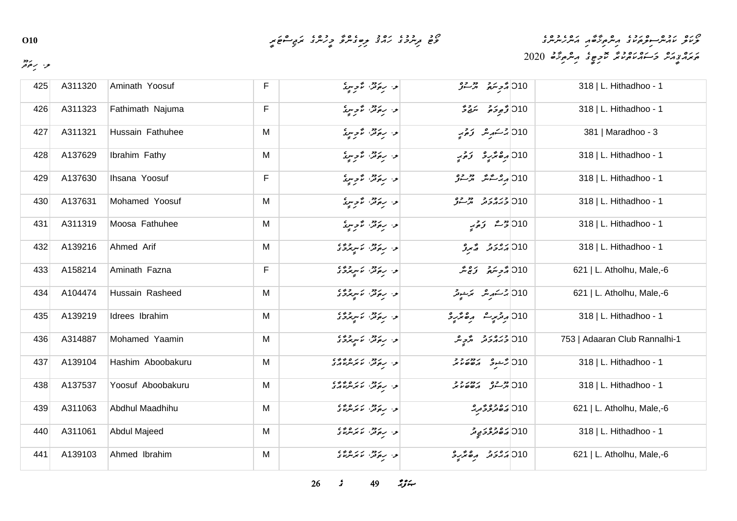| 425 | A311320 | Aminath Yoosuf | F | ޅ. ހިތަދޫ، ކާމިނީގެ | O10 އާމިނަތު ޔޫސުފް | 318 \| L. Hithadhoo - 1 |
|---|---|---|---|---|---|---|
| 426 | A311323 | Fathimath Najuma | F | ޅ. ހިތަދޫ، ކާމިނީގެ | O10 ފާތިމަތު ނަޖުމާ | 318 \| L. Hithadhoo - 1 |
| 427 | A311321 | Hussain Fathuhee | M | ޅ. ހިތަދޫ، ކާމިނީގެ | O10 ހުސައިން ފަތުހީ | 381 \| Maradhoo - 3 |
| 428 | A137629 | Ibrahim Fathy | M | ޅ. ހިތަދޫ، ކާމިނީގެ | O10 އިބްރާހިމް ފަތްހީ | 318 \| L. Hithadhoo - 1 |
| 429 | A137630 | Ihsana Yoosuf | F | ޅ. ހިތަދޫ، ކާމިނީގެ | O10 އިހްސާނާ ޔޫސުފް | 318 \| L. Hithadhoo - 1 |
| 430 | A137631 | Mohamed Yoosuf | M | ޅ. ހިތަދޫ، ކާމިނީގެ | O10 މުހައްމަދު ޔޫސުފް | 318 \| L. Hithadhoo - 1 |
| 431 | A311319 | Moosa Fathuhee | M | ޅ. ހިތަދޫ، ކާމިނީގެ | O10 މޫސާ ފަތުހީ | 318 \| L. Hithadhoo - 1 |
| 432 | A139216 | Ahmed Arif | M | ޅ. ހިތަދޫ، ކަނިރުމާގެ | O10 އަހުމަދު އާރިފް | 318 \| L. Hithadhoo - 1 |
| 433 | A158214 | Aminath Fazna | F | ޅ. ހިތަދޫ، ކަނިރުމާގެ | O10 އާމިނަތު ފަޒްނާ | 621 \| L. Atholhu, Male,-6 |
| 434 | A104474 | Hussain Rasheed | M | ޅ. ހިތަދޫ، ކަނިރުމާގެ | O10 ހުސައިން ރަޝީދު | 621 \| L. Atholhu, Male,-6 |
| 435 | A139219 | Idrees Ibrahim | M | ޅ. ހިތަދޫ، ކަނިރުމާގެ | O10 އިދުރީސް އިބްރާހިމް | 318 \| L. Hithadhoo - 1 |
| 436 | A314887 | Mohamed Yaamin | M | ޅ. ހިތަދޫ، ކަނިރުމާގެ | O10 މުހައްމަދު ޔާމިން | 753 \| Adaaran Club Rannalhi-1 |
| 437 | A139104 | Hashim Aboobakuru | M | ޅ. ހިތަދޫ، ކަރަނަފުށިގެ | O10 ހާޝިމް އަބޫބަކުރު | 318 \| L. Hithadhoo - 1 |
| 438 | A137537 | Yoosuf Aboobakuru | M | ޅ. ހިތަދޫ، ކަރަނަފުށިގެ | O10 ޔޫސުފް އަބޫބަކުރު | 318 \| L. Hithadhoo - 1 |
| 439 | A311063 | Abdhul Maadhihu | M | ޅ. ހިތަދޫ، ކަރަނަމާގެ | O10 އަބްދުލްމާދިހު | 621 \| L. Atholhu, Male,-6 |
| 440 | A311061 | Abdul Majeed | M | ޅ. ހިތަދޫ، ކަރަނަމާގެ | O10 އަބްދުލްމަޖީދު | 318 \| L. Hithadhoo - 1 |
| 441 | A139103 | Ahmed Ibrahim | M | ޅ. ހިތަދޫ، ކަރަނަމާގެ | O10 އަހުމަދު އިބްރާހިމް | 621 \| L. Atholhu, Male,-6 |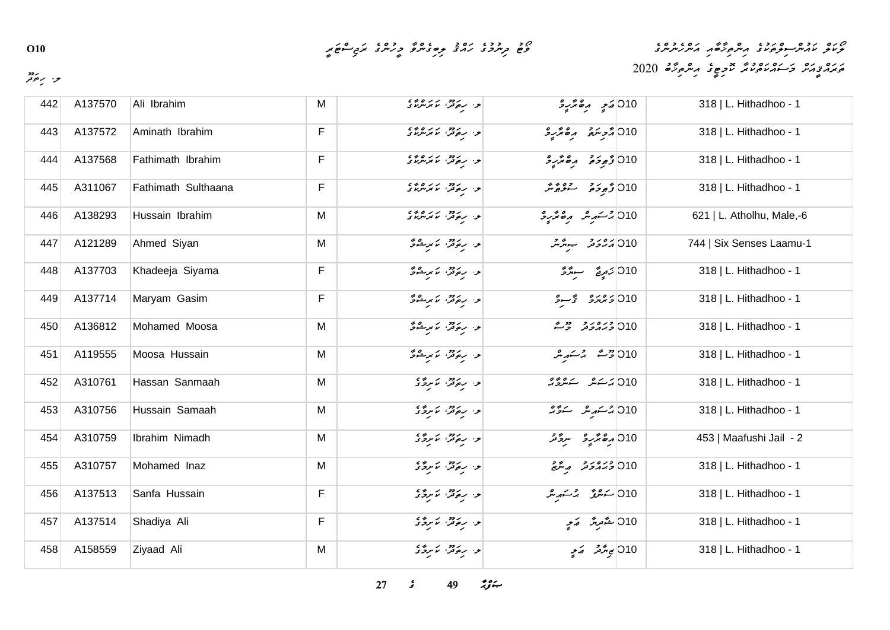| 442 | A137570 | Ali Ibrahim | M | ل. ހިތަދޫ، ކަރަންކާގެ | O10 އަލި އިބްރާހީމް | 318 \| L. Hithadhoo - 1 |
|---|---|---|---|---|---|---|
| 443 | A137572 | Aminath Ibrahim | F | ل. ހިތަދޫ، ކަރަންކާގެ | O10 އާމިނަތު އިބްރާހީމް | 318 \| L. Hithadhoo - 1 |
| 444 | A137568 | Fathimath Ibrahim | F | ل. ހިތަދޫ، ކަރަންކާގެ | O10 ފާތިމަތު އިބްރާހީމް | 318 \| L. Hithadhoo - 1 |
| 445 | A311067 | Fathimath Sulthaana | F | ل. ހިތަދޫ، ކަރަންކާގެ | O10 ފާތިމަތު ސުލްޠާނާ | 318 \| L. Hithadhoo - 1 |
| 446 | A138293 | Hussain Ibrahim | M | ل. ހިތަދޫ، ކަރަންކާގެ | O10 ހުސައިން އިބްރާހީމް | 621 \| L. Atholhu, Male,-6 |
| 447 | A121289 | Ahmed Siyan | M | ل. ހިތަދޫ، ކަރިޝްމާ | O10 އަހްމަދު ސިޔާން | 744 \| Six Senses Laamu-1 |
| 448 | A137703 | Khadeeja Siyama | F | ل. ހިތަދޫ، ކަރިޝްމާ | O10 ޚަދީޖާ ސިޔާމާ | 318 \| L. Hithadhoo - 1 |
| 449 | A137714 | Maryam Gasim | F | ل. ހިތަދޫ، ކަރިޝްމާ | O10 މަރްޔަމް ޤާސިމް | 318 \| L. Hithadhoo - 1 |
| 450 | A136812 | Mohamed Moosa | M | ل. ހިތަދޫ، ކަރިޝްމާ | O10 މުޙައްމަދު މޫސާ | 318 \| L. Hithadhoo - 1 |
| 451 | A119555 | Moosa Hussain | M | ل. ހިތަދޫ، ކަރިޝްމާ | O10 މޫސާ ހުސައިން | 318 \| L. Hithadhoo - 1 |
| 452 | A310761 | Hassan Sanmaah | M | ل. ހިތަދޫ، ކަނިމާގެ | O10 ހަސަން ސަންމާހު | 318 \| L. Hithadhoo - 1 |
| 453 | A310756 | Hussain Samaah | M | ل. ހިތަދޫ، ކަނިމާގެ | O10 ހުސައިން ސަމާހު | 318 \| L. Hithadhoo - 1 |
| 454 | A310759 | Ibrahim Nimadh | M | ل. ހިތަދޫ، ކަނިމާގެ | O10 އިބްރާހީމް ނިމާދު | 453 \| Maafushi Jail - 2 |
| 455 | A310757 | Mohamed Inaz | M | ل. ހިތަދޫ، ކަނިމާގެ | O10 މުޙައްމަދު އިނާޒް | 318 \| L. Hithadhoo - 1 |
| 456 | A137513 | Sanfa Hussain | F | ل. ހިތަދޫ، ކަނިމާގެ | O10 ސަންފާ ހުސައިން | 318 \| L. Hithadhoo - 1 |
| 457 | A137514 | Shadiya Ali | F | ل. ހިތަދޫ، ކަނިމާގެ | O10 ޝާދިޔާ އަލި | 318 \| L. Hithadhoo - 1 |
| 458 | A158559 | Ziyaad Ali | M | ل. ހިތަދޫ، ކަނިމާގެ | O10 ޒިޔާދު އަލި | 318 \| L. Hithadhoo - 1 |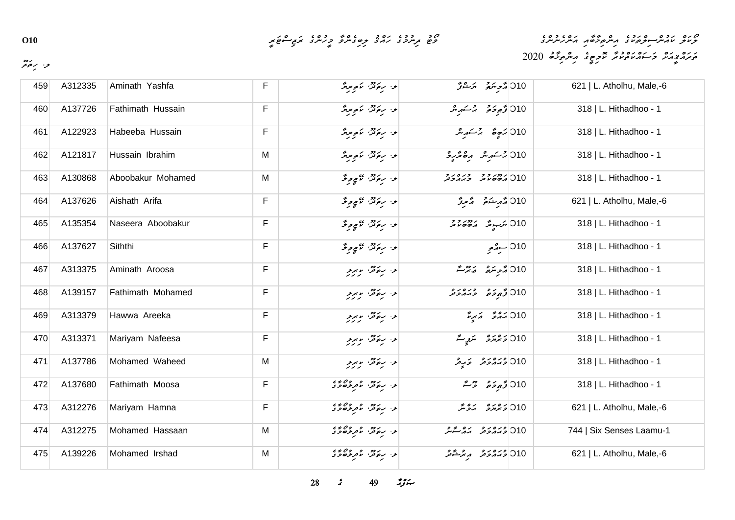| 459 | A312335 | Aminath Yashfa | F | ލ. ހިތަދޫ، ކަވިރިއާ | O10 އާމިނަތު ޔަށްފާ | 621 \| L. Atholhu, Male,-6 |
|---|---|---|---|---|---|---|
| 460 | A137726 | Fathimath Hussain | F | ލ. ހިތަދޫ، ކަވިރިއާ | O10 ފާތިމަތު ހުސައިން | 318 \| L. Hithadhoo - 1 |
| 461 | A122923 | Habeeba Hussain | F | ލ. ހިތަދޫ، ކަވިރިއާ | O10 ހަބީބާ ހުސައިން | 318 \| L. Hithadhoo - 1 |
| 462 | A121817 | Hussain Ibrahim | M | ލ. ހިތަދޫ، ކަވިރިއާ | O10 ހުސައިން އިބްރާހީމް | 318 \| L. Hithadhoo - 1 |
| 463 | A130868 | Aboobakur Mohamed | M | ލ. ހިތަދޫ، ކާނީވިލާ | O10 އަބޫބަކުރު މުޙައްމަދު | 318 \| L. Hithadhoo - 1 |
| 464 | A137626 | Aishath Arifa | F | ލ. ހިތަދޫ، ކާނީވިލާ | O10 އާއިޝަތު އާރިފާ | 621 \| L. Atholhu, Male,-6 |
| 465 | A135354 | Naseera Aboobakur | F | ލ. ހިތަދޫ، ކާނީވިލާ | O10 ނަސީރާ އަބޫބަކުރު | 318 \| L. Hithadhoo - 1 |
| 466 | A137627 | Siththi | F | ލ. ހިތަދޫ، ކާނީވިލާ | O10 ސިއްތި | 318 \| L. Hithadhoo - 1 |
| 467 | A313375 | Aminath Aroosa | F | ލ. ހިތަދޫ، ކިރިދި | O10 އާމިނަތު އަރޫސާ | 318 \| L. Hithadhoo - 1 |
| 468 | A139157 | Fathimath Mohamed | F | ލ. ހިތަދޫ، ކިރިދި | O10 ފާތިމަތު މުޙައްމަދު | 318 \| L. Hithadhoo - 1 |
| 469 | A313379 | Hawwa Areeka | F | ލ. ހިތަދޫ، ކިރިދި | O10 ހައްވާ އަރީކާ | 318 \| L. Hithadhoo - 1 |
| 470 | A313371 | Mariyam Nafeesa | F | ލ. ހިތަދޫ، ކިރިދި | O10 މަރިޔަމް ނަފީސާ | 318 \| L. Hithadhoo - 1 |
| 471 | A137786 | Mohamed Waheed | M | ލ. ހިތަދޫ، ކިރިދި | O10 މުޙައްމަދު ވަހީދު | 318 \| L. Hithadhoo - 1 |
| 472 | A137680 | Fathimath Moosa | F | ލ. ހިތަދޫ، ކުރުމްބާގެ | O10 ފާތިމަތު މޫސާ | 318 \| L. Hithadhoo - 1 |
| 473 | A312276 | Mariyam Hamna | F | ލ. ހިތަދޫ، ކުރުމްބާގެ | O10 މަރިޔަމް ހަމްނާ | 621 \| L. Atholhu, Male,-6 |
| 474 | A312275 | Mohamed Hassaan | M | ލ. ހިތަދޫ، ކުރުމްބާގެ | O10 މުޙައްމަދު ހައްސާން | 744 \| Six Senses Laamu-1 |
| 475 | A139226 | Mohamed Irshad | M | ލ. ހިތަދޫ، ކުރުމްބާގެ | O10 މުޙައްމަދު އިރްޝާދު | 621 \| L. Atholhu, Male,-6 |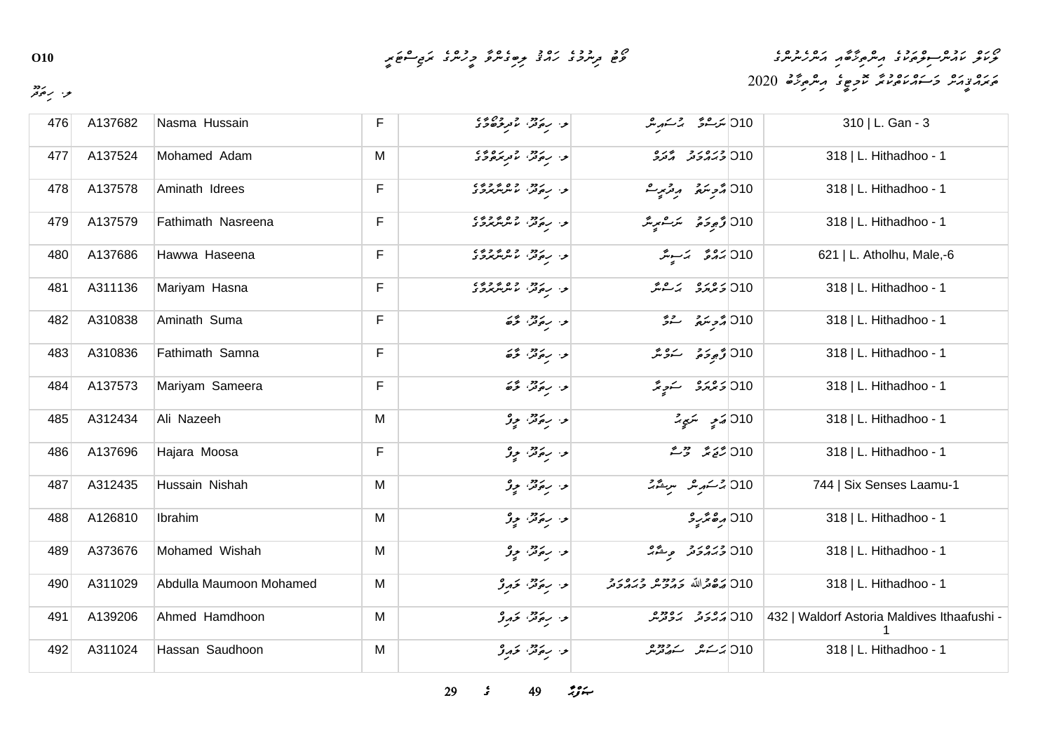| 476 | A137682 | Nasma Hussain | F | ލ. ހިތަދޫ، ކުދިވޭލާގެ | O10 ނަސްމާ ހުސައިން | 310 \| L. Gan - 3 |
|---|---|---|---|---|---|---|
| 477 | A137524 | Mohamed Adam | M | ލ. ހިތަދޫ، ކުދިރަތްވާގެ | O10 މުހައްމަދު އާދަމް | 318 \| L. Hithadhoo - 1 |
| 478 | A137578 | Aminath Idrees | F | ލ. ހިތަދޫ، ކުންނާރުގެ | O10 އާމިނަތު އިދުރީސް | 318 \| L. Hithadhoo - 1 |
| 479 | A137579 | Fathimath Nasreena | F | ލ. ހިތަދޫ، ކުންނާރުގެ | O10 ފާތިމަތު ނަސްރީނާ | 318 \| L. Hithadhoo - 1 |
| 480 | A137686 | Hawwa Haseena | F | ލ. ހިތަދޫ، ކުންނާރުގެ | O10 ހައްވާ ހަސީނާ | 621 \| L. Atholhu, Male,-6 |
| 481 | A311136 | Mariyam Hasna | F | ލ. ހިތަދޫ، ކުންނާރުގެ | O10 މަރިޔަމް ހަސްނާ | 318 \| L. Hithadhoo - 1 |
| 482 | A310838 | Aminath Suma | F | ލ. ހިތަދޫ، ލާމާ | O10 އާމިނަތު ސުމާ | 318 \| L. Hithadhoo - 1 |
| 483 | A310836 | Fathimath Samna | F | ލ. ހިތަދޫ، ލާމާ | O10 ފާތިމަތު ސަމްނާ | 318 \| L. Hithadhoo - 1 |
| 484 | A137573 | Mariyam Sameera | F | ލ. ހިތަދޫ، ލާމާ | O10 މަރިޔަމް ސަމީރާ | 318 \| L. Hithadhoo - 1 |
| 485 | A312434 | Ali Nazeeh | M | ލ. ހިތަދޫ، ލިލީ | O10 އަލި ނަޒީހު | 318 \| L. Hithadhoo - 1 |
| 486 | A137696 | Hajara Moosa | F | ލ. ހިތަދޫ، ލިލީ | O10 ހާޖަރާ މޫސާ | 318 \| L. Hithadhoo - 1 |
| 487 | A312435 | Hussain Nishah | M | ލ. ހިތަދޫ، ލިލީ | O10 ހުސައިން ނިޝާހު | 744 \| Six Senses Laamu-1 |
| 488 | A126810 | Ibrahim | M | ލ. ހިތަދޫ، ލިލީ | O10 އިބްރާހިމް | 318 \| L. Hithadhoo - 1 |
| 489 | A373676 | Mohamed Wishah | M | ލ. ހިތަދޫ، ލިލީ | O10 މުހައްމަދު ވިޝާހު | 318 \| L. Hithadhoo - 1 |
| 490 | A311029 | Abdulla Maumoon Mohamed | M | ލ. ހިތަދޫ، ލައިލް | O10 އަބްދުاللهِ މައުމޫން މުހައްމަދު | 318 \| L. Hithadhoo - 1 |
| 491 | A139206 | Ahmed Hamdhoon | M | ލ. ހިތަދޫ، ލައިލް | O10 އަހްމަދު ހަމްދޫން | 432 \| Waldorf Astoria Maldives Ithaafushi - 1 |
| 492 | A311024 | Hassan Saudhoon | M | ލ. ހިތަދޫ، ލައިލް | O10 ހަސަން ސައުދޫން | 318 \| L. Hithadhoo - 1 |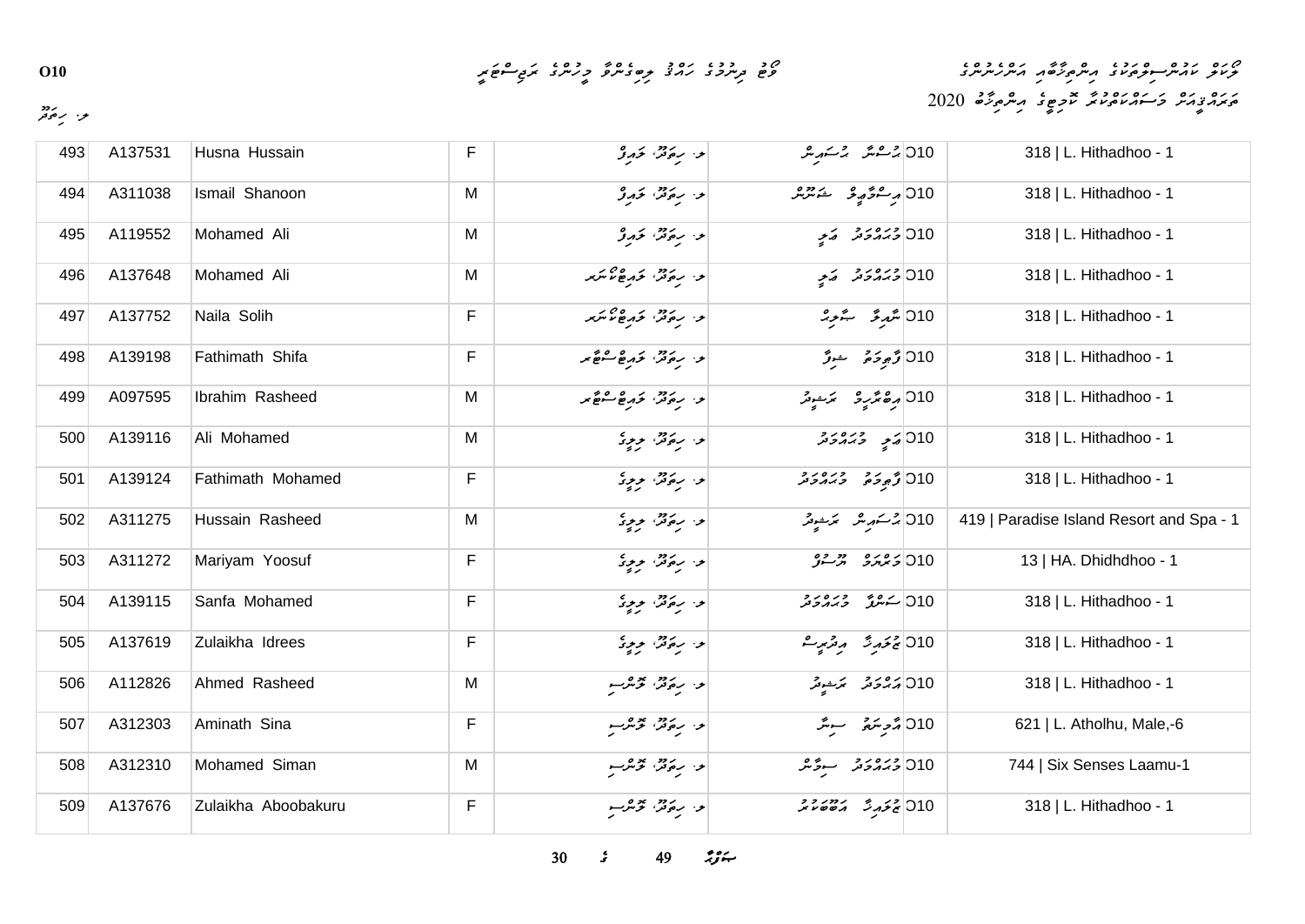| 493 | A137531 | Husna Hussain | F | ލ. ހިތަދޫ، ވަރިވު | O10 ހުސްނާ ހުސައިން | 318 \| L. Hithadhoo - 1 |
|---|---|---|---|---|---|---|
| 494 | A311038 | Ismail Shanoon | M | ލ. ހިތަދޫ، ވަރިވު | O10 އިސްމާއީލް ޝަނޫން | 318 \| L. Hithadhoo - 1 |
| 495 | A119552 | Mohamed Ali | M | ލ. ހިތަދޫ، ވަރިވު | O10 މުހައްމަދު އަލި | 318 \| L. Hithadhoo - 1 |
| 496 | A137648 | Mohamed Ali | M | ލ. ހިތަދޫ، ވަރިޖެހޭނަރަ | O10 މުހައްމަދު އަލި | 318 \| L. Hithadhoo - 1 |
| 497 | A137752 | Naila Solih | F | ލ. ހިތަދޫ، ވަރިޖެހޭނަރަ | O10 ނާއިލާ ޞާލިހް | 318 \| L. Hithadhoo - 1 |
| 498 | A139198 | Fathimath Shifa | F | ލ. ހިތަދޫ، ވަރިޖެސްޓަރ | O10 ފާތިމަތު ޝިފާ | 318 \| L. Hithadhoo - 1 |
| 499 | A097595 | Ibrahim Rasheed | M | ލ. ހިތަދޫ، ވަރިޖެސްޓަރ | O10 އިބްރާހީމް ރަޝީދު | 318 \| L. Hithadhoo - 1 |
| 500 | A139116 | Ali Mohamed | M | ލ. ހިތަދޫ، ވިލީގެ | O10 އަލި މުހައްމަދު | 318 \| L. Hithadhoo - 1 |
| 501 | A139124 | Fathimath Mohamed | F | ލ. ހިތަދޫ، ވިލީގެ | O10 ފާތިމަތު މުހައްމަދު | 318 \| L. Hithadhoo - 1 |
| 502 | A311275 | Hussain Rasheed | M | ލ. ހިތަދޫ، ވިލީގެ | O10 ހުސައިން ރަޝީދު | 419 \| Paradise Island Resort and Spa - 1 |
| 503 | A311272 | Mariyam Yoosuf | F | ލ. ހިތަދޫ، ވިލީގެ | O10 މަރިޔަމް ޔޫސުފް | 13 \| HA. Dhidhdhoo - 1 |
| 504 | A139115 | Sanfa Mohamed | F | ލ. ހިތަދޫ، ވިލީގެ | O10 ސަންފާ މުހައްމަދު | 318 \| L. Hithadhoo - 1 |
| 505 | A137619 | Zulaikha Idrees | F | ލ. ހިތަދޫ، ވިލީގެ | O10 ޒުލައިޚާ އިދުރީސް | 318 \| L. Hithadhoo - 1 |
| 506 | A112826 | Ahmed Rasheed | M | ލ. ހިތަދޫ، ވޮންސީ | O10 އަހުމަދު ރަޝީދު | 318 \| L. Hithadhoo - 1 |
| 507 | A312303 | Aminath Sina | F | ލ. ހިތަދޫ، ވޮންސީ | O10 އާމިނަތު ސިނާ | 621 \| L. Atholhu, Male,-6 |
| 508 | A312310 | Mohamed Siman | M | ލ. ހިތަދޫ، ވޮންސީ | O10 މުހައްމަދު ސިމާން | 744 \| Six Senses Laamu-1 |
| 509 | A137676 | Zulaikha Aboobakuru | F | ލ. ހިތަދޫ، ވޮންސީ | O10 ޒުލައިޚާ އަބޫބަކުރު | 318 \| L. Hithadhoo - 1 |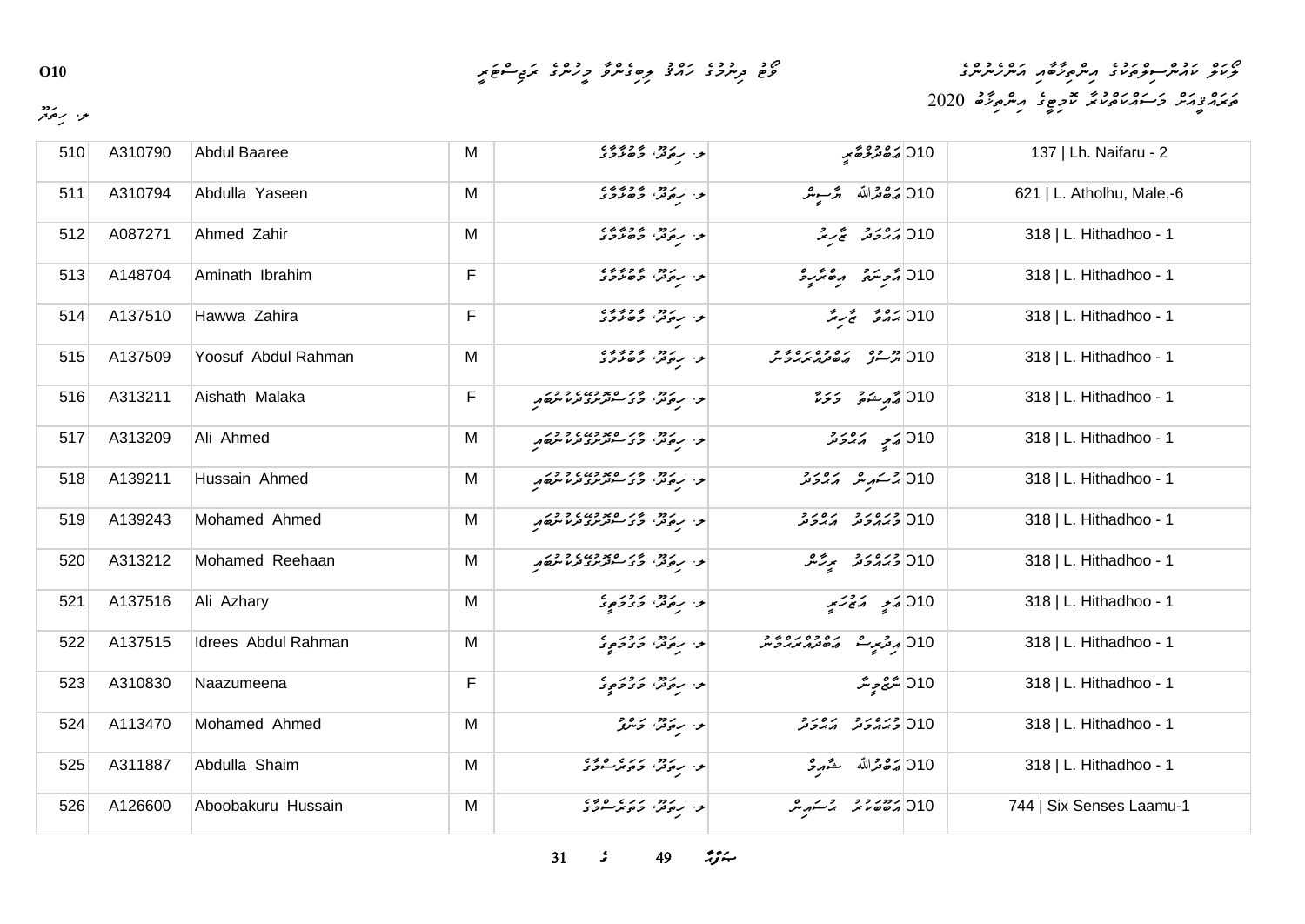| 510 | A310790 | Abdul Baaree | M | ލ. ހިތަދޫ، މާބޮޑުގެ | O10 އަބްދުލްބާރީ | 137 \| Lh. Naifaru - 2 |
|---|---|---|---|---|---|---|
| 511 | A310794 | Abdulla Yaseen | M | ލ. ހިތަދޫ، މާބޮޑުގެ | O10 އަބްދުﷲ ޔާސީން | 621 \| L. Atholhu, Male,-6 |
| 512 | A087271 | Ahmed Zahir | M | ލ. ހިތަދޫ، މާބޮޑުގެ | O10 އަޙްމަދު ޒާހިރު | 318 \| L. Hithadhoo - 1 |
| 513 | A148704 | Aminath Ibrahim | F | ލ. ހިތަދޫ، މާބޮޑުގެ | O10 އާމިނަތު އިބްރާހީމް | 318 \| L. Hithadhoo - 1 |
| 514 | A137510 | Hawwa Zahira | F | ލ. ހިތަދޫ، މާބޮޑުގެ | O10 ހައްވާ ޒާހިރާ | 318 \| L. Hithadhoo - 1 |
| 515 | A137509 | Yoosuf Abdul Rahman | M | ލ. ހިތަދޫ، މާބޮޑުގެ | O10 ޔޫސުފު އަބްދުއްރަޙްމާން | 318 \| L. Hithadhoo - 1 |
| 516 | A313211 | Aishath Malaka | F | ލ. ހިތަދޫ، މާގަސްދޮރުގެދޮށުގޭ | O10 އާއިޝަތު މަލަކާ | 318 \| L. Hithadhoo - 1 |
| 517 | A313209 | Ali Ahmed | M | ލ. ހިތަދޫ، މާގަސްދޮރުގެދޮށުގޭ | O10 އަލި އަޙްމަދު | 318 \| L. Hithadhoo - 1 |
| 518 | A139211 | Hussain Ahmed | M | ލ. ހިތަދޫ، މާގަސްދޮރުގެދޮށުގޭ | O10 ހުސައިން އަޙްމަދު | 318 \| L. Hithadhoo - 1 |
| 519 | A139243 | Mohamed Ahmed | M | ލ. ހިތަދޫ، މާގަސްދޮރުގެދޮށުގޭ | O10 މުޙައްމަދު އަޙްމަދު | 318 \| L. Hithadhoo - 1 |
| 520 | A313212 | Mohamed Reehaan | M | ލ. ހިތަދޫ، މާގަސްދޮރުގެދޮށުގޭ | O10 މުޙައްމަދު ރީހާން | 318 \| L. Hithadhoo - 1 |
| 521 | A137516 | Ali Azhary | M | ލ. ހިތަދޫ، މަމަމިގޭ | O10 އަލި އަޒްހަރީ | 318 \| L. Hithadhoo - 1 |
| 522 | A137515 | Idrees Abdul Rahman | M | ލ. ހިތަދޫ، މަމަމިގޭ | O10 އިދްރީސް އަބްދުއްރަޙްމާން | 318 \| L. Hithadhoo - 1 |
| 523 | A310830 | Naazumeena | F | ލ. ހިތަދޫ، މަމަމިގޭ | O10 ނާޒުމީނާ | 318 \| L. Hithadhoo - 1 |
| 524 | A113470 | Mohamed Ahmed | M | ލ. ހިތަދޫ، މަނިކު | O10 މުޙައްމަދު އަޙްމަދު | 318 \| L. Hithadhoo - 1 |
| 525 | A311887 | Abdulla Shaim | M | ލ. ހިތަދޫ، މަތިރަސްފުގެ | O10 އަބްދުﷲ ޝާއިމް | 318 \| L. Hithadhoo - 1 |
| 526 | A126600 | Aboobakuru Hussain | M | ލ. ހިތަދޫ، މަތިރަސްފުގެ | O10 އަބޫބަކުރު ހުސައިން | 744 \| Six Senses Laamu-1 |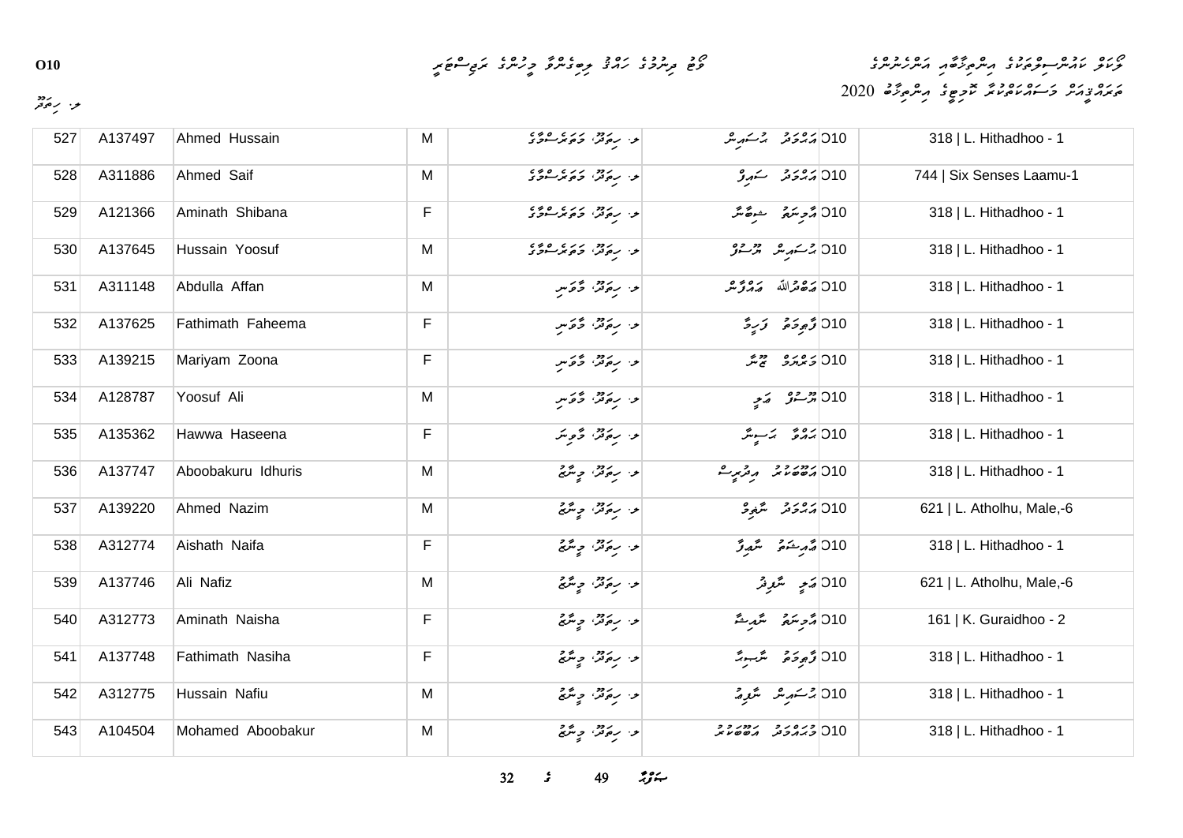| 527 | A137497 | Ahmed Hussain | M | ل. رِهَڌޫ، ޖަވަރުސްވާގެ | O10 އަހުމަދު ހުސައިން | 318 \| L. Hithadhoo - 1 |
|---|---|---|---|---|---|---|
| 528 | A311886 | Ahmed Saif | M | ل. رِهَڌޫ، ޖަވަރުސްވާގެ | O10 އަހުމަދު ސައިފު | 744 \| Six Senses Laamu-1 |
| 529 | A121366 | Aminath Shibana | F | ل. رِهَڌޫ، ޖަވަރުސްވާގެ | O10 އާމިނަތު ޝިބާނާ | 318 \| L. Hithadhoo - 1 |
| 530 | A137645 | Hussain Yoosuf | M | ل. رِهَڌޫ، ޖަވަރުސްވާގެ | O10 ހުސައިން ޔޫސުފު | 318 \| L. Hithadhoo - 1 |
| 531 | A311148 | Abdulla Affan | M | ل. رِهَڌޫ، ޖާވަން | O10 އަބްދުﷲ އައްފާން | 318 \| L. Hithadhoo - 1 |
| 532 | A137625 | Fathimath Faheema | F | ل. رِهَڌޫ، ޖާވަން | O10 ފާތިމަތު ފަހީމާ | 318 \| L. Hithadhoo - 1 |
| 533 | A139215 | Mariyam Zoona | F | ل. رِهَڌޫ، ޖާވަން | O10 މަރިޔަމް ޒޫނާ | 318 \| L. Hithadhoo - 1 |
| 534 | A128787 | Yoosuf Ali | M | ل. رِهَڌޫ، ޖާވަން | O10 ޔޫސުފު އަލި | 318 \| L. Hithadhoo - 1 |
| 535 | A135362 | Hawwa Haseena | F | ل. رِهَڌޫ، ޖާވިން | O10 ހައްވާ ހަސީނާ | 318 \| L. Hithadhoo - 1 |
| 536 | A137747 | Aboobakuru Idhuris | M | ل. رِهَڌޫ، ޖިނާޖު | O10 އަބޫބަކުރު އިދުރީސް | 318 \| L. Hithadhoo - 1 |
| 537 | A139220 | Ahmed Nazim | M | ل. رِهَڌޫ، ޖިނާޖު | O10 އަހުމަދު ނާޒިމް | 621 \| L. Atholhu, Male,-6 |
| 538 | A312774 | Aishath Naifa | F | ل. رِهَڌޫ، ޖިނާޖު | O10 އައިޝަތު ނާއިފާ | 318 \| L. Hithadhoo - 1 |
| 539 | A137746 | Ali Nafiz | M | ل. رِهَڌޫ، ޖިނާޖު | O10 އަލި ނާފިޒު | 621 \| L. Atholhu, Male,-6 |
| 540 | A312773 | Aminath Naisha | F | ل. رِهَڌޫ، ޖިނާޖު | O10 އާމިނަތު ނާއިޝާ | 161 \| K. Guraidhoo - 2 |
| 541 | A137748 | Fathimath Nasiha | F | ل. رِهَڌޫ، ޖިނާޖު | O10 ފާތިމަތު ނާސިހާ | 318 \| L. Hithadhoo - 1 |
| 542 | A312775 | Hussain Nafiu | M | ل. رِهَڌޫ، ޖިނާޖު | O10 ހުސައިން ނާފިއު | 318 \| L. Hithadhoo - 1 |
| 543 | A104504 | Mohamed Aboobakur | M | ل. رِهَڌޫ، ޖިނާޖު | O10 މުހައްމަދު އަބޫބަކުރު | 318 \| L. Hithadhoo - 1 |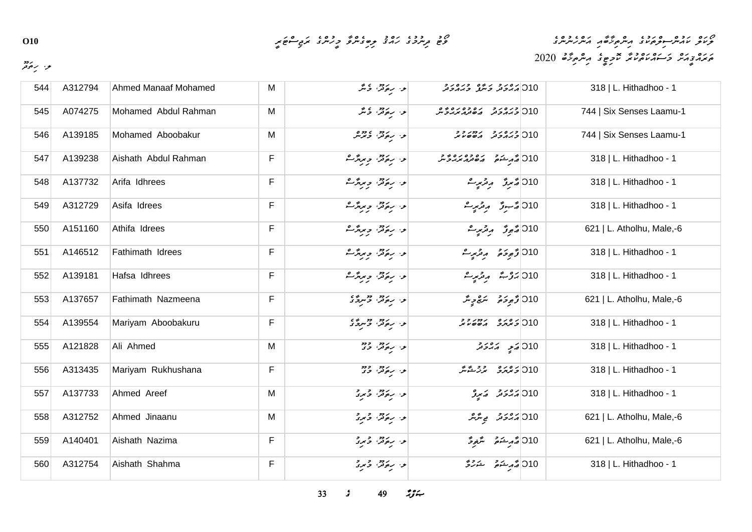| 544 | A312794 | Ahmed Manaaf Mohamed | M | ل. رِهَڌُ، ڌَشَ | O10 | 318 \| L. Hithadhoo - 1 |
|---|---|---|---|---|---|---|
| 545 | A074275 | Mohamed Abdul Rahman | M | ل. رِهَڌُ، ڌَشَ | O10 | 744 \| Six Senses Laamu-1 |
| 546 | A139185 | Mohamed Aboobakur | M | ل. رِهَڌُ، ڌَڌْشَ | O10 | 744 \| Six Senses Laamu-1 |
| 547 | A139238 | Aishath Abdul Rahman | F | ل. رِهَڌُ، ڌِڌُ | O10 | 318 \| L. Hithadhoo - 1 |
| 548 | A137732 | Arifa Idhrees | F | ل. رِهَڌُ، ڌِڌُ | O10 | 318 \| L. Hithadhoo - 1 |
| 549 | A312729 | Asifa Idrees | F | ل. رِهَڌُ، ڌِڌُ | O10 | 318 \| L. Hithadhoo - 1 |
| 550 | A151160 | Athifa Idrees | F | ل. رِهَڌُ، ڌِڌُ | O10 | 621 \| L. Atholhu, Male,-6 |
| 551 | A146512 | Fathimath Idrees | F | ل. رِهَڌُ، ڌِڌُ | O10 | 318 \| L. Hithadhoo - 1 |
| 552 | A139181 | Hafsa Idhrees | F | ل. رِهَڌُ، ڌِڌُ | O10 | 318 \| L. Hithadhoo - 1 |
| 553 | A137657 | Fathimath Nazmeena | F | ل. رِهَڌُ، ڌُ | O10 | 621 \| L. Atholhu, Male,-6 |
| 554 | A139554 | Mariyam Aboobakuru | F | ل. رِهَڌُ، ڌُ | O10 | 318 \| L. Hithadhoo - 1 |
| 555 | A121828 | Ali Ahmed | M | ل. رِهَڌُ، ڌُ | O10 | 318 \| L. Hithadhoo - 1 |
| 556 | A313435 | Mariyam Rukhushana | F | ل. رِهَڌُ، ڌُ | O10 | 318 \| L. Hithadhoo - 1 |
| 557 | A137733 | Ahmed Areef | M | ل. رِهَڌُ، ڌُ | O10 | 318 \| L. Hithadhoo - 1 |
| 558 | A312752 | Ahmed Jinaanu | M | ل. رِهَڌُ، ڌُ | O10 | 621 \| L. Atholhu, Male,-6 |
| 559 | A140401 | Aishath Nazima | F | ل. رِهَڌُ، ڌُ | O10 | 621 \| L. Atholhu, Male,-6 |
| 560 | A312754 | Aishath Shahma | F | ل. رِهَڌُ، ڌُ | O10 | 318 \| L. Hithadhoo - 1 |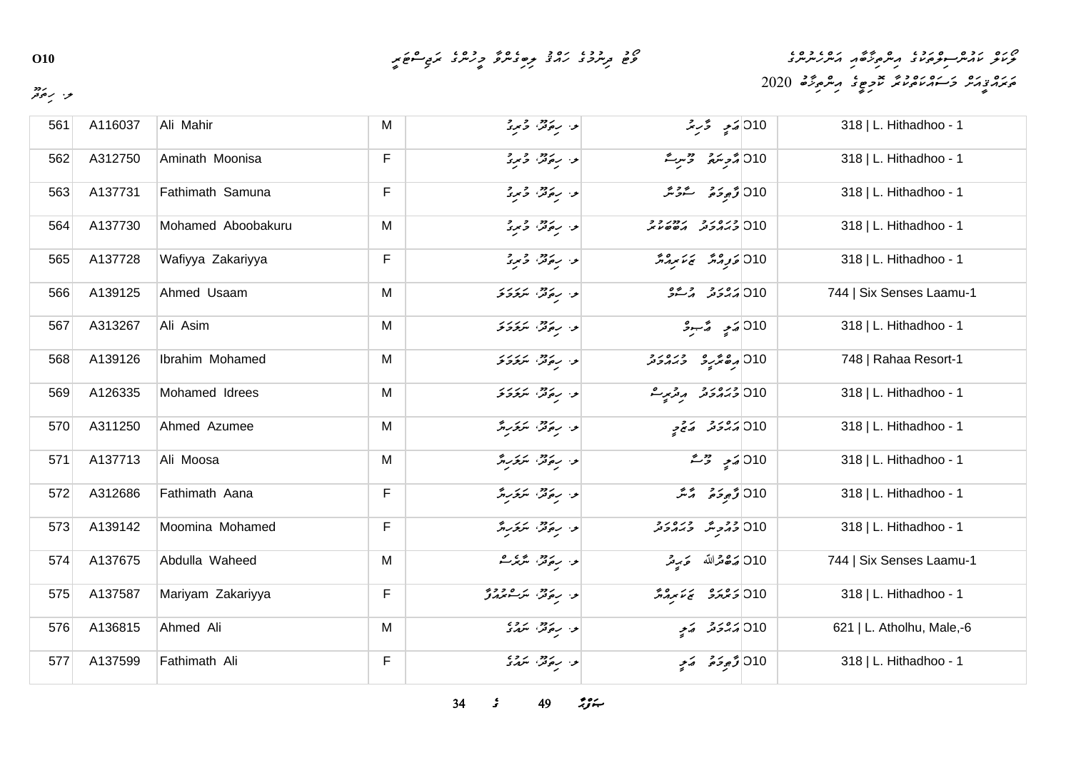| 561 | A116037 | Ali Mahir | M | ޅ. ހިތަދޫ، މާރިގު | O10 އަލި މާހިރު | 318 \| L. Hithadhoo - 1 |
|---|---|---|---|---|---|---|
| 562 | A312750 | Aminath Moonisa | F | ޅ. ހިތަދޫ، މާރިގު | O10 އާމިނަތު މޫނިސާ | 318 \| L. Hithadhoo - 1 |
| 563 | A137731 | Fathimath Samuna | F | ޅ. ހިތަދޫ، މާރިގު | O10 ފާތިމަތު ސަމޫނާ | 318 \| L. Hithadhoo - 1 |
| 564 | A137730 | Mohamed Aboobakuru | M | ޅ. ހިތަދޫ، މާރިގު | O10 މުޙައްމަދު އަބޫބަކުރު | 318 \| L. Hithadhoo - 1 |
| 565 | A137728 | Wafiyya Zakariyya | F | ޅ. ހިތަދޫ، މާރިގު | O10 ވަފިއްޔާ ޒަކަރިއްޔާ | 318 \| L. Hithadhoo - 1 |
| 566 | A139125 | Ahmed Usaam | M | ޅ. ހިތަދޫ، ނަރުގަހަ | O10 އަޙްމަދު އުސާމް | 744 \| Six Senses Laamu-1 |
| 567 | A313267 | Ali Asim | M | ޅ. ހިތަދޫ، ނަރުގަހަ | O10 އަލި އާސިމް | 318 \| L. Hithadhoo - 1 |
| 568 | A139126 | Ibrahim Mohamed | M | ޅ. ހިތަދޫ، ނަރުގަހަ | O10 އިބްރާހީމް މުޙައްމަދު | 748 \| Rahaa Resort-1 |
| 569 | A126335 | Mohamed Idrees | M | ޅ. ހިތަދޫ، ނަރުގަހަ | O10 މުޙައްމަދު އިދްރީސް | 318 \| L. Hithadhoo - 1 |
| 570 | A311250 | Ahmed Azumee | M | ޅ. ހިތަދޫ، ނަރުގަހިޔާ | O10 އަޙްމަދު އަޒުމީ | 318 \| L. Hithadhoo - 1 |
| 571 | A137713 | Ali Moosa | M | ޅ. ހިތަދޫ، ނަރުގަހިޔާ | O10 އަލި މޫސާ | 318 \| L. Hithadhoo - 1 |
| 572 | A312686 | Fathimath Aana | F | ޅ. ހިތަދޫ، ނަރުގަހިޔާ | O10 ފާތިމަތު އާނާ | 318 \| L. Hithadhoo - 1 |
| 573 | A139142 | Moomina Mohamed | F | ޅ. ހިތަދޫ، ނަރުގަހިޔާ | O10 މޫމިނާ މުޙައްމަދު | 318 \| L. Hithadhoo - 1 |
| 574 | A137675 | Abdulla Waheed | M | ޅ. ހިތަދޫ، ނާރަސް | O10 އަބްދުﷲ ވަޙީދު | 744 \| Six Senses Laamu-1 |
| 575 | A137587 | Mariyam Zakariyya | F | ޅ. ހިތަދޫ، ނަސްރީމުގު | O10 މަރިޔަމް ޒަކަރިއްޔާ | 318 \| L. Hithadhoo - 1 |
| 576 | A136815 | Ahmed Ali | M | ޅ. ހިތަދޫ، ނަމާޒް | O10 އަޙްމަދު އަލި | 621 \| L. Atholhu, Male,-6 |
| 577 | A137599 | Fathimath Ali | F | ޅ. ހިތަދޫ، ނަމާޒް | O10 ފާތިމަތު އަލި | 318 \| L. Hithadhoo - 1 |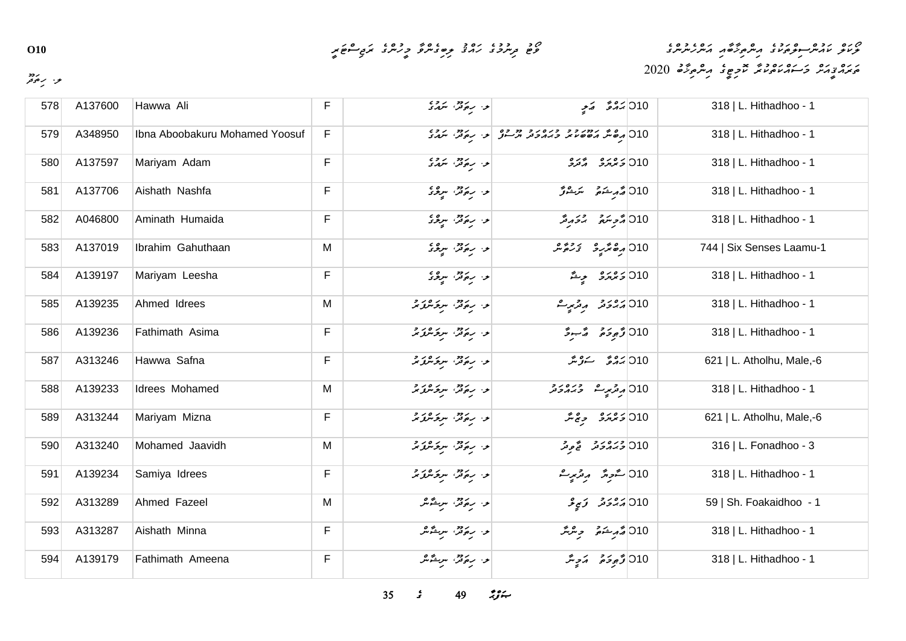| 578 | A137600 | Hawwa Ali | F | ل. ހިތަދޫ، ނަރުގެ | O10 ހައްވާ ޢަލީ | 318 \| L. Hithadhoo - 1 |
|---|---|---|---|---|---|---|
| 579 | A348950 | Ibna Aboobakuru Mohamed Yoosuf | F | ލ. ހިތަދޫ، ނަރުގެ | O10 އިބްނާ އަބޫބަކުރު މުޙައްމަދު ޔޫސުފް | 318 \| L. Hithadhoo - 1 |
| 580 | A137597 | Mariyam Adam | F | ލ. ހިތަދޫ، ނަރުގެ | O10 މަރިޔަމް އާދަމް | 318 \| L. Hithadhoo - 1 |
| 581 | A137706 | Aishath Nashfa | F | ލ. ހިތަދޫ، ނިވާގެ | O10 އާއިޝަތު ނަޝްފާ | 318 \| L. Hithadhoo - 1 |
| 582 | A046800 | Aminath Humaida | F | ލ. ހިތަދޫ، ނިވާގެ | O10 އާމިނަތު ހުމައިދާ | 318 \| L. Hithadhoo - 1 |
| 583 | A137019 | Ibrahim Gahuthaan | M | ލ. ހިތަދޫ، ނިވާގެ | O10 އިބްރާހީމް ގަހުތާން | 744 \| Six Senses Laamu-1 |
| 584 | A139197 | Mariyam Leesha | F | ލ. ހިތަދޫ، ނިވާގެ | O10 މަރިޔަމް ލީޝާ | 318 \| L. Hithadhoo - 1 |
| 585 | A139235 | Ahmed Idrees | M | ލ. ހިތަދޫ، ނިލަންވަރު | O10 އަޙްމަދު އިދްރީސް | 318 \| L. Hithadhoo - 1 |
| 586 | A139236 | Fathimath Asima | F | ލ. ހިތަދޫ، ނިލަންވަރު | O10 ފާތިމަތު އާސިމާ | 318 \| L. Hithadhoo - 1 |
| 587 | A313246 | Hawwa Safna | F | ލ. ހިތަދޫ، ނިލަންވަރު | O10 ހައްވާ ސަފްނާ | 621 \| L. Atholhu, Male,-6 |
| 588 | A139233 | Idrees Mohamed | M | ލ. ހިތަދޫ، ނިލަންވަރު | O10 އިދްރީސް މުޙައްމަދު | 318 \| L. Hithadhoo - 1 |
| 589 | A313244 | Mariyam Mizna | F | ލ. ހިތަދޫ، ނިލަންވަރު | O10 މަރިޔަމް މިޒްނާ | 621 \| L. Atholhu, Male,-6 |
| 590 | A313240 | Mohamed Jaavidh | M | ލ. ހިތަދޫ، ނިލަންވަރު | O10 މުޙައްމަދު ޖާވިދު | 316 \| L. Fonadhoo - 3 |
| 591 | A139234 | Samiya Idrees | F | ލ. ހިތަދޫ، ނިލަންވަރު | O10 ސާމިޔާ އިދްރީސް | 318 \| L. Hithadhoo - 1 |
| 592 | A313289 | Ahmed Fazeel | M | ލ. ހިތަދޫ، ނިޝާން | O10 އަޙްމަދު ފަޒީލް | 59 \| Sh. Foakaidhoo - 1 |
| 593 | A313287 | Aishath Minna | F | ލ. ހިތަދޫ، ނިޝާން | O10 އާއިޝަތު މިންނާ | 318 \| L. Hithadhoo - 1 |
| 594 | A139179 | Fathimath Ameena | F | ލ. ހިތަދޫ، ނިޝާން | O10 ފާތިމަތު އަމީނާ | 318 \| L. Hithadhoo - 1 |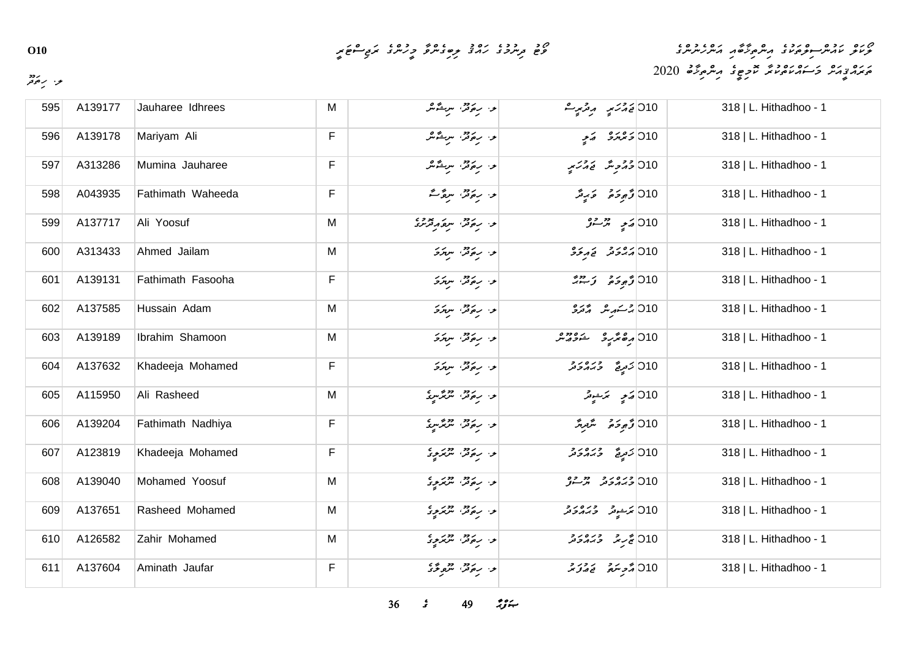| 595 | A139177 | Jauharee Idhrees | M | ޅ. ހިތަދޫ، ނިރުޝާން | ޖައުހަރީ އިދުރީސް O10 | 318 \| L. Hithadhoo - 1 |
|---|---|---|---|---|---|---|
| 596 | A139178 | Mariyam Ali | F | ޅ. ހިތަދޫ، ނިރުޝާން | މަރިޔަމް ޢަލި O10 | 318 \| L. Hithadhoo - 1 |
| 597 | A313286 | Mumina Jauharee | F | ޅ. ހިތަދޫ، ނިރުޝާން | މުއުމިނާ ޖައުހަރީ O10 | 318 \| L. Hithadhoo - 1 |
| 598 | A043935 | Fathimath Waheeda | F | ޅ. ހިތަދޫ، ނިވާސާ | ފާތިމަތު ވަހީދާ O10 | 318 \| L. Hithadhoo - 1 |
| 599 | A137717 | Ali Yoosuf | M | ޅ. ހިތަދޫ، ނިވައިދޫރު | ޢަލި ޔޫސުފް O10 | 318 \| L. Hithadhoo - 1 |
| 600 | A313433 | Ahmed Jailam | M | ޅ. ހިތަދޫ، ނިޔަމަ | އަޙްމަދު ޖައިލަމް O10 | 318 \| L. Hithadhoo - 1 |
| 601 | A139131 | Fathimath Fasooha | F | ޅ. ހިތަދޫ، ނިޔަމަ | ފާތިމަތު ފަސޫޙާ O10 | 318 \| L. Hithadhoo - 1 |
| 602 | A137585 | Hussain Adam | M | ޅ. ހިތަދޫ، ނިޔަމަ | ޙުސައިން އާދަމް O10 | 318 \| L. Hithadhoo - 1 |
| 603 | A139189 | Ibrahim Shamoon | M | ޅ. ހިތަދޫ، ނިޔަމަ | އިބްރާހީމް ޝަމްޢޫން O10 | 318 \| L. Hithadhoo - 1 |
| 604 | A137632 | Khadeeja Mohamed | F | ޅ. ހިތަދޫ، ނިޔަމަ | ޚަދީޖާ މުޙައްމަދު O10 | 318 \| L. Hithadhoo - 1 |
| 605 | A115950 | Ali Rasheed | M | ޅ. ހިތަދޫ، ނޫރާނީގެ | ޢަލި ރަޝީދު O10 | 318 \| L. Hithadhoo - 1 |
| 606 | A139204 | Fathimath Nadhiya | F | ޅ. ހިތަދޫ، ނޫރާނީގެ | ފާތިމަތު ނާދިޔާ O10 | 318 \| L. Hithadhoo - 1 |
| 607 | A123819 | Khadeeja Mohamed | F | ޅ. ހިތަދޫ، ނޫރަމިގެ | ޚަދީޖާ މުޙައްމަދު O10 | 318 \| L. Hithadhoo - 1 |
| 608 | A139040 | Mohamed Yoosuf | M | ޅ. ހިތަދޫ، ނޫރަމިގެ | މުޙައްމަދު ޔޫސުފް O10 | 318 \| L. Hithadhoo - 1 |
| 609 | A137651 | Rasheed Mohamed | M | ޅ. ހިތަދޫ، ނޫރަމިގެ | ރަޝީދު މުޙައްމަދު O10 | 318 \| L. Hithadhoo - 1 |
| 610 | A126582 | Zahir Mohamed | M | ޅ. ހިތަދޫ، ނޫރަމިގެ | ޒާހިރު މުޙައްމަދު O10 | 318 \| L. Hithadhoo - 1 |
| 611 | A137604 | Aminath Jaufar | F | ޅ. ހިތަދޫ، ނޫމިވާގެ | އާމިނަތު ޖަޢުފަރު O10 | 318 \| L. Hithadhoo - 1 |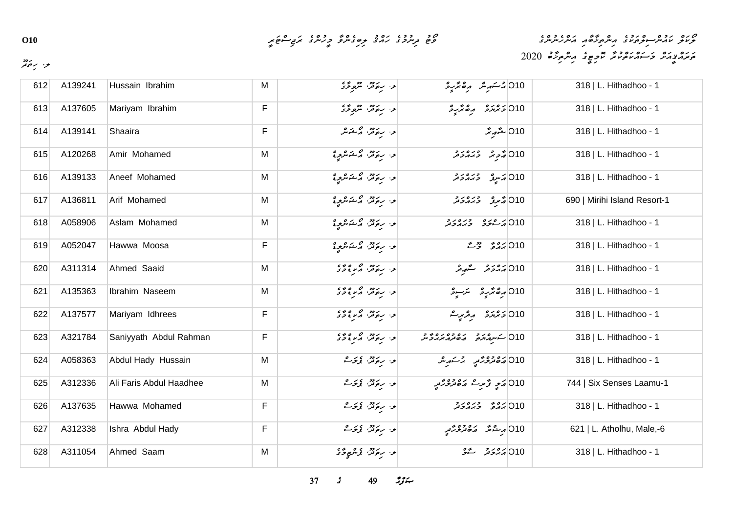| 612 | A139241 | Hussain Ibrahim | M | ލ. ހިތަދޫ، ނޫރުވާދީ | O10 ހުސައިން އިބްރާހީމް | 318 \| L. Hithadhoo - 1 |
|---|---|---|---|---|---|---|
| 613 | A137605 | Mariyam Ibrahim | F | ލ. ހިތަދޫ، ނޫރުވާދީ | O10 މަރިޔަމް އިބްރާހީމް | 318 \| L. Hithadhoo - 1 |
| 614 | A139141 | Shaaira | F | ލ. ހިތަދޫ، އާޝަން | O10 ޝާއިރާ | 318 \| L. Hithadhoo - 1 |
| 615 | A120268 | Amir Mohamed | M | ލ. ހިތަދޫ، އާޝަންދީޕް | O10 އާމިރު މުހައްމަދު | 318 \| L. Hithadhoo - 1 |
| 616 | A139133 | Aneef Mohamed | M | ލ. ހިތަދޫ، އާޝަންދީޕް | O10 އަނީފް މުހައްމަދު | 318 \| L. Hithadhoo - 1 |
| 617 | A136811 | Arif Mohamed | M | ލ. ހިތަދޫ، އާޝަންދީޕް | O10 އާރިފް މުހައްމަދު | 690 \| Mirihi Island Resort-1 |
| 618 | A058906 | Aslam Mohamed | M | ލ. ހިތަދޫ، އާޝަންދީޕް | O10 އަސްލަމް މުހައްމަދު | 318 \| L. Hithadhoo - 1 |
| 619 | A052047 | Hawwa Moosa | F | ލ. ހިތަދޫ، އާޝަންދީޕް | O10 ހައްވާ މޫސާ | 318 \| L. Hithadhoo - 1 |
| 620 | A311314 | Ahmed Saaid | M | ލ. ހިތަދޫ، އާރިޔާމާގެ | O10 އަހްމަދު ސާއިދު | 318 \| L. Hithadhoo - 1 |
| 621 | A135363 | Ibrahim Naseem | M | ލ. ހިތަދޫ، އާރިޔާމާގެ | O10 އިބްރާހީމް ނަސީމް | 318 \| L. Hithadhoo - 1 |
| 622 | A137577 | Mariyam Idhrees | F | ލ. ހިތަދޫ، އާރިޔާމާގެ | O10 މަރިޔަމް އިދްރީސް | 318 \| L. Hithadhoo - 1 |
| 623 | A321784 | Saniyyath Abdul Rahman | F | ލ. ހިތަދޫ، އާރިޔާމާގެ | O10 ސަނިއްޔާތު އަބްދުއްރަޙްމާން | 318 \| L. Hithadhoo - 1 |
| 624 | A058363 | Abdul Hady Hussain | M | ލ. ހިތަދޫ، އިވަސް | O10 އަބްދުލްހާދީ ހުސައިން | 318 \| L. Hithadhoo - 1 |
| 625 | A312336 | Ali Faris Abdul Haadhee | M | ލ. ހިތަދޫ، އިވަސް | O10 އަލި ފާރިސް އަބްދުލްހާދީ | 744 \| Six Senses Laamu-1 |
| 626 | A137635 | Hawwa Mohamed | F | ލ. ހިތަދޫ، އިވަސް | O10 ހައްވާ މުހައްމަދު | 318 \| L. Hithadhoo - 1 |
| 627 | A312338 | Ishra Abdul Hady | F | ލ. ހިތަދޫ، އިވަސް | O10 އިޝްރާ އަބްދުލްހާދީ | 621 \| L. Atholhu, Male,-6 |
| 628 | A311054 | Ahmed Saam | M | ލ. ހިތަދޫ، އިންޑިގާގެ | O10 އަހްމަދު ސާމް | 318 \| L. Hithadhoo - 1 |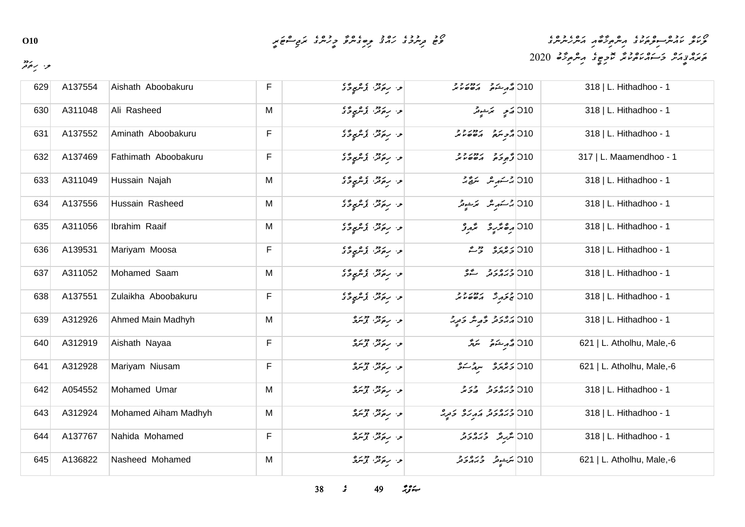| 629 | A137554 | Aishath Aboobakuru | F | ރ. ހިތަދޫ، ގުލްޝަނުގެ | O10 އައިޝަތު އަބޫބަކުރު | 318 \| L. Hithadhoo - 1 |
|---|---|---|---|---|---|---|
| 630 | A311048 | Ali Rasheed | M | ރ. ހިތަދޫ، ގުލްޝަނުގެ | O10 އަލި ރަޝީދު | 318 \| L. Hithadhoo - 1 |
| 631 | A137552 | Aminath Aboobakuru | F | ރ. ހިތަދޫ، ގުލްޝަނުގެ | O10 އާމިނަތު އަބޫބަކުރު | 318 \| L. Hithadhoo - 1 |
| 632 | A137469 | Fathimath Aboobakuru | F | ރ. ހިތަދޫ، ގުލްޝަނުގެ | O10 ފާތިމަތު އަބޫބަކުރު | 317 \| L. Maamendhoo - 1 |
| 633 | A311049 | Hussain Najah | M | ރ. ހިތަދޫ، ގުލްޝަނުގެ | O10 ހުސައިން ނަޖާހު | 318 \| L. Hithadhoo - 1 |
| 634 | A137556 | Hussain Rasheed | M | ރ. ހިތަދޫ، ގުލްޝަނުގެ | O10 ހުސައިން ރަޝީދު | 318 \| L. Hithadhoo - 1 |
| 635 | A311056 | Ibrahim Raaif | M | ރ. ހިތަދޫ، ގުލްޝަނުގެ | O10 އިބްރާހިމް ރާއިފް | 318 \| L. Hithadhoo - 1 |
| 636 | A139531 | Mariyam Moosa | F | ރ. ހިތަދޫ، ގުލްޝަނުގެ | O10 މަރިޔަމް މޫސާ | 318 \| L. Hithadhoo - 1 |
| 637 | A311052 | Mohamed Saam | M | ރ. ހިތަދޫ، ގުލްޝަނުގެ | O10 މުހައްމަދު ސާމް | 318 \| L. Hithadhoo - 1 |
| 638 | A137551 | Zulaikha Aboobakuru | F | ރ. ހިތަދޫ، ގުލްޝަނުގެ | O10 ޒުލައިޚާ އަބޫބަކުރު | 318 \| L. Hithadhoo - 1 |
| 639 | A312926 | Ahmed Main Madhyh | M | ރ. ހިތަދޫ، ގުލްނާރު | O10 އަހްމަދު މާއިން މަދީހު | 318 \| L. Hithadhoo - 1 |
| 640 | A312919 | Aishath Nayaa | F | ރ. ހިތަދޫ، ގުލްނާރު | O10 އައިޝަތު ނަޔާ | 621 \| L. Atholhu, Male,-6 |
| 641 | A312928 | Mariyam Niusam | F | ރ. ހިތަދޫ، ގުލްނާރު | O10 މަރިޔަމް ނިއުސަމް | 621 \| L. Atholhu, Male,-6 |
| 642 | A054552 | Mohamed Umar | M | ރ. ހިތަދޫ، ގުލްނާރު | O10 މުހައްމަދު އުމަރު | 318 \| L. Hithadhoo - 1 |
| 643 | A312924 | Mohamed Aiham Madhyh | M | ރ. ހިތަދޫ، ގުލްނާރު | O10 މުހައްމަދު އައިހަމް މަދީހު | 318 \| L. Hithadhoo - 1 |
| 644 | A137767 | Nahida Mohamed | F | ރ. ހިތަދޫ، ގުލްނާރު | O10 ނާހިދާ މުހައްމަދު | 318 \| L. Hithadhoo - 1 |
| 645 | A136822 | Nasheed Mohamed | M | ރ. ހިތަދޫ، ގުލްނާރު | O10 ނަޝީދު މުހައްމަދު | 621 \| L. Atholhu, Male,-6 |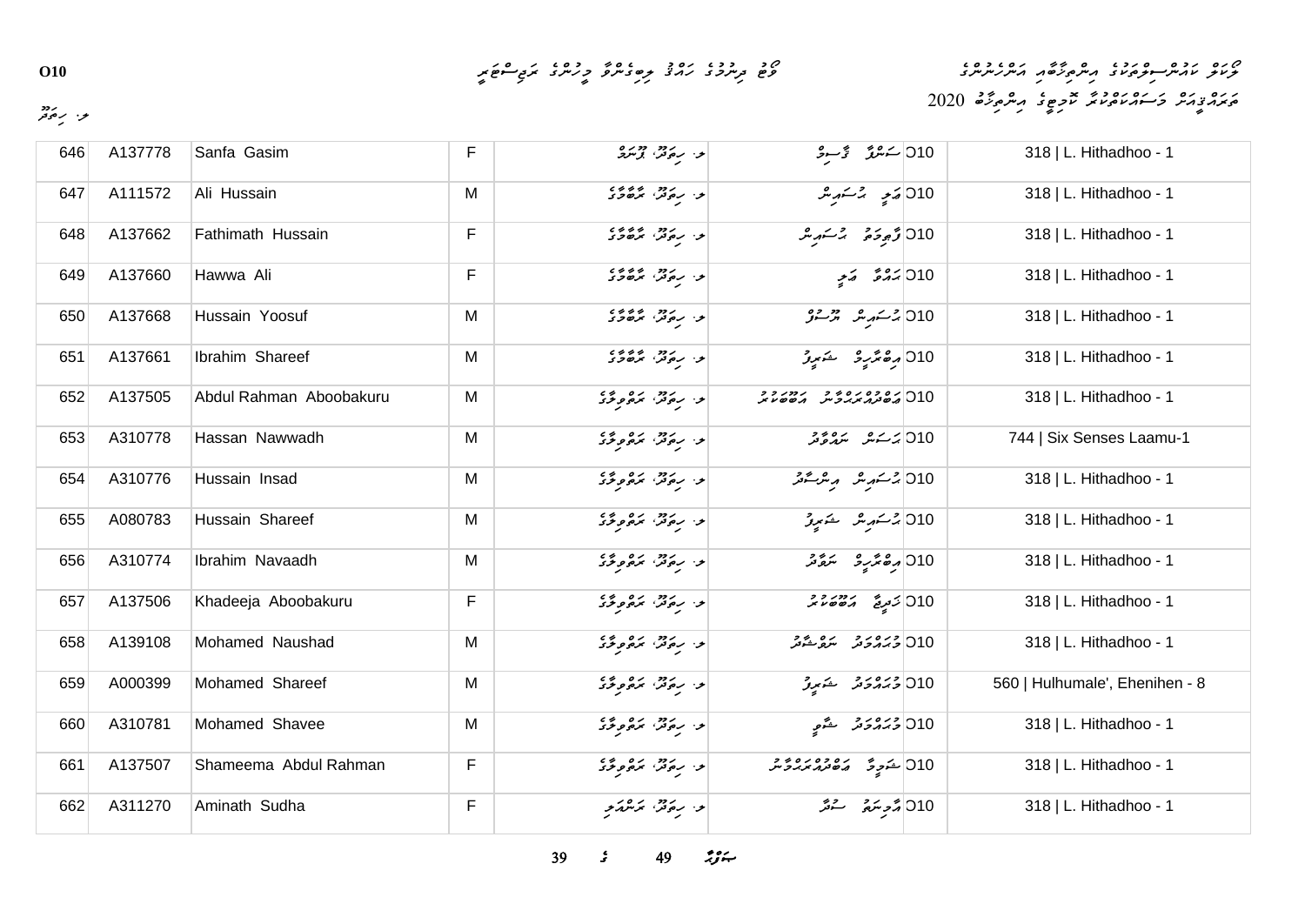ލ. ހިތަދޫ

| 646 | A137778 | Sanfa Gasim | F | ލ. ހިތަދޫ، ޗާނދާ | O10 ސަންފާ ގާސިމް | 318 \| L. Hithadhoo - 1 |
|---|---|---|---|---|---|---|
| 647 | A111572 | Ali Hussain | M | ލ. ހިތަދޫ، ރަބާމާގެ | O10 އަލި ޙުސައިން | 318 \| L. Hithadhoo - 1 |
| 648 | A137662 | Fathimath Hussain | F | ލ. ހިތަދޫ، ރަބާމާގެ | O10 ފާތިމަތު ޙުސައިން | 318 \| L. Hithadhoo - 1 |
| 649 | A137660 | Hawwa Ali | F | ލ. ހިތަދޫ، ރަބާމާގެ | O10 ހައްވާ އަލި | 318 \| L. Hithadhoo - 1 |
| 650 | A137668 | Hussain Yoosuf | M | ލ. ހިތަދޫ، ރަބާމާގެ | O10 ޙުސައިން ޔޫސުފު | 318 \| L. Hithadhoo - 1 |
| 651 | A137661 | Ibrahim Shareef | M | ލ. ހިތަދޫ، ރަބާމާގެ | O10 އިބްރާހީމް ޝަރީފު | 318 \| L. Hithadhoo - 1 |
| 652 | A137505 | Abdul Rahman Aboobakuru | M | ލ. ހިތަދޫ، ރަޔާވިލާގެ | O10 އަބްދުއްރަޙްމާން އަބޫބަކުރު | 318 \| L. Hithadhoo - 1 |
| 653 | A310778 | Hassan Nawwadh | M | ލ. ހިތަދޫ، ރަޔާވިލާގެ | O10 ޙަސަން ނައްވާދު | 744 \| Six Senses Laamu-1 |
| 654 | A310776 | Hussain Insad | M | ލ. ހިތަދޫ، ރަޔާވިލާގެ | O10 ޙުސައިން އިންސާދު | 318 \| L. Hithadhoo - 1 |
| 655 | A080783 | Hussain Shareef | M | ލ. ހިތަދޫ، ރަޔާވިލާގެ | O10 ޙުސައިން ޝަރީފު | 318 \| L. Hithadhoo - 1 |
| 656 | A310774 | Ibrahim Navaadh | M | ލ. ހިތަދޫ، ރަޔާވިލާގެ | O10 އިބްރާހީމް ނަވާދު | 318 \| L. Hithadhoo - 1 |
| 657 | A137506 | Khadeeja Aboobakuru | F | ލ. ހިތަދޫ، ރަޔާވިލާގެ | O10 ޚަދީޖާ އަބޫބަކުރު | 318 \| L. Hithadhoo - 1 |
| 658 | A139108 | Mohamed Naushad | M | ލ. ހިތަދޫ، ރަޔާވިލާގެ | O10 މުޙައްމަދު ނައުޝާދު | 318 \| L. Hithadhoo - 1 |
| 659 | A000399 | Mohamed Shareef | M | ލ. ހިތަދޫ، ރަޔާވިލާގެ | O10 މުޙައްމަދު ޝަރީފު | 560 \| Hulhumale', Ehenihen - 8 |
| 660 | A310781 | Mohamed Shavee | M | ލ. ހިތަދޫ، ރަޔާވިލާގެ | O10 މުޙައްމަދު ޝާވީ | 318 \| L. Hithadhoo - 1 |
| 661 | A137507 | Shameema Abdul Rahman | F | ލ. ހިތަދޫ، ރަޔާވިލާގެ | O10 ޝަމީމާ އަބްދުއްރަޙްމާން | 318 \| L. Hithadhoo - 1 |
| 662 | A311270 | Aminath Sudha | F | ލ. ހިތަދޫ، ރަންއަލި | O10 އާމިނަތު ސުދާ | 318 \| L. Hithadhoo - 1 |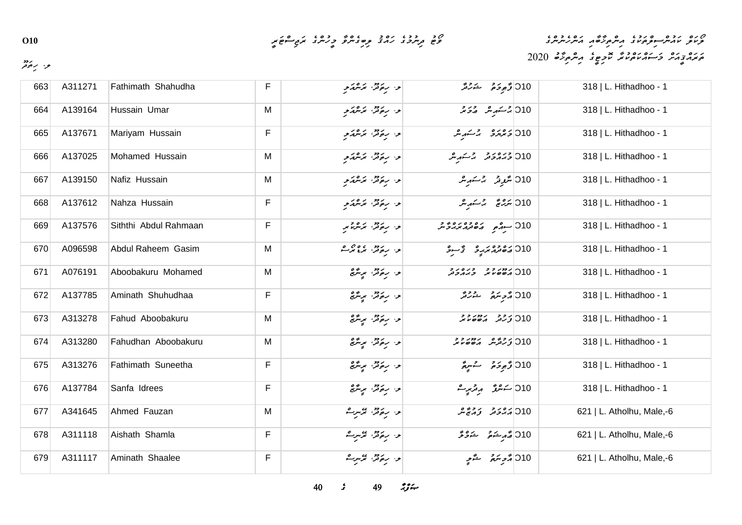| 663 | A311271 | Fathimath Shahudha | F | ލ. ހިތަދޫ، ރަންއަލި | O10 ފާތިމަތު ޝަހުދާ | 318 \| L. Hithadhoo - 1 |
|---|---|---|---|---|---|---|
| 664 | A139164 | Hussain Umar | M | ލ. ހިތަދޫ، ރަންއަލި | O10 ހުސައިން އުމަރު | 318 \| L. Hithadhoo - 1 |
| 665 | A137671 | Mariyam Hussain | F | ލ. ހިތަދޫ، ރަންއަލި | O10 މަރިޔަމް ހުސައިން | 318 \| L. Hithadhoo - 1 |
| 666 | A137025 | Mohamed Hussain | M | ލ. ހިތަދޫ، ރަންއަލި | O10 މުހައްމަދު ހުސައިން | 318 \| L. Hithadhoo - 1 |
| 667 | A139150 | Nafiz Hussain | M | ލ. ހިތަދޫ، ރަންއަލި | O10 ނާފިޒު ހުސައިން | 318 \| L. Hithadhoo - 1 |
| 668 | A137612 | Nahza Hussain | F | ލ. ހިތަދޫ، ރަންއަލި | O10 ނަހްޒާ ހުސައިން | 318 \| L. Hithadhoo - 1 |
| 669 | A137576 | Siththi Abdul Rahmaan | F | ލ. ހިތަދޫ، ރަންމަތީ | O10 ސިއްތި އަބްދުއްރަޙްމާން | 318 \| L. Hithadhoo - 1 |
| 670 | A096598 | Abdul Raheem Gasim | M | ލ. ހިތަދޫ، ރޯޒްރަން | O10 އަބްދުއްރަޙީމް ޤާސިމް | 318 \| L. Hithadhoo - 1 |
| 671 | A076191 | Aboobakuru Mohamed | M | ލ. ހިތަދޫ، ރިހާޒު | O10 އަބޫބަކުރު މުހައްމަދު | 318 \| L. Hithadhoo - 1 |
| 672 | A137785 | Aminath Shuhudhaa | F | ލ. ހިތަދޫ، ރިހާޒު | O10 އާމިނަތު ޝުހުދާ | 318 \| L. Hithadhoo - 1 |
| 673 | A313278 | Fahud Aboobakuru | M | ލ. ހިތަދޫ، ރިހާޒު | O10 ފަހުދު އަބޫބަކުރު | 318 \| L. Hithadhoo - 1 |
| 674 | A313280 | Fahudhan Aboobakuru | M | ލ. ހިތަދޫ، ރިހާޒު | O10 ފަހުދާން އަބޫބަކުރު | 318 \| L. Hithadhoo - 1 |
| 675 | A313276 | Fathimath Suneetha | F | ލ. ހިތަދޫ، ރިހާޒު | O10 ފާތިމަތު ސުނީތާ | 318 \| L. Hithadhoo - 1 |
| 676 | A137784 | Sanfa Idrees | F | ލ. ހިތަދޫ، ރިހާޒު | O10 ސަންފާ އިދްރީސް | 318 \| L. Hithadhoo - 1 |
| 677 | A341645 | Ahmed Fauzan | M | ލ. ހިތަދޫ، ރޯސްނަސް | O10 އަޙްމަދު ފައުޒާން | 621 \| L. Atholhu, Male,-6 |
| 678 | A311118 | Aishath Shamla | F | ލ. ހިތަދޫ، ރޯސްނަސް | O10 އާއިޝަތު ޝަމްލާ | 621 \| L. Atholhu, Male,-6 |
| 679 | A311117 | Aminath Shaalee | F | ލ. ހިތަދޫ، ރޯސްނަސް | O10 އާމިނަތު ޝާލީ | 621 \| L. Atholhu, Male,-6 |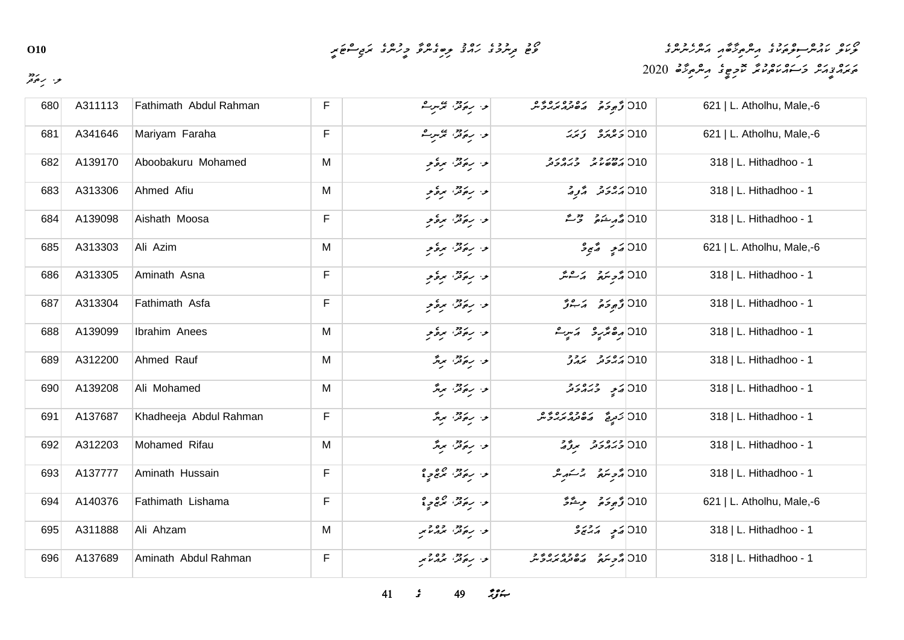ލ. ހިތަދޫ

| 680 | A311113 | Fathimath Abdul Rahman | F | ލ. ހިތަދޫ، ރޭނބޯވެއި | O10 ފާތިމަތު ޢަބްދުއްރަޙްމާން | 621 \| L. Atholhu, Male,-6 |
|---|---|---|---|---|---|---|
| 681 | A341646 | Mariyam Faraha | F | ލ. ހިތަދޫ، ރޭނބޯވެއި | O10 މަރިޔަމް ފަރަހާ | 621 \| L. Atholhu, Male,-6 |
| 682 | A139170 | Aboobakuru Mohamed | M | ލ. ހިތަދޫ، ނިވާވި | O10 އަބޫބަކުރު މުޙައްމަދު | 318 \| L. Hithadhoo - 1 |
| 683 | A313306 | Ahmed Afiu | M | ލ. ހިތަދޫ، ނިވާވި | O10 އަޙްމަދު އާފިއު | 318 \| L. Hithadhoo - 1 |
| 684 | A139098 | Aishath Moosa | F | ލ. ހިތަދޫ، ނިވާވި | O10 އާއިޝަތު މޫސާ | 318 \| L. Hithadhoo - 1 |
| 685 | A313303 | Ali Azim | M | ލ. ހިތަދޫ، ނިވާވި | O10 އަލި އާޒިމް | 621 \| L. Atholhu, Male,-6 |
| 686 | A313305 | Aminath Asna | F | ލ. ހިތަދޫ، ނިވާވި | O10 އާމިނަތު އަސްނާ | 318 \| L. Hithadhoo - 1 |
| 687 | A313304 | Fathimath Asfa | F | ލ. ހިތަދޫ، ނިވާވި | O10 ފާތިމަތު އަސްފާ | 318 \| L. Hithadhoo - 1 |
| 688 | A139099 | Ibrahim Anees | M | ލ. ހިތަދޫ، ނިވާވި | O10 އިބްރާހީމް އަނީސް | 318 \| L. Hithadhoo - 1 |
| 689 | A312200 | Ahmed Rauf | M | ލ. ހިތަދޫ، ނިޔާ | O10 އަޙްމަދު ރައުފް | 318 \| L. Hithadhoo - 1 |
| 690 | A139208 | Ali Mohamed | M | ލ. ހިތަދޫ، ނިޔާ | O10 އަލި މުޙައްމަދު | 318 \| L. Hithadhoo - 1 |
| 691 | A137687 | Khadheeja Abdul Rahman | F | ލ. ހިތަދޫ، ނިޔާ | O10 ޚަދީޖާ ޢަބްދުއްރަޙްމާން | 318 \| L. Hithadhoo - 1 |
| 692 | A312203 | Mohamed Rifau | M | ލ. ހިތަދޫ، ނިޔާ | O10 މުޙައްމަދު ރިފާއު | 318 \| L. Hithadhoo - 1 |
| 693 | A137777 | Aminath Hussain | F | ލ. ހިތަދޫ، ރޯޒްވިލާ | O10 އާމިނަތު ހުސައިން | 318 \| L. Hithadhoo - 1 |
| 694 | A140376 | Fathimath Lishama | F | ލ. ހިތަދޫ، ރޯޒްވިލާ | O10 ފާތިމަތު ލިޝާމާ | 621 \| L. Atholhu, Male,-6 |
| 695 | A311888 | Ali Ahzam | M | ލ. ހިތަދޫ، ރެޑްސްޓާރ | O10 އަލި އަޙްޒަމް | 318 \| L. Hithadhoo - 1 |
| 696 | A137689 | Aminath Abdul Rahman | F | ލ. ހިތަދޫ، ރެޑްސްޓާރ | O10 އާމިނަތު ޢަބްދުއްރަޙްމާން | 318 \| L. Hithadhoo - 1 |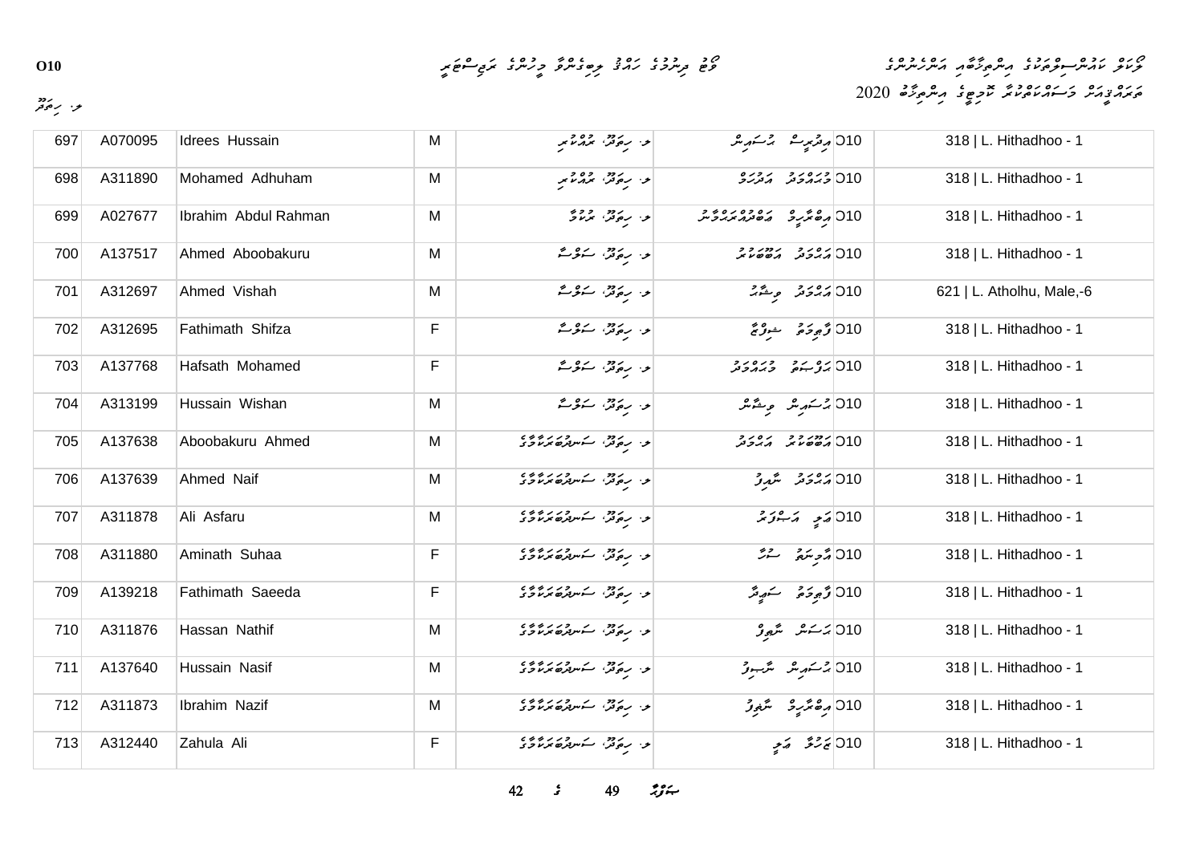| 697 | A070095 | Idrees Hussain | M | ވ. ހިތަދޫ، ރަންގެއިނި | O10 އިދްރީސް ހުސައިން | 318 \| L. Hithadhoo - 1 |
|---|---|---|---|---|---|---|
| 698 | A311890 | Mohamed Adhuham | M | ވ. ހިތަދޫ، ރަންގެއިނި | O10 މުހައްމަދު އަދުހަމް | 318 \| L. Hithadhoo - 1 |
| 699 | A027677 | Ibrahim Abdul Rahman | M | ވ. ހިތަދޫ، ރަށްވާ | O10 އިބްރާހީމް އަބްދުއްރަޙްމާން | 318 \| L. Hithadhoo - 1 |
| 700 | A137517 | Ahmed Aboobakuru | M | ވ. ހިތަދޫ، ސަވުސާ | O10 އަޙްމަދު އަބޫބަކުރު | 318 \| L. Hithadhoo - 1 |
| 701 | A312697 | Ahmed Vishah | M | ވ. ހިތަދޫ، ސަވުސާ | O10 އަޙްމަދު ވިޝާހް | 621 \| L. Atholhu, Male,-6 |
| 702 | A312695 | Fathimath Shifza | F | ވ. ހިތަދޫ، ސަވުސާ | O10 ފާތިމަތު ޝިފްޒާ | 318 \| L. Hithadhoo - 1 |
| 703 | A137768 | Hafsath Mohamed | F | ވ. ހިތަދޫ، ސަވުސާ | O10 ހަފްސަތު މުހައްމަދު | 318 \| L. Hithadhoo - 1 |
| 704 | A313199 | Hussain Wishan | M | ވ. ހިތަދޫ، ސަވުސާ | O10 ހުސައިން ވިޝާން | 318 \| L. Hithadhoo - 1 |
| 705 | A137638 | Aboobakuru Ahmed | M | ވ. ހިތަދޫ، ސަނިފްރެންސްވާދީ | O10 އަބޫބަކުރު އަޙްމަދު | 318 \| L. Hithadhoo - 1 |
| 706 | A137639 | Ahmed Naif | M | ވ. ހިތަދޫ، ސަނިފްރެންސްވާދީ | O10 އަޙްމަދު ނާއިފު | 318 \| L. Hithadhoo - 1 |
| 707 | A311878 | Ali Asfaru | M | ވ. ހިތަދޫ، ސަނިފްރެންސްވާދީ | O10 އަލީ އަސްފަރު | 318 \| L. Hithadhoo - 1 |
| 708 | A311880 | Aminath Suhaa | F | ވ. ހިތަދޫ، ސަނިފްރެންސްވާދީ | O10 އާމިނަތު ސުހާ | 318 \| L. Hithadhoo - 1 |
| 709 | A139218 | Fathimath Saeeda | F | ވ. ހިތަދޫ، ސަނިފްރެންސްވާދީ | O10 ފާތިމަތު ސަޢީދާ | 318 \| L. Hithadhoo - 1 |
| 710 | A311876 | Hassan Nathif | M | ވ. ހިތަދޫ، ސަނިފްރެންސްވާދީ | O10 ހަސަން ނާތިފު | 318 \| L. Hithadhoo - 1 |
| 711 | A137640 | Hussain Nasif | M | ވ. ހިތަދޫ، ސަނިފްރެންސްވާދީ | O10 ހުސައިން ނާސިފު | 318 \| L. Hithadhoo - 1 |
| 712 | A311873 | Ibrahim Nazif | M | ވ. ހިތަދޫ، ސަނިފްރެންސްވާދީ | O10 އިބްރާހީމް ނާޒިފު | 318 \| L. Hithadhoo - 1 |
| 713 | A312440 | Zahula Ali | F | ވ. ހިތަދޫ، ސަނިފްރެންސްވާދީ | O10 ޒަހުލާ އަލީ | 318 \| L. Hithadhoo - 1 |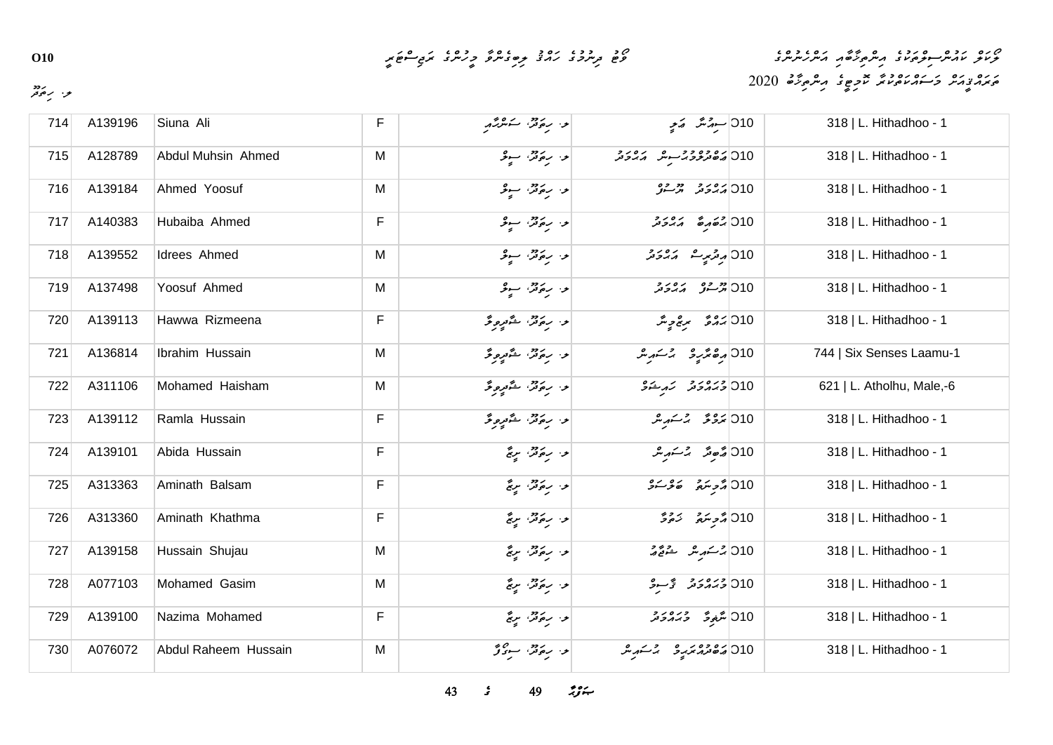| 714 | A139196 | Siuna Ali | F | ل. ހިތަދޫ، ސަންރާއި | O10 ސިއުނާ ޢަލީ | 318 \| L. Hithadhoo - 1 |
|---|---|---|---|---|---|---|
| 715 | A128789 | Abdul Muhsin Ahmed | M | ل. ހިތަދޫ، ސިލް | O10 ޢަބްދުލްމުޙްސިން އަޙްމަދު | 318 \| L. Hithadhoo - 1 |
| 716 | A139184 | Ahmed Yoosuf | M | ل. ހިތަދޫ، ސިލް | O10 އަޙްމަދު ޔޫސުފް | 318 \| L. Hithadhoo - 1 |
| 717 | A140383 | Hubaiba Ahmed | F | ل. ހިތަދޫ، ސިލް | O10 ހުބައިބާ އަޙްމަދު | 318 \| L. Hithadhoo - 1 |
| 718 | A139552 | Idrees Ahmed | M | ل. ހިތަދޫ، ސިލް | O10 އިދްރީސް އަޙްމަދު | 318 \| L. Hithadhoo - 1 |
| 719 | A137498 | Yoosuf Ahmed | M | ل. ހިތަދޫ، ސިލް | O10 ޔޫސުފް އަޙްމަދު | 318 \| L. Hithadhoo - 1 |
| 720 | A139113 | Hawwa Rizmeena | F | ل. ހިތަދޫ، ށާދިވާ | O10 ހައްވާ ރިޒްމީނާ | 318 \| L. Hithadhoo - 1 |
| 721 | A136814 | Ibrahim Hussain | M | ل. ހިތަދޫ، ށާދިވާ | O10 އިބްރާހީމް ހުސައިން | 744 \| Six Senses Laamu-1 |
| 722 | A311106 | Mohamed Haisham | M | ل. ހިތަދޫ، ށާދިވާ | O10 މުޙައްމަދު ހައިޝަމް | 621 \| L. Atholhu, Male,-6 |
| 723 | A139112 | Ramla Hussain | F | ل. ހިތަދޫ، ށާދިވާ | O10 ރަމްލާ ހުސައިން | 318 \| L. Hithadhoo - 1 |
| 724 | A139101 | Abida Hussain | F | ل. ހިތަދޫ، ރިޔާ | O10 ޢާބިދާ ހުސައިން | 318 \| L. Hithadhoo - 1 |
| 725 | A313363 | Aminath Balsam | F | ل. ހިތަދޫ، ރިޔާ | O10 އާމިނަތު ބަލްސަމް | 318 \| L. Hithadhoo - 1 |
| 726 | A313360 | Aminath Khathma | F | ل. ހިތަދޫ، ރިޔާ | O10 އާމިނަތު ޚަތުމާ | 318 \| L. Hithadhoo - 1 |
| 727 | A139158 | Hussain Shujau | M | ل. ހިތަދޫ، ރިޔާ | O10 ހުސައިން ޝުޖާޢު | 318 \| L. Hithadhoo - 1 |
| 728 | A077103 | Mohamed Gasim | M | ل. ހިތަދޫ، ރިޔާ | O10 މުޙައްމަދު ޤާސިމް | 318 \| L. Hithadhoo - 1 |
| 729 | A139100 | Nazima Mohamed | F | ل. ހިތަދޫ، ރިޔާ | O10 ނާޒިމާ މުޙައްމަދު | 318 \| L. Hithadhoo - 1 |
| 730 | A076072 | Abdul Raheem Hussain | M | ل. ހިތަދޫ، ސިލްވާ | O10 ޢަބްދުއްރަޙީމް ހުސައިން | 318 \| L. Hithadhoo - 1 |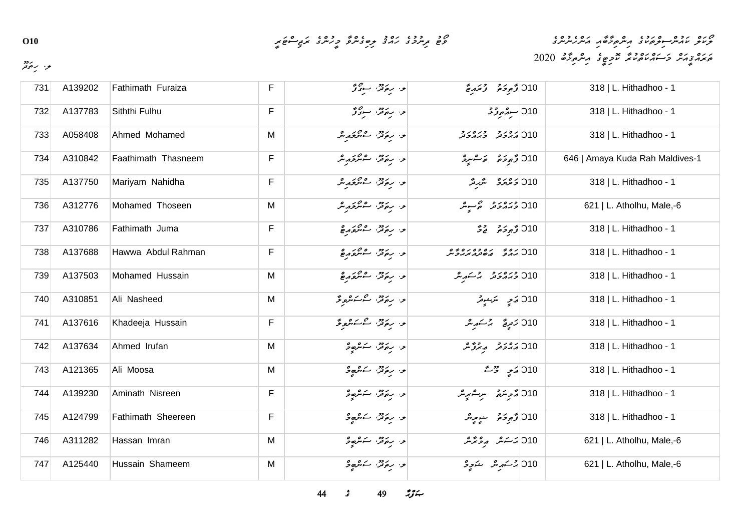| 731 | A139202 | Fathimath Furaiza | F | ل. ހިތަދޫ، ސިލްވާ | O10 ފާތިމަތު ފުރައިޒާ | 318 \| L. Hithadhoo - 1 |
|---|---|---|---|---|---|---|
| 732 | A137783 | Siththi Fulhu | F | ل. ހިތަދޫ، ސިލްވާ | O10 ސިއްތިފުޅު | 318 \| L. Hithadhoo - 1 |
| 733 | A058408 | Ahmed Mohamed | M | ل. ހިތަދޫ، ސަންފްލަވަރ | O10 އަހުމަދު މުހައްމަދު | 318 \| L. Hithadhoo - 1 |
| 734 | A310842 | Faathimath Thasneem | F | ل. ހިތަދޫ، ސަންފްލަވަރ | O10 ފާތިމަތު ތަސްނީމް | 646 \| Amaya Kuda Rah Maldives-1 |
| 735 | A137750 | Mariyam Nahidha | F | ل. ހިތަދޫ، ސަންފްލަވަރ | O10 މަރިޔަމް ނާހިދާ | 318 \| L. Hithadhoo - 1 |
| 736 | A312776 | Mohamed Thoseen | M | ل. ހިތަދޫ، ސަންފްލަވަރ | O10 މުހައްމަދު ތޯސީން | 621 \| L. Atholhu, Male,-6 |
| 737 | A310786 | Fathimath Juma | F | ل. ހިތަދޫ، ސަންލައިޓް | O10 ފާތިމަތު ޖުމާ | 318 \| L. Hithadhoo - 1 |
| 738 | A137688 | Hawwa Abdul Rahman | F | ل. ހިތަދޫ، ސަންލައިޓް | O10 ހައްވާ އަބްދުއްރަޙްމާން | 318 \| L. Hithadhoo - 1 |
| 739 | A137503 | Mohamed Hussain | M | ل. ހިތަދޫ، ސަންލައިޓް | O10 މުހައްމަދު ހުސައިން | 318 \| L. Hithadhoo - 1 |
| 740 | A310851 | Ali Nasheed | M | ل. ހިތަދޫ، ސީސަންވިލާ | O10 އަލި ނަޝީދު | 318 \| L. Hithadhoo - 1 |
| 741 | A137616 | Khadeeja Hussain | F | ل. ހިތަދޫ، ސީސަންވިލާ | O10 ޚަދީޖާ ހުސައިން | 318 \| L. Hithadhoo - 1 |
| 742 | A137634 | Ahmed Irufan | M | ل. ހިތަދޫ، ސަންބީމް | O10 އަހުމަދު އިރުފާން | 318 \| L. Hithadhoo - 1 |
| 743 | A121365 | Ali Moosa | M | ل. ހިތަދޫ، ސަންބީމް | O10 އަލި މޫސާ | 318 \| L. Hithadhoo - 1 |
| 744 | A139230 | Aminath Nisreen | F | ل. ހިތަދޫ، ސަންބީމް | O10 އާމިނަތު ނިސްރީން | 318 \| L. Hithadhoo - 1 |
| 745 | A124799 | Fathimath Sheereen | F | ل. ހިތަދޫ، ސަންބީމް | O10 ފާތިމަތު ޝީރީން | 318 \| L. Hithadhoo - 1 |
| 746 | A311282 | Hassan Imran | M | ل. ހިތަދޫ، ސަންބީމް | O10 ހަސަން އިމްރާން | 621 \| L. Atholhu, Male,-6 |
| 747 | A125440 | Hussain Shameem | M | ل. ހިތަދޫ، ސަންބީމް | O10 ހުސައިން ޝަމީމް | 621 \| L. Atholhu, Male,-6 |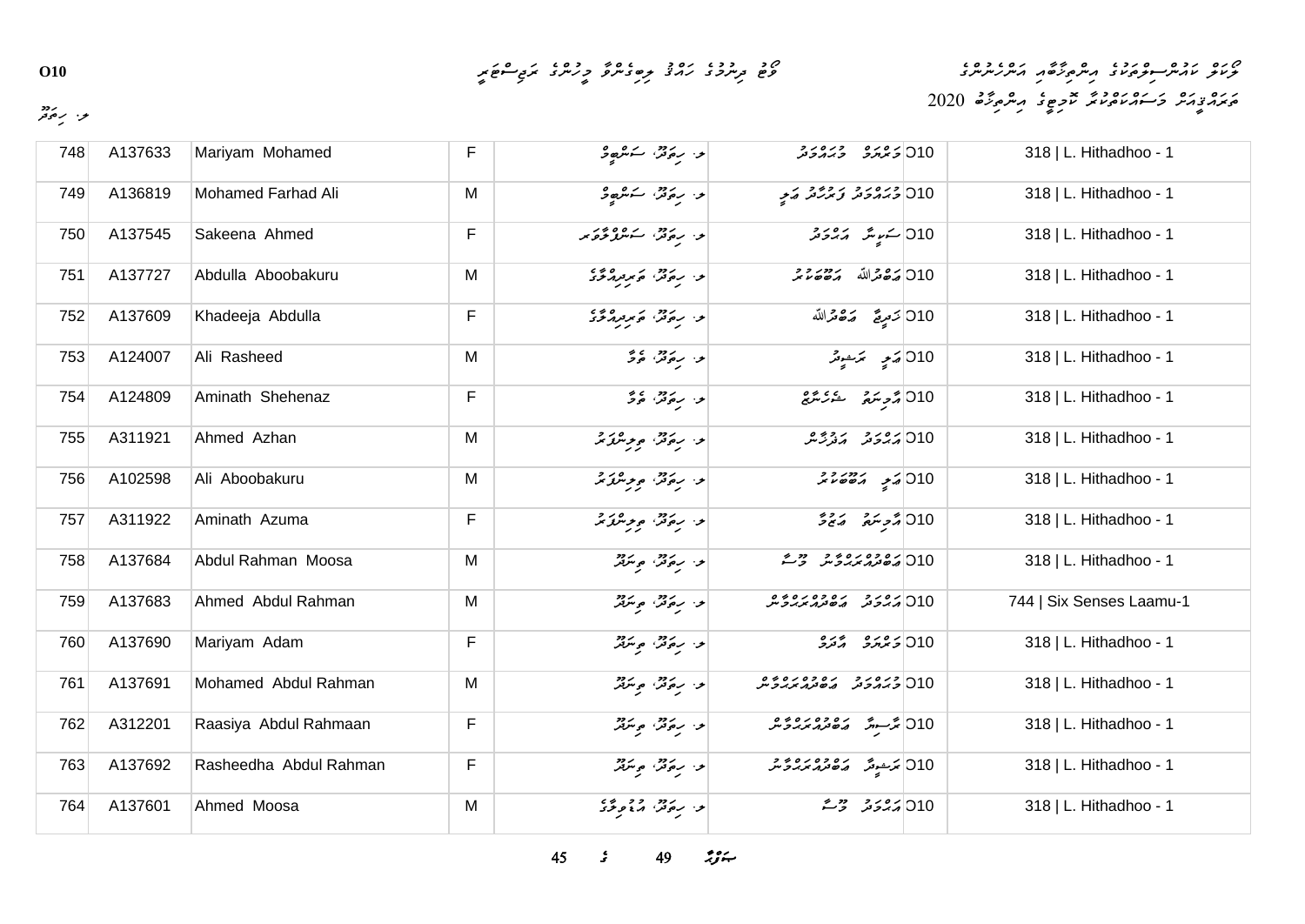| 748 | A137633 | Mariyam Mohamed | F | ل. رِهَڌُو، سَكْسُھِ ؤ | O10 وَ بُرْمَرْ وَ وَبَرْ وَ مَرْ | 318 \| L. Hithadhoo - 1 |
|---|---|---|---|---|---|---|
| 749 | A136819 | Mohamed Farhad Ali | M | ل. رِهَڌُو، سَكْسُھِ ؤ | O10 وَبَرْمَرْ وَ وَبَرْ تَرْ مَرْ ئِ | 318 \| L. Hithadhoo - 1 |
| 750 | A137545 | Sakeena Ahmed | F | ل. رِهَڌُو، سَكْسُوْ وُ وَ بُر | O10 سَرِيِسَّر مَرْ وَ تَرْ | 318 \| L. Hithadhoo - 1 |
| 751 | A137727 | Abdulla Aboobakuru | M | ل. رِهَڌُو، ھَ بُرْ بُر مُرْ وَّ ى | O10 مَرْھ مَرُ اللّٰہ مَرْ دُ ھَ بَرْ | 318 \| L. Hithadhoo - 1 |
| 752 | A137609 | Khadeeja Abdulla | F | ل. رِهَڌُو، ھَ بُرْ بُر مُرْ وَّ ى | O10 زَمِرِجَّ مَرْھ تَرْ اللّٰہ | 318 \| L. Hithadhoo - 1 |
| 753 | A124007 | Ali Rasheed | M | ل. رِهَڌُو، ئُوَ | O10 مَرِ بَرْشِيِرْ | 318 \| L. Hithadhoo - 1 |
| 754 | A124809 | Aminath Shehenaz | F | ل. رِهَڌُو، ئُوَ | O10 مَرْ رِسَرَ سَرْرَسَّرْج | 318 \| L. Hithadhoo - 1 |
| 755 | A311921 | Ahmed Azhan | M | ل. رِهَڌُو، مِوِسْرُوَ بَرْ | O10 مَرْ وَ تَرْ مَرْ تَرْ رُّسْر | 318 \| L. Hithadhoo - 1 |
| 756 | A102598 | Ali Aboobakuru | M | ل. رِهَڌُو، مِوِسْرُوَ بَرْ | O10 مَرِ مَرْ دُ ھَ بَرْ | 318 \| L. Hithadhoo - 1 |
| 757 | A311922 | Aminath Azuma | F | ل. رِهَڌُو، مِوِسْرُوَ بَرْ | O10 مَرْ رِسَرَ مَرْ جَ وَّ | 318 \| L. Hithadhoo - 1 |
| 758 | A137684 | Abdul Rahman Moosa | M | ل. رِهَڌُو، مِسَرْتَرْ | O10 مَرْھ تَرْمَرْ بَرْ بَرْ وَّ سْر دُّ سَّ | 318 \| L. Hithadhoo - 1 |
| 759 | A137683 | Ahmed Abdul Rahman | M | ل. رِهَڌُو، مِسَرْتَرْ | O10 مَرْ وَ تَرْ مَرْھ تَرْمَرْ بَرْ بَرْ وَّ سْر | 744 \| Six Senses Laamu-1 |
| 760 | A137690 | Mariyam Adam | F | ل. رِهَڌُو، مِسَرْتَرْ | O10 وَ بُرْمَرْ مَرْ تَرْ وَ | 318 \| L. Hithadhoo - 1 |
| 761 | A137691 | Mohamed Abdul Rahman | M | ل. رِهَڌُو، مِسَرْتَرْ | O10 وَبَرْمَرْ وَ مَرْھ تَرْمَرْ بَرْ بَرْ وَّ سْر | 318 \| L. Hithadhoo - 1 |
| 762 | A312201 | Raasiya Abdul Rahmaan | F | ل. رِهَڌُو، مِسَرْتَرْ | O10 بَرْسِرَّ مَرْھ تَرْمَرْ بَرْ بَرْ وَّ سْر | 318 \| L. Hithadhoo - 1 |
| 763 | A137692 | Rasheedha Abdul Rahman | F | ل. رِهَڌُو، مِسَرْتَرْ | O10 بَرْشِيِرَّ مَرْھ تَرْمَرْ بَرْ بَرْ وَّ سْر | 318 \| L. Hithadhoo - 1 |
| 764 | A137601 | Ahmed Moosa | M | ل. رِهَڌُو، مَرْ ئُ مِوِ وَّ ى | O10 مَرْ وَ تَرْ دُّ سَّ | 318 \| L. Hithadhoo - 1 |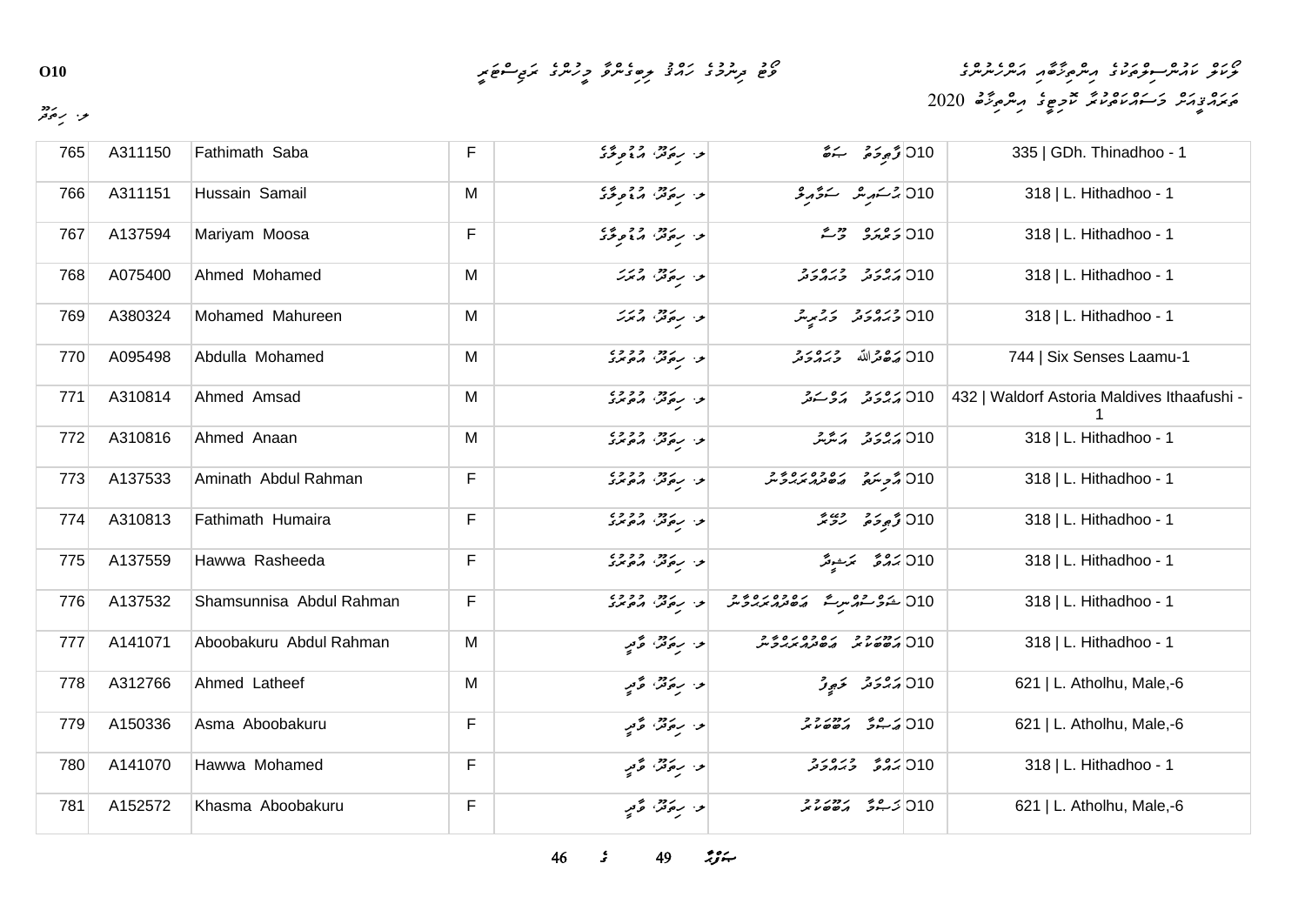| 765 | A311150 | Fathimath Saba | F | ލ. ހިތަދޫ، އޮޢުދުލާ | O10 ފާތިމަތު ސަބާ | 335 \| GDh. Thinadhoo - 1 |
|---|---|---|---|---|---|---|
| 766 | A311151 | Hussain Samail | M | ލ. ހިތަދޫ، އޮޢުދުލާ | O10 ހުސައިން ސަމާއިލް | 318 \| L. Hithadhoo - 1 |
| 767 | A137594 | Mariyam Moosa | F | ލ. ހިތަދޫ، އޮޢުދުލާ | O10 މަރިޔަމް މޫސާ | 318 \| L. Hithadhoo - 1 |
| 768 | A075400 | Ahmed Mohamed | M | ލ. ހިތަދޫ، އުރަހަ | O10 އަހްމަދު މުހައްމަދު | 318 \| L. Hithadhoo - 1 |
| 769 | A380324 | Mohamed Mahureen | M | ލ. ހިތަދޫ، އުރަހަ | O10 މުހައްމަދު މަހުރީން | 318 \| L. Hithadhoo - 1 |
| 770 | A095498 | Abdulla Mohamed | M | ލ. ހިތަދޫ، އުތުރުގެ | O10 އަބްދުﷲ މުހައްމަދު | 744 \| Six Senses Laamu-1 |
| 771 | A310814 | Ahmed Amsad | M | ލ. ހިތަދޫ، އުތުރުގެ | O10 އަހްމަދު އަމްސަދު | 432 \| Waldorf Astoria Maldives Ithaafushi - 1 |
| 772 | A310816 | Ahmed Anaan | M | ލ. ހިތަދޫ، އުތުރުގެ | O10 އަހްމަދު އަނާން | 318 \| L. Hithadhoo - 1 |
| 773 | A137533 | Aminath Abdul Rahman | F | ލ. ހިތަދޫ، އުތުރުގެ | O10 އާމިނަތު އަބްދުއްރަޙްމާން | 318 \| L. Hithadhoo - 1 |
| 774 | A310813 | Fathimath Humaira | F | ލ. ހިތަދޫ، އުތުރުގެ | O10 ފާތިމަތު ހުމައިރާ | 318 \| L. Hithadhoo - 1 |
| 775 | A137559 | Hawwa Rasheeda | F | ލ. ހިތަދޫ، އުތުރުގެ | O10 ހައްވާ ރަޝީދާ | 318 \| L. Hithadhoo - 1 |
| 776 | A137532 | Shamsunnisa Abdul Rahman | F | ލ. ހިތަދޫ، އުތުރުގެ | O10 ޝަމްސުއްނިސާ އަބްދުއްރަޙްމާން | 318 \| L. Hithadhoo - 1 |
| 777 | A141071 | Aboobakuru Abdul Rahman | M | ލ. ހިތަދޫ، ވާދީ | O10 އަބޫބަކުރު އަބްދުއްރަޙްމާން | 318 \| L. Hithadhoo - 1 |
| 778 | A312766 | Ahmed Latheef | M | ލ. ހިތަދޫ، ވާދީ | O10 އަހްމަދު ލަޠީފު | 621 \| L. Atholhu, Male,-6 |
| 779 | A150336 | Asma Aboobakuru | F | ލ. ހިތަދޫ، ވާދީ | O10 އަސްމާ އަބޫބަކުރު | 621 \| L. Atholhu, Male,-6 |
| 780 | A141070 | Hawwa Mohamed | F | ލ. ހިތަދޫ، ވާދީ | O10 ހައްވާ މުހައްމަދު | 318 \| L. Hithadhoo - 1 |
| 781 | A152572 | Khasma Aboobakuru | F | ލ. ހިތަދޫ، ވާދީ | O10 ޚަސްމާ އަބޫބަކުރު | 621 \| L. Atholhu, Male,-6 |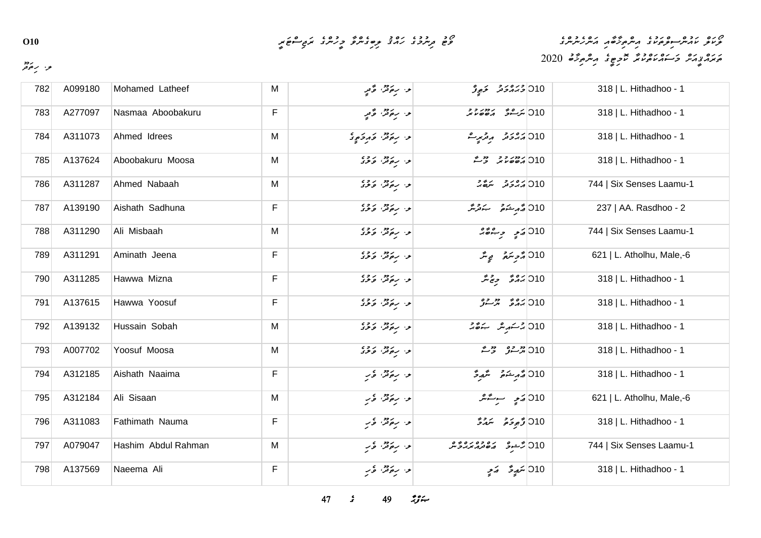| 782 | A099180 | Mohamed Latheef | M | ލ. ހިތަދޫ، ވާދީ | O10 މުހައްމަދު ލަޠީފު | 318 \| L. Hithadhoo - 1 |
|---|---|---|---|---|---|---|
| 783 | A277097 | Nasmaa Aboobakuru | F | ލ. ހިތަދޫ، ވާދީ | O10 ނަސްމާ އަބޫބަކުރު | 318 \| L. Hithadhoo - 1 |
| 784 | A311073 | Ahmed Idrees | M | ލ. ހިތަދޫ، ވައިމަތީގެ | O10 އަހުމަދު އިދުރީސް | 318 \| L. Hithadhoo - 1 |
| 785 | A137624 | Aboobakuru Moosa | M | ލ. ހިތަދޫ، ވަލުގެ | O10 އަބޫބަކުރު މޫސާ | 318 \| L. Hithadhoo - 1 |
| 786 | A311287 | Ahmed Nabaah | M | ލ. ހިތަދޫ، ވަލުގެ | O10 އަހުމަދު ނަބާހު | 744 \| Six Senses Laamu-1 |
| 787 | A139190 | Aishath Sadhuna | F | ލ. ހިތަދޫ، ވަލުގެ | O10 އައިޝަތު ސަދުނާ | 237 \| AA. Rasdhoo - 2 |
| 788 | A311290 | Ali Misbaah | M | ލ. ހިތަދޫ، ވަލުގެ | O10 އަލި މިސްބާހު | 744 \| Six Senses Laamu-1 |
| 789 | A311291 | Aminath Jeena | F | ލ. ހިތަދޫ، ވަލުގެ | O10 އާމިނަތު ޖީނާ | 621 \| L. Atholhu, Male,-6 |
| 790 | A311285 | Hawwa Mizna | F | ލ. ހިތަދޫ، ވަލުގެ | O10 ހައްވާ މިޒްނާ | 318 \| L. Hithadhoo - 1 |
| 791 | A137615 | Hawwa Yoosuf | F | ލ. ހިތަދޫ، ވަލުގެ | O10 ހައްވާ ޔޫސުފު | 318 \| L. Hithadhoo - 1 |
| 792 | A139132 | Hussain Sobah | M | ލ. ހިތަދޫ، ވަލުގެ | O10 ހުސައިން ސަބާހު | 318 \| L. Hithadhoo - 1 |
| 793 | A007702 | Yoosuf Moosa | M | ލ. ހިތަދޫ، ވަލުގެ | O10 ޔޫސުފު މޫސާ | 318 \| L. Hithadhoo - 1 |
| 794 | A312185 | Aishath Naaima | F | ލ. ހިތަދޫ، ވެރި | O10 އައިޝަތު ނާއިމާ | 318 \| L. Hithadhoo - 1 |
| 795 | A312184 | Ali Sisaan | M | ލ. ހިތަދޫ، ވެރި | O10 އަލި ސިސާން | 621 \| L. Atholhu, Male,-6 |
| 796 | A311083 | Fathimath Nauma | F | ލ. ހިތަދޫ، ވެރި | O10 ފާތިމަތު ނައުމާ | 318 \| L. Hithadhoo - 1 |
| 797 | A079047 | Hashim Abdul Rahman | M | ލ. ހިތަދޫ، ވެރި | O10 ހާޝިމް އަބްދުއްރަހްމާން | 744 \| Six Senses Laamu-1 |
| 798 | A137569 | Naeema Ali | F | ލ. ހިތަދޫ، ވެރި | O10 ނަޢީމާ އަލި | 318 \| L. Hithadhoo - 1 |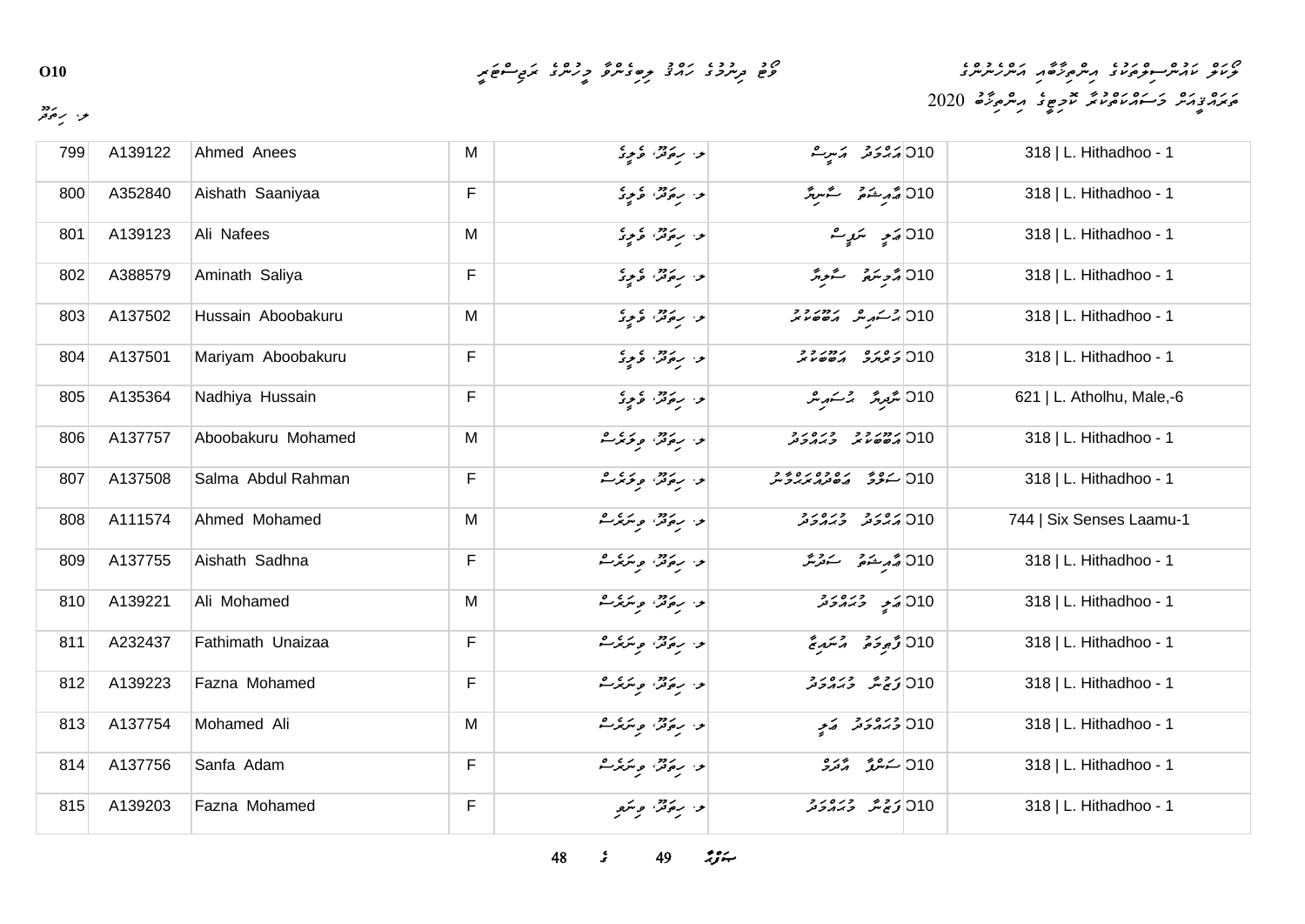| 799 | A139122 | Ahmed Anees | M | ޅ. ހިތަދޫ، ވެލީގެ | O10 އަޙްމަދު އަނީސް | 318 \| L. Hithadhoo - 1 |
|---|---|---|---|---|---|---|
| 800 | A352840 | Aishath Saaniyaa | F | ޅ. ހިތަދޫ، ވެލީގެ | O10 އާއިޝަތު ސާނިޔާ | 318 \| L. Hithadhoo - 1 |
| 801 | A139123 | Ali Nafees | M | ޅ. ހިތަދޫ، ވެލީގެ | O10 އަލި ނަފީސް | 318 \| L. Hithadhoo - 1 |
| 802 | A388579 | Aminath Saliya | F | ޅ. ހިތަދޫ، ވެލީގެ | O10 އާމިނަތު ސާލިޔާ | 318 \| L. Hithadhoo - 1 |
| 803 | A137502 | Hussain Aboobakuru | M | ޅ. ހިތަދޫ، ވެލީގެ | O10 ހުސައިން އަބޫބަކުރު | 318 \| L. Hithadhoo - 1 |
| 804 | A137501 | Mariyam Aboobakuru | F | ޅ. ހިތަދޫ، ވެލީގެ | O10 މަރިޔަމް އަބޫބަކުރު | 318 \| L. Hithadhoo - 1 |
| 805 | A135364 | Nadhiya Hussain | F | ޅ. ހިތަދޫ، ވެލީގެ | O10 ނާދިޔާ ހުސައިން | 621 \| L. Atholhu, Male,-6 |
| 806 | A137757 | Aboobakuru Mohamed | M | ޅ. ހިތަދޫ، ވިލަރެސް | O10 އަބޫބަކުރު މުޙައްމަދު | 318 \| L. Hithadhoo - 1 |
| 807 | A137508 | Salma Abdul Rahman | F | ޅ. ހިތަދޫ، ވިލަރެސް | O10 ސަލްމާ އަބްދުއްރަޙްމާން | 318 \| L. Hithadhoo - 1 |
| 808 | A111574 | Ahmed Mohamed | M | ޅ. ހިތަދޫ، ވިނަރެސް | O10 އަޙްމަދު މުޙައްމަދު | 744 \| Six Senses Laamu-1 |
| 809 | A137755 | Aishath Sadhna | F | ޅ. ހިތަދޫ، ވިނަރެސް | O10 އާއިޝަތު ސަދުނާ | 318 \| L. Hithadhoo - 1 |
| 810 | A139221 | Ali Mohamed | M | ޅ. ހިތަދޫ، ވިނަރެސް | O10 އަލި މުޙައްމަދު | 318 \| L. Hithadhoo - 1 |
| 811 | A232437 | Fathimath Unaizaa | F | ޅ. ހިތަދޫ، ވިނަރެސް | O10 ފާތިމަތު އުނައިޒާ | 318 \| L. Hithadhoo - 1 |
| 812 | A139223 | Fazna Mohamed | F | ޅ. ހިތަދޫ، ވިނަރެސް | O10 ފަޒްނާ މުޙައްމަދު | 318 \| L. Hithadhoo - 1 |
| 813 | A137754 | Mohamed Ali | M | ޅ. ހިތަދޫ، ވިނަރެސް | O10 މުޙައްމަދު އަލި | 318 \| L. Hithadhoo - 1 |
| 814 | A137756 | Sanfa Adam | F | ޅ. ހިތަދޫ، ވިނަރެސް | O10 ސަންފާ އާދަމް | 318 \| L. Hithadhoo - 1 |
| 815 | A139203 | Fazna Mohamed | F | ޅ. ހިތަދޫ، ވިނަރެ | O10 ފަޒްނާ މުޙައްމަދު | 318 \| L. Hithadhoo - 1 |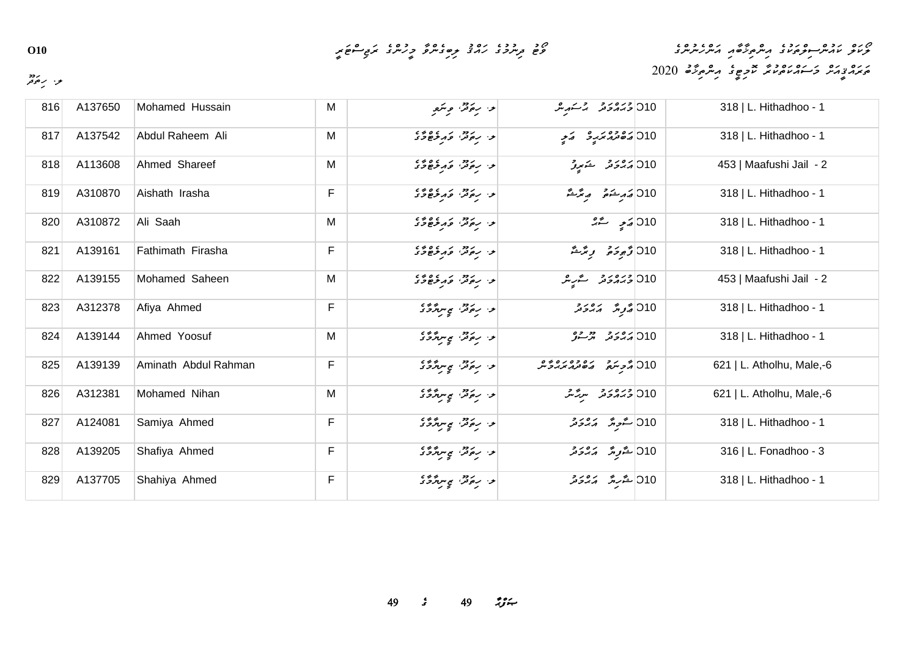| | | | | | | |
|---|---|---|---|---|---|---|
| 816 | A137650 | Mohamed Hussain | M | ލ. ހިތަދޫ، ވިނަރެ | O10 މުޙައްމަދު ހުސައިން | 318 \| L. Hithadhoo - 1 |
| 817 | A137542 | Abdul Raheem Ali | M | ލ. ހިތަދޫ، ވައިލެޓްވޯގޭ | O10 އަބްދުއްރަޙީމް ޢަލީ | 318 \| L. Hithadhoo - 1 |
| 818 | A113608 | Ahmed Shareef | M | ލ. ހިތަދޫ، ވައިލެޓްވޯގޭ | O10 އަޙްމަދު ޝަރީފު | 453 \| Maafushi Jail - 2 |
| 819 | A310870 | Aishath Irasha | F | ލ. ހިތަދޫ، ވައިލެޓްވޯގޭ | O10 އައިޝަތު އިރާޝާ | 318 \| L. Hithadhoo - 1 |
| 820 | A310872 | Ali Saah | M | ލ. ހިތަދޫ، ވައިލެޓްވޯގޭ | O10 ޢަލީ ސާޙް | 318 \| L. Hithadhoo - 1 |
| 821 | A139161 | Fathimath Firasha | F | ލ. ހިތަދޫ، ވައިލެޓްވޯގޭ | O10 ފާތިމަތު ފިރާޝާ | 318 \| L. Hithadhoo - 1 |
| 822 | A139155 | Mohamed Saheen | M | ލ. ހިތަދޫ، ވައިލެޓްވޯގޭ | O10 މުޙައްމަދު ސާހިން | 453 \| Maafushi Jail - 2 |
| 823 | A312378 | Afiya Ahmed | F | ލ. ހިތަދޫ، ވިސްނާވާގެ | O10 އާފިޔާ އަޙްމަދު | 318 \| L. Hithadhoo - 1 |
| 824 | A139144 | Ahmed Yoosuf | M | ލ. ހިތަދޫ، ވިސްނާވާގެ | O10 އަޙްމަދު ޔޫސުފް | 318 \| L. Hithadhoo - 1 |
| 825 | A139139 | Aminath Abdul Rahman | F | ލ. ހިތަދޫ، ވިސްނާވާގެ | O10 އާމިނަތު އަބްދުއްރަޙްމާން | 621 \| L. Atholhu, Male,-6 |
| 826 | A312381 | Mohamed Nihan | M | ލ. ހިތަދޫ، ވިސްނާވާގެ | O10 މުޙައްމަދު ނިހާން | 621 \| L. Atholhu, Male,-6 |
| 827 | A124081 | Samiya Ahmed | F | ލ. ހިތަދޫ، ވިސްނާވާގެ | O10 ސާމިޔާ އަޙްމަދު | 318 \| L. Hithadhoo - 1 |
| 828 | A139205 | Shafiya Ahmed | F | ލ. ހިތަދޫ، ވިސްނާވާގެ | O10 ޝާފިޔާ އަޙްމަދު | 316 \| L. Fonadhoo - 3 |
| 829 | A137705 | Shahiya Ahmed | F | ލ. ހިތަދޫ، ވިސްނާވާގެ | O10 ޝާހިޔާ އަޙްމަދު | 318 \| L. Hithadhoo - 1 |